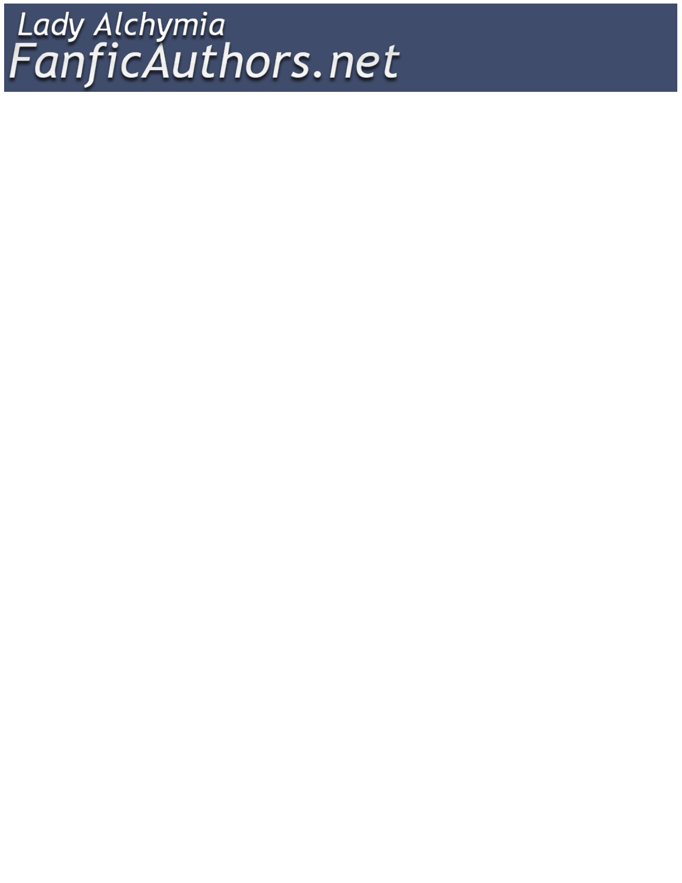Lady Alchymia

FanficAuthors.net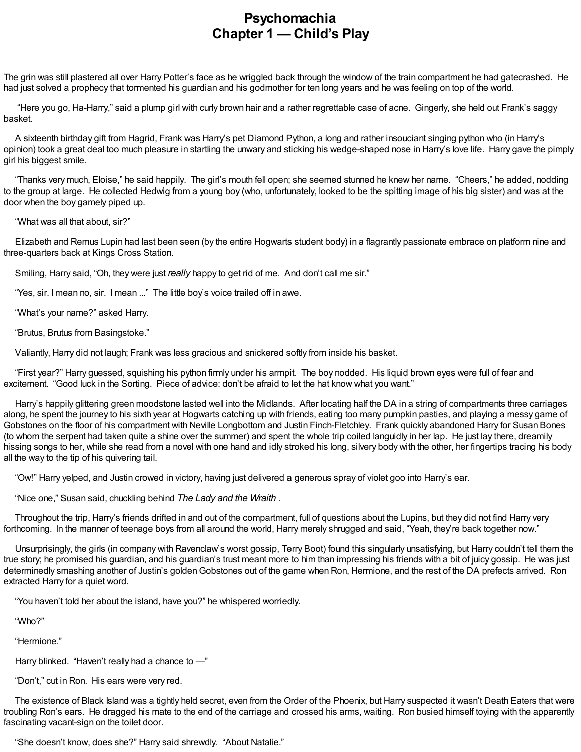# Psychomachia
## Chapter 1 — Child's Play

The grin was still plastered all over Harry Potter's face as he wriggled back through the window of the train compartment he had gatecrashed. He had just solved a prophecy that tormented his guardian and his godmother for ten long years and he was feeling on top of the world.

"Here you go, Ha-Harry," said a plump girl with curly brown hair and a rather regrettable case of acne. Gingerly, she held out Frank's saggy basket.

A sixteenth birthday gift from Hagrid, Frank was Harry's pet Diamond Python, a long and rather insouciant singing python who (in Harry's opinion) took a great deal too much pleasure in startling the unwary and sticking his wedge-shaped nose in Harry's love life. Harry gave the pimply girl his biggest smile.

"Thanks very much, Eloise," he said happily. The girl's mouth fell open; she seemed stunned he knew her name. "Cheers," he added, nodding to the group at large. He collected Hedwig from a young boy (who, unfortunately, looked to be the spitting image of his big sister) and was at the door when the boy gamely piped up.

"What was all that about, sir?"

Elizabeth and Remus Lupin had last been seen (by the entire Hogwarts student body) in a flagrantly passionate embrace on platform nine and three-quarters back at Kings Cross Station.

Smiling, Harry said, "Oh, they were just *really* happy to get rid of me. And don't call me sir."

"Yes, sir. I mean no, sir. I mean ..." The little boy's voice trailed off in awe.

"What's your name?" asked Harry.

"Brutus, Brutus from Basingstoke."

Valiantly, Harry did not laugh; Frank was less gracious and snickered softly from inside his basket.

"First year?" Harry guessed, squishing his python firmly under his armpit. The boy nodded. His liquid brown eyes were full of fear and excitement. "Good luck in the Sorting. Piece of advice: don't be afraid to let the hat know what you want."

Harry's happily glittering green moodstone lasted well into the Midlands. After locating half the DA in a string of compartments three carriages along, he spent the journey to his sixth year at Hogwarts catching up with friends, eating too many pumpkin pasties, and playing a messy game of Gobstones on the floor of his compartment with Neville Longbottom and Justin Finch-Fletchley. Frank quickly abandoned Harry for Susan Bones (to whom the serpent had taken quite a shine over the summer) and spent the whole trip coiled languidly in her lap. He just lay there, dreamily hissing songs to her, while she read from a novel with one hand and idly stroked his long, silvery body with the other, her fingertips tracing his body all the way to the tip of his quivering tail.

"Ow!" Harry yelped, and Justin crowed in victory, having just delivered a generous spray of violet goo into Harry's ear.

"Nice one," Susan said, chuckling behind *The Lady and the Wraith* .

Throughout the trip, Harry's friends drifted in and out of the compartment, full of questions about the Lupins, but they did not find Harry very forthcoming. In the manner of teenage boys from all around the world, Harry merely shrugged and said, "Yeah, they're back together now."

Unsurprisingly, the girls (in company with Ravenclaw's worst gossip, Terry Boot) found this singularly unsatisfying, but Harry couldn't tell them the true story; he promised his guardian, and his guardian's trust meant more to him than impressing his friends with a bit of juicy gossip. He was just determinedly smashing another of Justin's golden Gobstones out of the game when Ron, Hermione, and the rest of the DA prefects arrived. Ron extracted Harry for a quiet word.

"You haven't told her about the island, have you?" he whispered worriedly.

"Who?"

"Hermione."

Harry blinked. "Haven't really had a chance to —"

"Don't," cut in Ron. His ears were very red.

The existence of Black Island was a tightly held secret, even from the Order of the Phoenix, but Harry suspected it wasn't Death Eaters that were troubling Ron's ears. He dragged his mate to the end of the carriage and crossed his arms, waiting. Ron busied himself toying with the apparently fascinating vacant-sign on the toilet door.

"She doesn't know, does she?" Harry said shrewdly. "About Natalie."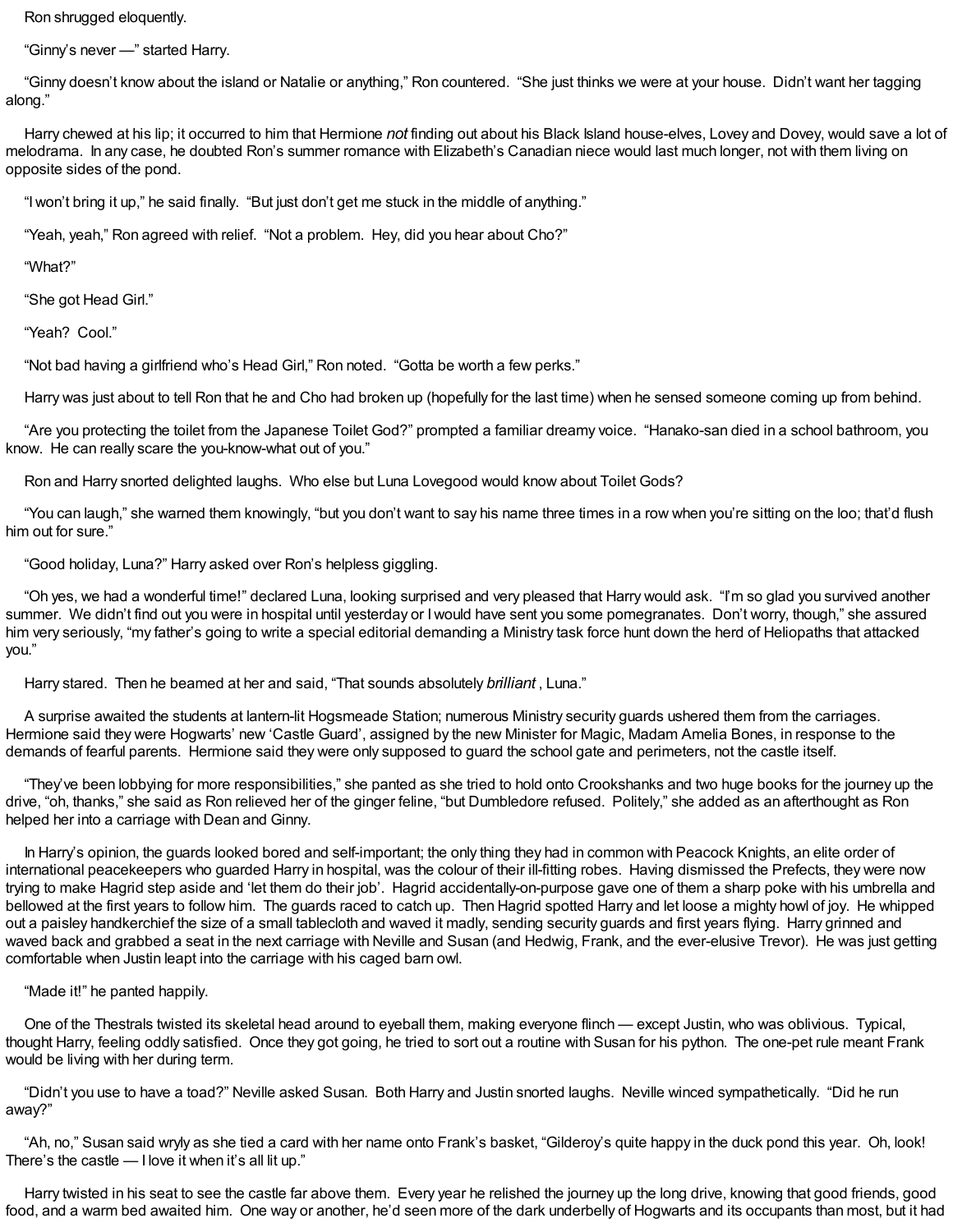Ron shrugged eloquently.

"Ginny's never —" started Harry.

"Ginny doesn't know about the island or Natalie or anything," Ron countered. "She just thinks we were at your house. Didn't want her tagging along."

Harry chewed at his lip; it occurred to him that Hermione *not* finding out about his Black Island house-elves, Lovey and Dovey, would save a lot of melodrama. In any case, he doubted Ron's summer romance with Elizabeth's Canadian niece would last much longer, not with them living on opposite sides of the pond.

"I won't bring it up," he said finally. "But just don't get me stuck in the middle of anything."

"Yeah, yeah," Ron agreed with relief. "Not a problem. Hey, did you hear about Cho?"

"What?"

"She got Head Girl."

"Yeah? Cool."

"Not bad having a girlfriend who's Head Girl," Ron noted. "Gotta be worth a few perks."

Harry was just about to tell Ron that he and Cho had broken up (hopefully for the last time) when he sensed someone coming up from behind.

"Are you protecting the toilet from the Japanese Toilet God?" prompted a familiar dreamy voice. "Hanako-san died in a school bathroom, you know. He can really scare the you-know-what out of you."

Ron and Harry snorted delighted laughs. Who else but Luna Lovegood would know about Toilet Gods?

"You can laugh," she warned them knowingly, "but you don't want to say his name three times in a row when you're sitting on the loo; that'd flush him out for sure."

"Good holiday, Luna?" Harry asked over Ron's helpless giggling.

"Oh yes, we had a wonderful time!" declared Luna, looking surprised and very pleased that Harry would ask. "I'm so glad you survived another summer. We didn't find out you were in hospital until yesterday or I would have sent you some pomegranates. Don't worry, though," she assured him very seriously, "my father's going to write a special editorial demanding a Ministry task force hunt down the herd of Heliopaths that attacked you."

Harry stared. Then he beamed at her and said, "That sounds absolutely *brilliant* , Luna."

A surprise awaited the students at lantern-lit Hogsmeade Station; numerous Ministry security guards ushered them from the carriages. Hermione said they were Hogwarts' new 'Castle Guard', assigned by the new Minister for Magic, Madam Amelia Bones, in response to the demands of fearful parents. Hermione said they were only supposed to guard the school gate and perimeters, not the castle itself.

"They've been lobbying for more responsibilities," she panted as she tried to hold onto Crookshanks and two huge books for the journey up the drive, "oh, thanks," she said as Ron relieved her of the ginger feline, "but Dumbledore refused. Politely," she added as an afterthought as Ron helped her into a carriage with Dean and Ginny.

In Harry's opinion, the guards looked bored and self-important; the only thing they had in common with Peacock Knights, an elite order of international peacekeepers who guarded Harry in hospital, was the colour of their ill-fitting robes. Having dismissed the Prefects, they were now trying to make Hagrid step aside and 'let them do their job'. Hagrid accidentally-on-purpose gave one of them a sharp poke with his umbrella and bellowed at the first years to follow him. The guards raced to catch up. Then Hagrid spotted Harry and let loose a mighty howl of joy. He whipped out a paisley handkerchief the size of a small tablecloth and waved it madly, sending security guards and first years flying. Harry grinned and waved back and grabbed a seat in the next carriage with Neville and Susan (and Hedwig, Frank, and the ever-elusive Trevor). He was just getting comfortable when Justin leapt into the carriage with his caged barn owl.

"Made it!" he panted happily.

One of the Thestrals twisted its skeletal head around to eyeball them, making everyone flinch — except Justin, who was oblivious. Typical, thought Harry, feeling oddly satisfied. Once they got going, he tried to sort out a routine with Susan for his python. The one-pet rule meant Frank would be living with her during term.

"Didn't you use to have a toad?" Neville asked Susan. Both Harry and Justin snorted laughs. Neville winced sympathetically. "Did he run away?"

"Ah, no," Susan said wryly as she tied a card with her name onto Frank's basket, "Gilderoy's quite happy in the duck pond this year. Oh, look! There's the castle — I love it when it's all lit up."

Harry twisted in his seat to see the castle far above them. Every year he relished the journey up the long drive, knowing that good friends, good food, and a warm bed awaited him. One way or another, he'd seen more of the dark underbelly of Hogwarts and its occupants than most, but it had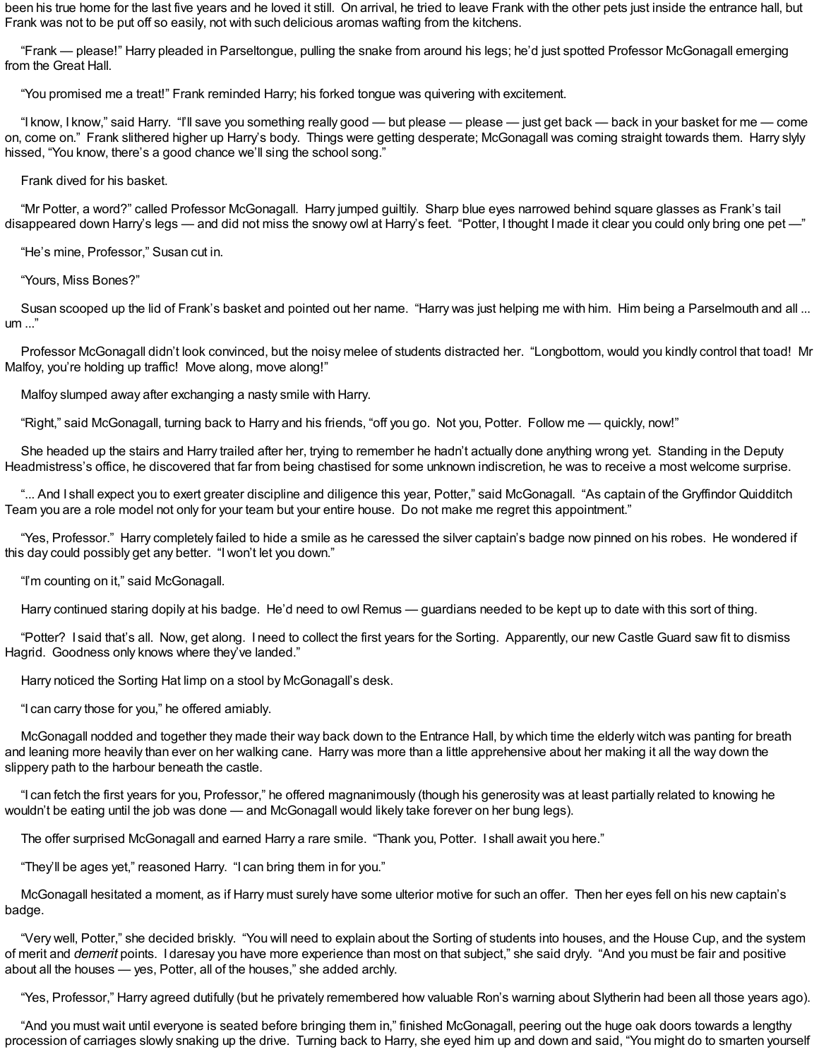been his true home for the last five years and he loved it still. On arrival, he tried to leave Frank with the other pets just inside the entrance hall, but Frank was not to be put off so easily, not with such delicious aromas wafting from the kitchens.

"Frank — please!" Harry pleaded in Parseltongue, pulling the snake from around his legs; he'd just spotted Professor McGonagall emerging from the Great Hall.

"You promised me a treat!" Frank reminded Harry; his forked tongue was quivering with excitement.

"I know, I know," said Harry. "I'll save you something really good — but please — please — just get back — back in your basket for me — come on, come on." Frank slithered higher up Harry's body. Things were getting desperate; McGonagall was coming straight towards them. Harry slyly hissed, "You know, there's a good chance we'll sing the school song."

Frank dived for his basket.

"Mr Potter, a word?" called Professor McGonagall. Harry jumped guiltily. Sharp blue eyes narrowed behind square glasses as Frank's tail disappeared down Harry's legs — and did not miss the snowy owl at Harry's feet. "Potter, I thought I made it clear you could only bring one pet —"

"He's mine, Professor," Susan cut in.

"Yours, Miss Bones?"

Susan scooped up the lid of Frank's basket and pointed out her name. "Harry was just helping me with him. Him being a Parselmouth and all ... um ..."

Professor McGonagall didn't look convinced, but the noisy melee of students distracted her. "Longbottom, would you kindly control that toad! Mr Malfoy, you're holding up traffic! Move along, move along!"

Malfoy slumped away after exchanging a nasty smile with Harry.

"Right," said McGonagall, turning back to Harry and his friends, "off you go. Not you, Potter. Follow me — quickly, now!"

She headed up the stairs and Harry trailed after her, trying to remember he hadn't actually done anything wrong yet. Standing in the Deputy Headmistress's office, he discovered that far from being chastised for some unknown indiscretion, he was to receive a most welcome surprise.

"... And I shall expect you to exert greater discipline and diligence this year, Potter," said McGonagall. "As captain of the Gryffindor Quidditch Team you are a role model not only for your team but your entire house. Do not make me regret this appointment."

"Yes, Professor." Harry completely failed to hide a smile as he caressed the silver captain's badge now pinned on his robes. He wondered if this day could possibly get any better. "I won't let you down."

"I'm counting on it," said McGonagall.

Harry continued staring dopily at his badge. He'd need to owl Remus — guardians needed to be kept up to date with this sort of thing.

"Potter? I said that's all. Now, get along. I need to collect the first years for the Sorting. Apparently, our new Castle Guard saw fit to dismiss Hagrid. Goodness only knows where they've landed."

Harry noticed the Sorting Hat limp on a stool by McGonagall's desk.

"I can carry those for you," he offered amiably.

McGonagall nodded and together they made their way back down to the Entrance Hall, by which time the elderly witch was panting for breath and leaning more heavily than ever on her walking cane. Harry was more than a little apprehensive about her making it all the way down the slippery path to the harbour beneath the castle.

"I can fetch the first years for you, Professor," he offered magnanimously (though his generosity was at least partially related to knowing he wouldn't be eating until the job was done — and McGonagall would likely take forever on her bung legs).

The offer surprised McGonagall and earned Harry a rare smile. "Thank you, Potter. I shall await you here."

"They'll be ages yet," reasoned Harry. "I can bring them in for you."

McGonagall hesitated a moment, as if Harry must surely have some ulterior motive for such an offer. Then her eyes fell on his new captain's badge.

"Very well, Potter," she decided briskly. "You will need to explain about the Sorting of students into houses, and the House Cup, and the system of merit and *demerit* points. I daresay you have more experience than most on that subject," she said dryly. "And you must be fair and positive about all the houses — yes, Potter, all of the houses," she added archly.

"Yes, Professor," Harry agreed dutifully (but he privately remembered how valuable Ron's warning about Slytherin had been all those years ago).

"And you must wait until everyone is seated before bringing them in," finished McGonagall, peering out the huge oak doors towards a lengthy procession of carriages slowly snaking up the drive. Turning back to Harry, she eyed him up and down and said, "You might do to smarten yourself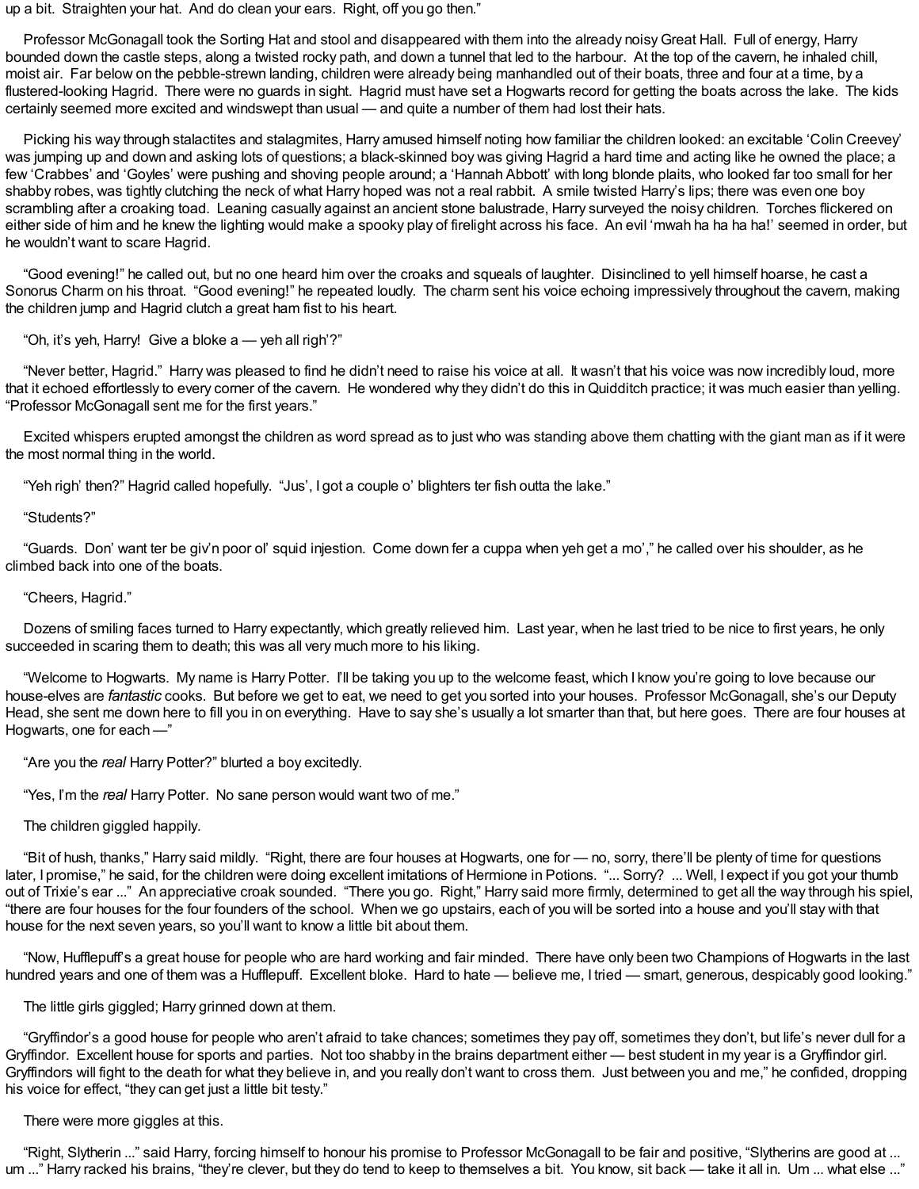up a bit. Straighten your hat. And do clean your ears. Right, off you go then."

Professor McGonagall took the Sorting Hat and stool and disappeared with them into the already noisy Great Hall. Full of energy, Harry bounded down the castle steps, along a twisted rocky path, and down a tunnel that led to the harbour. At the top of the cavern, he inhaled chill, moist air. Far below on the pebble-strewn landing, children were already being manhandled out of their boats, three and four at a time, by a flustered-looking Hagrid. There were no guards in sight. Hagrid must have set a Hogwarts record for getting the boats across the lake. The kids certainly seemed more excited and windswept than usual — and quite a number of them had lost their hats.

Picking his way through stalactites and stalagmites, Harry amused himself noting how familiar the children looked: an excitable 'Colin Creevey' was jumping up and down and asking lots of questions; a black-skinned boy was giving Hagrid a hard time and acting like he owned the place; a few 'Crabbes' and 'Goyles' were pushing and shoving people around; a 'Hannah Abbott' with long blonde plaits, who looked far too small for her shabby robes, was tightly clutching the neck of what Harry hoped was not a real rabbit. A smile twisted Harry's lips; there was even one boy scrambling after a croaking toad. Leaning casually against an ancient stone balustrade, Harry surveyed the noisy children. Torches flickered on either side of him and he knew the lighting would make a spooky play of firelight across his face. An evil 'mwah ha ha ha ha!' seemed in order, but he wouldn't want to scare Hagrid.

"Good evening!" he called out, but no one heard him over the croaks and squeals of laughter. Disinclined to yell himself hoarse, he cast a Sonorus Charm on his throat. "Good evening!" he repeated loudly. The charm sent his voice echoing impressively throughout the cavern, making the children jump and Hagrid clutch a great ham fist to his heart.

"Oh, it's yeh, Harry! Give a bloke a — yeh all righ'?"

"Never better, Hagrid." Harry was pleased to find he didn't need to raise his voice at all. It wasn't that his voice was now incredibly loud, more that it echoed effortlessly to every corner of the cavern. He wondered why they didn't do this in Quidditch practice; it was much easier than yelling. "Professor McGonagall sent me for the first years."

Excited whispers erupted amongst the children as word spread as to just who was standing above them chatting with the giant man as if it were the most normal thing in the world.

"Yeh righ' then?" Hagrid called hopefully. "Jus', I got a couple o' blighters ter fish outta the lake."

"Students?"

"Guards. Don' want ter be giv'n poor ol' squid injestion. Come down fer a cuppa when yeh get a mo'," he called over his shoulder, as he climbed back into one of the boats.

"Cheers, Hagrid."

Dozens of smiling faces turned to Harry expectantly, which greatly relieved him. Last year, when he last tried to be nice to first years, he only succeeded in scaring them to death; this was all very much more to his liking.

"Welcome to Hogwarts. My name is Harry Potter. I'll be taking you up to the welcome feast, which I know you're going to love because our house-elves are *fantastic* cooks. But before we get to eat, we need to get you sorted into your houses. Professor McGonagall, she's our Deputy Head, she sent me down here to fill you in on everything. Have to say she's usually a lot smarter than that, but here goes. There are four houses at Hogwarts, one for each —"

"Are you the *real* Harry Potter?" blurted a boy excitedly.

"Yes, I'm the *real* Harry Potter. No sane person would want two of me."

The children giggled happily.

"Bit of hush, thanks," Harry said mildly. "Right, there are four houses at Hogwarts, one for — no, sorry, there'll be plenty of time for questions later, I promise," he said, for the children were doing excellent imitations of Hermione in Potions. "... Sorry? ... Well, I expect if you got your thumb out of Trixie's ear ..." An appreciative croak sounded. "There you go. Right," Harry said more firmly, determined to get all the way through his spiel, "there are four houses for the four founders of the school. When we go upstairs, each of you will be sorted into a house and you'll stay with that house for the next seven years, so you'll want to know a little bit about them.

"Now, Hufflepuff's a great house for people who are hard working and fair minded. There have only been two Champions of Hogwarts in the last hundred years and one of them was a Hufflepuff. Excellent bloke. Hard to hate — believe me, I tried — smart, generous, despicably good looking."

The little girls giggled; Harry grinned down at them.

"Gryffindor's a good house for people who aren't afraid to take chances; sometimes they pay off, sometimes they don't, but life's never dull for a Gryffindor. Excellent house for sports and parties. Not too shabby in the brains department either — best student in my year is a Gryffindor girl. Gryffindors will fight to the death for what they believe in, and you really don't want to cross them. Just between you and me," he confided, dropping his voice for effect, "they can get just a little bit testy."

There were more giggles at this.

"Right, Slytherin ..." said Harry, forcing himself to honour his promise to Professor McGonagall to be fair and positive, "Slytherins are good at ... um ..." Harry racked his brains, "they're clever, but they do tend to keep to themselves a bit. You know, sit back — take it all in. Um ... what else ..."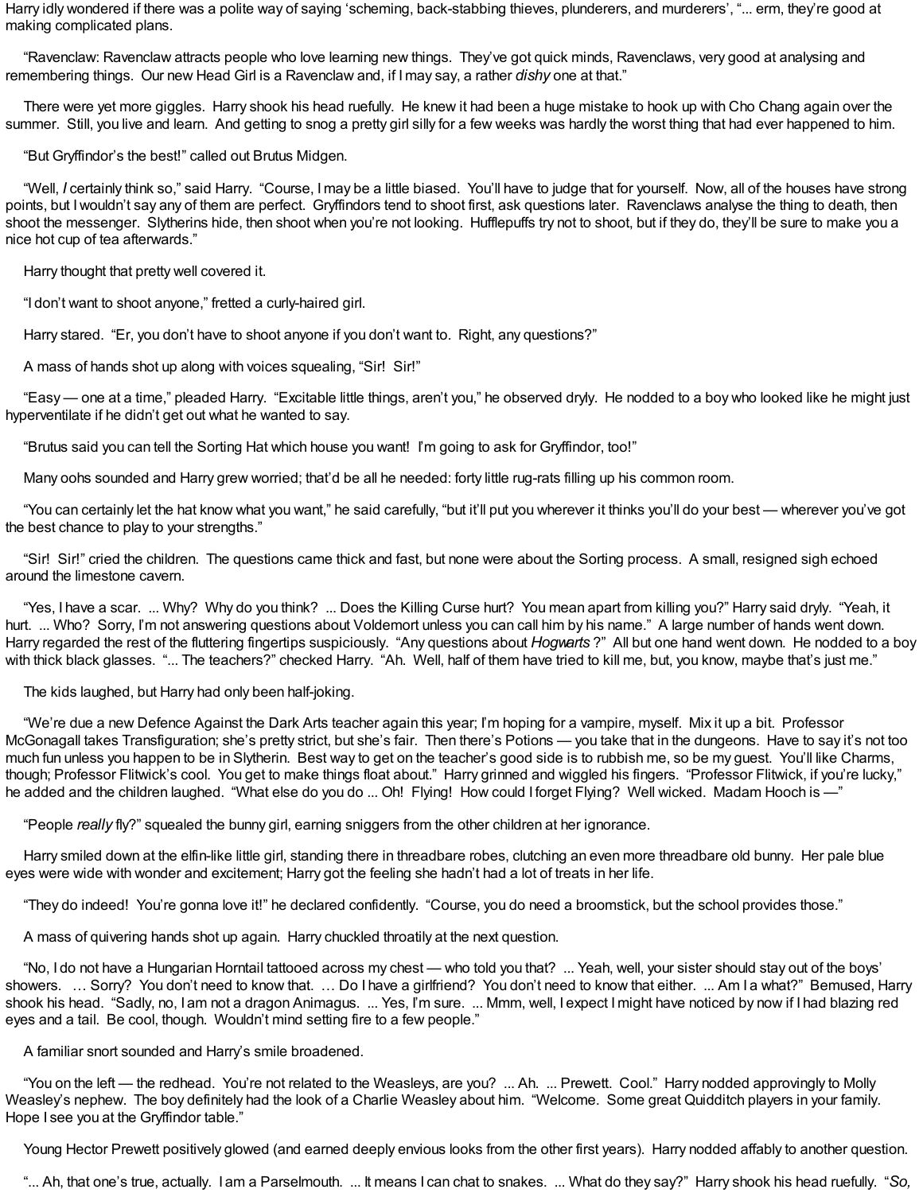Harry idly wondered if there was a polite way of saying 'scheming, back-stabbing thieves, plunderers, and murderers', "... erm, they're good at making complicated plans.

"Ravenclaw: Ravenclaw attracts people who love learning new things. They've got quick minds, Ravenclaws, very good at analysing and remembering things. Our new Head Girl is a Ravenclaw and, if I may say, a rather *dishy* one at that."

There were yet more giggles. Harry shook his head ruefully. He knew it had been a huge mistake to hook up with Cho Chang again over the summer. Still, you live and learn. And getting to snog a pretty girl silly for a few weeks was hardly the worst thing that had ever happened to him.

"But Gryffindor's the best!" called out Brutus Midgen.

"Well, *I* certainly think so," said Harry. "Course, I may be a little biased. You'll have to judge that for yourself. Now, all of the houses have strong points, but I wouldn't say any of them are perfect. Gryffindors tend to shoot first, ask questions later. Ravenclaws analyse the thing to death, then shoot the messenger. Slytherins hide, then shoot when you're not looking. Hufflepuffs try not to shoot, but if they do, they'll be sure to make you a nice hot cup of tea afterwards."

Harry thought that pretty well covered it.

"I don't want to shoot anyone," fretted a curly-haired girl.

Harry stared. "Er, you don't have to shoot anyone if you don't want to. Right, any questions?"

A mass of hands shot up along with voices squealing, "Sir! Sir!"

"Easy — one at a time," pleaded Harry. "Excitable little things, aren't you," he observed dryly. He nodded to a boy who looked like he might just hyperventilate if he didn't get out what he wanted to say.

"Brutus said you can tell the Sorting Hat which house you want! I'm going to ask for Gryffindor, too!"

Many oohs sounded and Harry grew worried; that'd be all he needed: forty little rug-rats filling up his common room.

"You can certainly let the hat know what you want," he said carefully, "but it'll put you wherever it thinks you'll do your best — wherever you've got the best chance to play to your strengths."

"Sir! Sir!" cried the children. The questions came thick and fast, but none were about the Sorting process. A small, resigned sigh echoed around the limestone cavern.

"Yes, I have a scar. ... Why? Why do you think? ... Does the Killing Curse hurt? You mean apart from killing you?" Harry said dryly. "Yeah, it hurt. ... Who? Sorry, I'm not answering questions about Voldemort unless you can call him by his name." A large number of hands went down. Harry regarded the rest of the fluttering fingertips suspiciously. "Any questions about *Hogwarts*?" All but one hand went down. He nodded to a boy with thick black glasses. "... The teachers?" checked Harry. "Ah. Well, half of them have tried to kill me, but, you know, maybe that's just me."

The kids laughed, but Harry had only been half-joking.

"We're due a new Defence Against the Dark Arts teacher again this year; I'm hoping for a vampire, myself. Mix it up a bit. Professor McGonagall takes Transfiguration; she's pretty strict, but she's fair. Then there's Potions — you take that in the dungeons. Have to say it's not too much fun unless you happen to be in Slytherin. Best way to get on the teacher's good side is to rubbish me, so be my guest. You'll like Charms, though; Professor Flitwick's cool. You get to make things float about." Harry grinned and wiggled his fingers. "Professor Flitwick, if you're lucky," he added and the children laughed. "What else do you do ... Oh! Flying! How could I forget Flying? Well wicked. Madam Hooch is —"

"People *really* fly?" squealed the bunny girl, earning sniggers from the other children at her ignorance.

Harry smiled down at the elfin-like little girl, standing there in threadbare robes, clutching an even more threadbare old bunny. Her pale blue eyes were wide with wonder and excitement; Harry got the feeling she hadn't had a lot of treats in her life.

"They do indeed! You're gonna love it!" he declared confidently. "Course, you do need a broomstick, but the school provides those."

A mass of quivering hands shot up again. Harry chuckled throatily at the next question.

"No, I do not have a Hungarian Horntail tattooed across my chest — who told you that? ... Yeah, well, your sister should stay out of the boys' showers. … Sorry? You don't need to know that. … Do I have a girlfriend? You don't need to know that either. ... Am I a what?" Bemused, Harry shook his head. "Sadly, no, I am not a dragon Animagus. ... Yes, I'm sure. ... Mmm, well, I expect I might have noticed by now if I had blazing red eyes and a tail. Be cool, though. Wouldn't mind setting fire to a few people."

A familiar snort sounded and Harry's smile broadened.

"You on the left — the redhead. You're not related to the Weasleys, are you? ... Ah. ... Prewett. Cool." Harry nodded approvingly to Molly Weasley's nephew. The boy definitely had the look of a Charlie Weasley about him. "Welcome. Some great Quidditch players in your family. Hope I see you at the Gryffindor table."

Young Hector Prewett positively glowed (and earned deeply envious looks from the other first years). Harry nodded affably to another question.

"... Ah, that one's true, actually. I am a Parselmouth. ... It means I can chat to snakes. ... What do they say?" Harry shook his head ruefully. "*So,*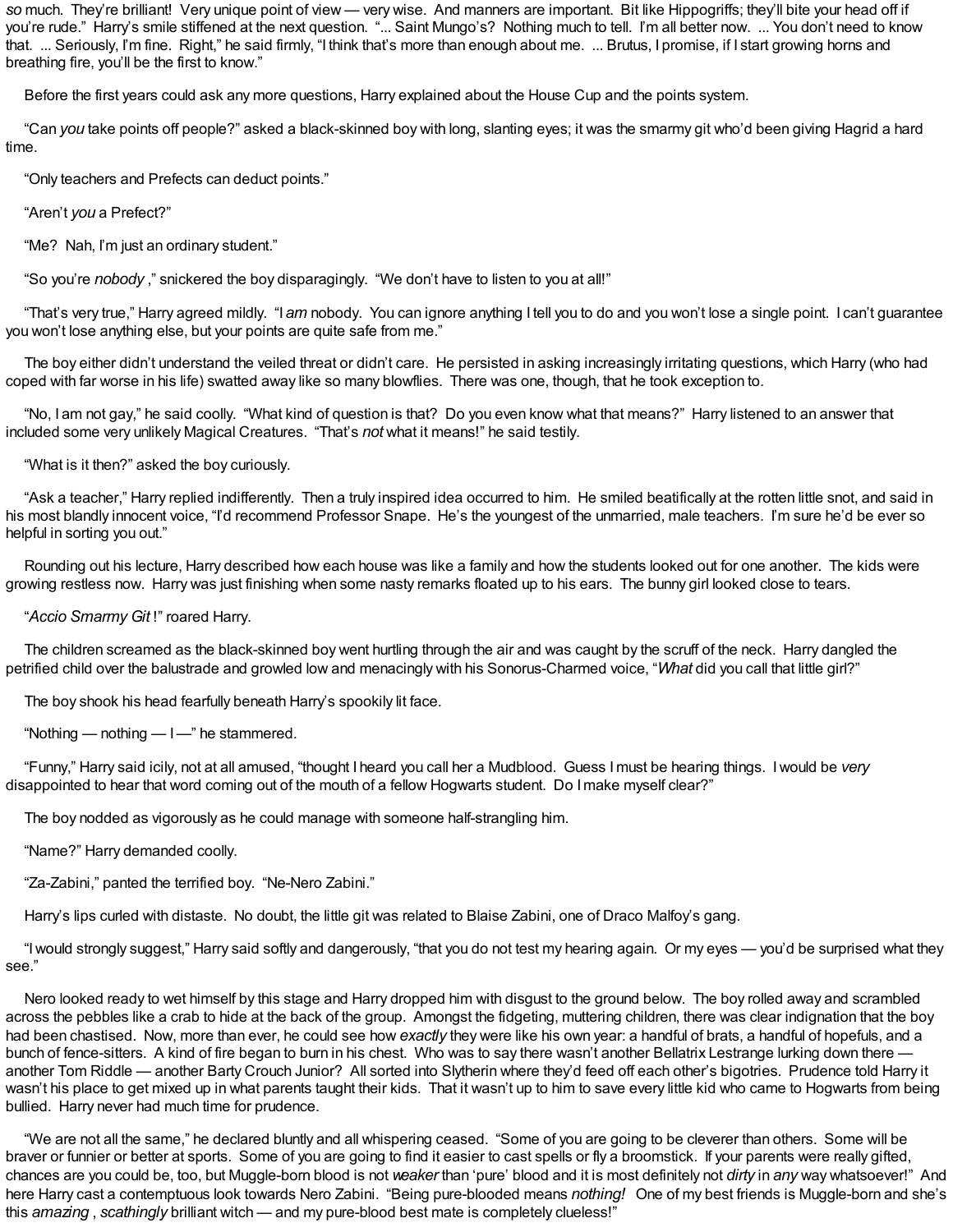*so* much. They're brilliant! Very unique point of view — very wise. And manners are important. Bit like Hippogriffs; they'll bite your head off if you're rude." Harry's smile stiffened at the next question. "... Saint Mungo's? Nothing much to tell. I'm all better now. ... You don't need to know that. ... Seriously, I'm fine. Right," he said firmly, "I think that's more than enough about me. ... Brutus, I promise, if I start growing horns and breathing fire, you'll be the first to know."

Before the first years could ask any more questions, Harry explained about the House Cup and the points system.

"Can *you* take points off people?" asked a black-skinned boy with long, slanting eyes; it was the smarmy git who'd been giving Hagrid a hard time.

"Only teachers and Prefects can deduct points."

"Aren't *you* a Prefect?"

"Me? Nah, I'm just an ordinary student."

"So you're *nobody* ," snickered the boy disparagingly. "We don't have to listen to you at all!"

"That's very true," Harry agreed mildly. "I *am* nobody. You can ignore anything I tell you to do and you won't lose a single point. I can't guarantee you won't lose anything else, but your points are quite safe from me."

The boy either didn't understand the veiled threat or didn't care. He persisted in asking increasingly irritating questions, which Harry (who had coped with far worse in his life) swatted away like so many blowflies. There was one, though, that he took exception to.

"No, I am not gay," he said coolly. "What kind of question is that? Do you even know what that means?" Harry listened to an answer that included some very unlikely Magical Creatures. "That's *not* what it means!" he said testily.

"What is it then?" asked the boy curiously.

"Ask a teacher," Harry replied indifferently. Then a truly inspired idea occurred to him. He smiled beatifically at the rotten little snot, and said in his most blandly innocent voice, "I'd recommend Professor Snape. He's the youngest of the unmarried, male teachers. I'm sure he'd be ever so helpful in sorting you out."

Rounding out his lecture, Harry described how each house was like a family and how the students looked out for one another. The kids were growing restless now. Harry was just finishing when some nasty remarks floated up to his ears. The bunny girl looked close to tears.

"*Accio Smarmy Git* !" roared Harry.

The children screamed as the black-skinned boy went hurtling through the air and was caught by the scruff of the neck. Harry dangled the petrified child over the balustrade and growled low and menacingly with his Sonorus-Charmed voice, "*What* did you call that little girl?"

The boy shook his head fearfully beneath Harry's spookily lit face.

"Nothing — nothing — I —" he stammered.

"Funny," Harry said icily, not at all amused, "thought I heard you call her a Mudblood. Guess I must be hearing things. I would be *very* disappointed to hear that word coming out of the mouth of a fellow Hogwarts student. Do I make myself clear?"

The boy nodded as vigorously as he could manage with someone half-strangling him.

"Name?" Harry demanded coolly.

"Za-Zabini," panted the terrified boy. "Ne-Nero Zabini."

Harry's lips curled with distaste. No doubt, the little git was related to Blaise Zabini, one of Draco Malfoy's gang.

"I would strongly suggest," Harry said softly and dangerously, "that you do not test my hearing again. Or my eyes — you'd be surprised what they see."

Nero looked ready to wet himself by this stage and Harry dropped him with disgust to the ground below. The boy rolled away and scrambled across the pebbles like a crab to hide at the back of the group. Amongst the fidgeting, muttering children, there was clear indignation that the boy had been chastised. Now, more than ever, he could see how *exactly* they were like his own year: a handful of brats, a handful of hopefuls, and a bunch of fence-sitters. A kind of fire began to burn in his chest. Who was to say there wasn't another Bellatrix Lestrange lurking down there — another Tom Riddle — another Barty Crouch Junior? All sorted into Slytherin where they'd feed off each other's bigotries. Prudence told Harry it wasn't his place to get mixed up in what parents taught their kids. That it wasn't up to him to save every little kid who came to Hogwarts from being bullied. Harry never had much time for prudence.

"We are not all the same," he declared bluntly and all whispering ceased. "Some of you are going to be cleverer than others. Some will be braver or funnier or better at sports. Some of you are going to find it easier to cast spells or fly a broomstick. If your parents were really gifted, chances are you could be, too, but Muggle-born blood is not *weaker* than 'pure' blood and it is most definitely not *dirty* in *any* way whatsoever!" And here Harry cast a contemptuous look towards Nero Zabini. "Being pure-blooded means *nothing!* One of my best friends is Muggle-born and she's this *amazing* , *scathingly* brilliant witch — and my pure-blood best mate is completely clueless!"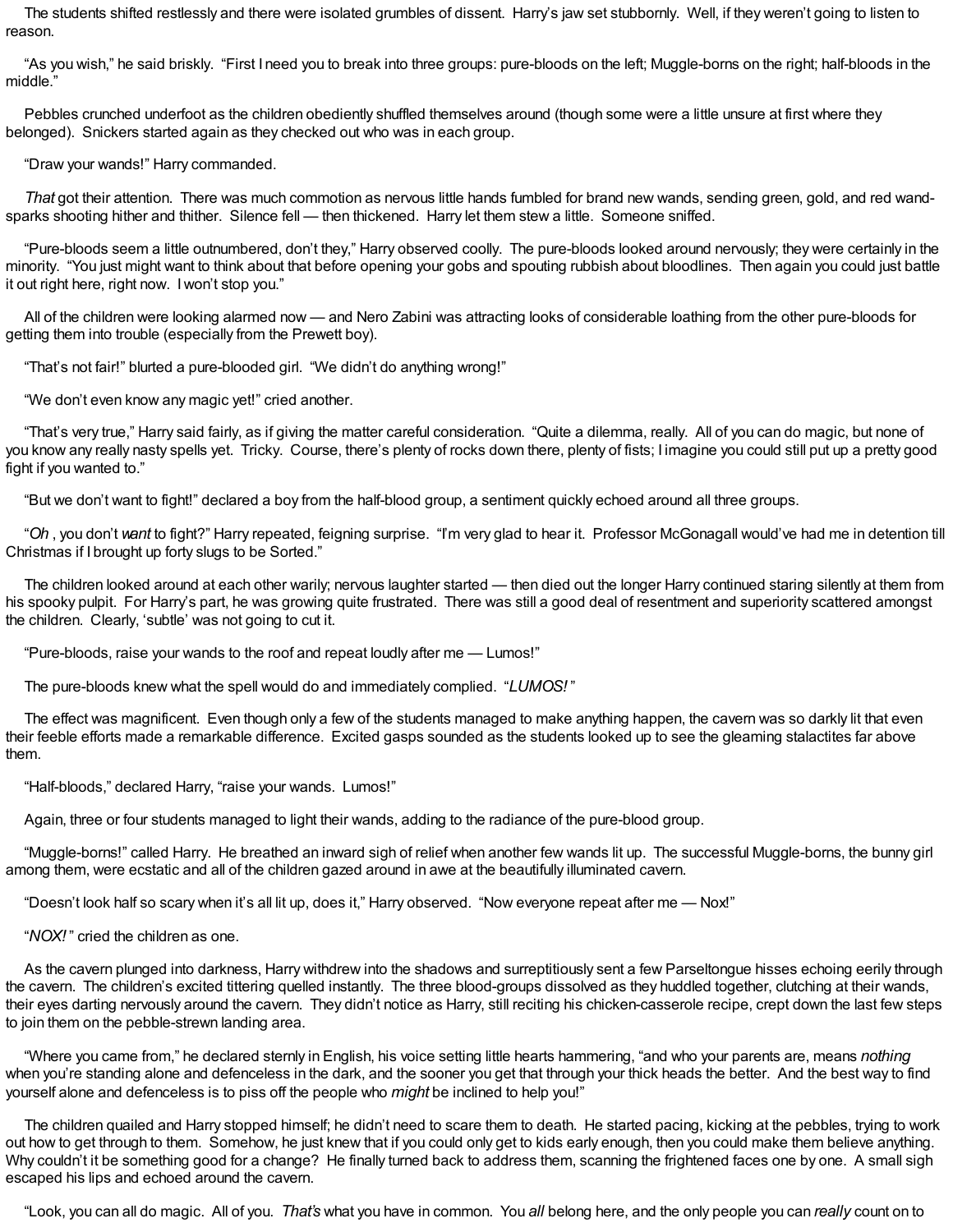The students shifted restlessly and there were isolated grumbles of dissent. Harry's jaw set stubbornly. Well, if they weren't going to listen to reason.

"As you wish," he said briskly. "First I need you to break into three groups: pure-bloods on the left; Muggle-borns on the right; half-bloods in the middle."

Pebbles crunched underfoot as the children obediently shuffled themselves around (though some were a little unsure at first where they belonged). Snickers started again as they checked out who was in each group.

"Draw your wands!" Harry commanded.

*That* got their attention. There was much commotion as nervous little hands fumbled for brand new wands, sending green, gold, and red wand-sparks shooting hither and thither. Silence fell — then thickened. Harry let them stew a little. Someone sniffed.

"Pure-bloods seem a little outnumbered, don't they," Harry observed coolly. The pure-bloods looked around nervously; they were certainly in the minority. "You just might want to think about that before opening your gobs and spouting rubbish about bloodlines. Then again you could just battle it out right here, right now. I won't stop you."

All of the children were looking alarmed now — and Nero Zabini was attracting looks of considerable loathing from the other pure-bloods for getting them into trouble (especially from the Prewett boy).

"That's not fair!" blurted a pure-blooded girl. "We didn't do anything wrong!"

"We don't even know any magic yet!" cried another.

"That's very true," Harry said fairly, as if giving the matter careful consideration. "Quite a dilemma, really. All of you can do magic, but none of you know any really nasty spells yet. Tricky. Course, there's plenty of rocks down there, plenty of fists; I imagine you could still put up a pretty good fight if you wanted to."

"But we don't want to fight!" declared a boy from the half-blood group, a sentiment quickly echoed around all three groups.

"*Oh* , you don't *want* to fight?" Harry repeated, feigning surprise. "I'm very glad to hear it. Professor McGonagall would've had me in detention till Christmas if I brought up forty slugs to be Sorted."

The children looked around at each other warily; nervous laughter started — then died out the longer Harry continued staring silently at them from his spooky pulpit. For Harry's part, he was growing quite frustrated. There was still a good deal of resentment and superiority scattered amongst the children. Clearly, 'subtle' was not going to cut it.

"Pure-bloods, raise your wands to the roof and repeat loudly after me — Lumos!"

The pure-bloods knew what the spell would do and immediately complied. "*LUMOS!* "

The effect was magnificent. Even though only a few of the students managed to make anything happen, the cavern was so darkly lit that even their feeble efforts made a remarkable difference. Excited gasps sounded as the students looked up to see the gleaming stalactites far above them.

"Half-bloods," declared Harry, "raise your wands. Lumos!"

Again, three or four students managed to light their wands, adding to the radiance of the pure-blood group.

"Muggle-borns!" called Harry. He breathed an inward sigh of relief when another few wands lit up. The successful Muggle-borns, the bunny girl among them, were ecstatic and all of the children gazed around in awe at the beautifully illuminated cavern.

"Doesn't look half so scary when it's all lit up, does it," Harry observed. "Now everyone repeat after me — Nox!"

"*NOX!* " cried the children as one.

As the cavern plunged into darkness, Harry withdrew into the shadows and surreptitiously sent a few Parseltongue hisses echoing eerily through the cavern. The children's excited tittering quelled instantly. The three blood-groups dissolved as they huddled together, clutching at their wands, their eyes darting nervously around the cavern. They didn't notice as Harry, still reciting his chicken-casserole recipe, crept down the last few steps to join them on the pebble-strewn landing area.

"Where you came from," he declared sternly in English, his voice setting little hearts hammering, "and who your parents are, means *nothing* when you're standing alone and defenceless in the dark, and the sooner you get that through your thick heads the better. And the best way to find yourself alone and defenceless is to piss off the people who *might* be inclined to help you!"

The children quailed and Harry stopped himself; he didn't need to scare them to death. He started pacing, kicking at the pebbles, trying to work out how to get through to them. Somehow, he just knew that if you could only get to kids early enough, then you could make them believe anything. Why couldn't it be something good for a change? He finally turned back to address them, scanning the frightened faces one by one. A small sigh escaped his lips and echoed around the cavern.

"Look, you can all do magic. All of you. *That's* what you have in common. You *all* belong here, and the only people you can *really* count on to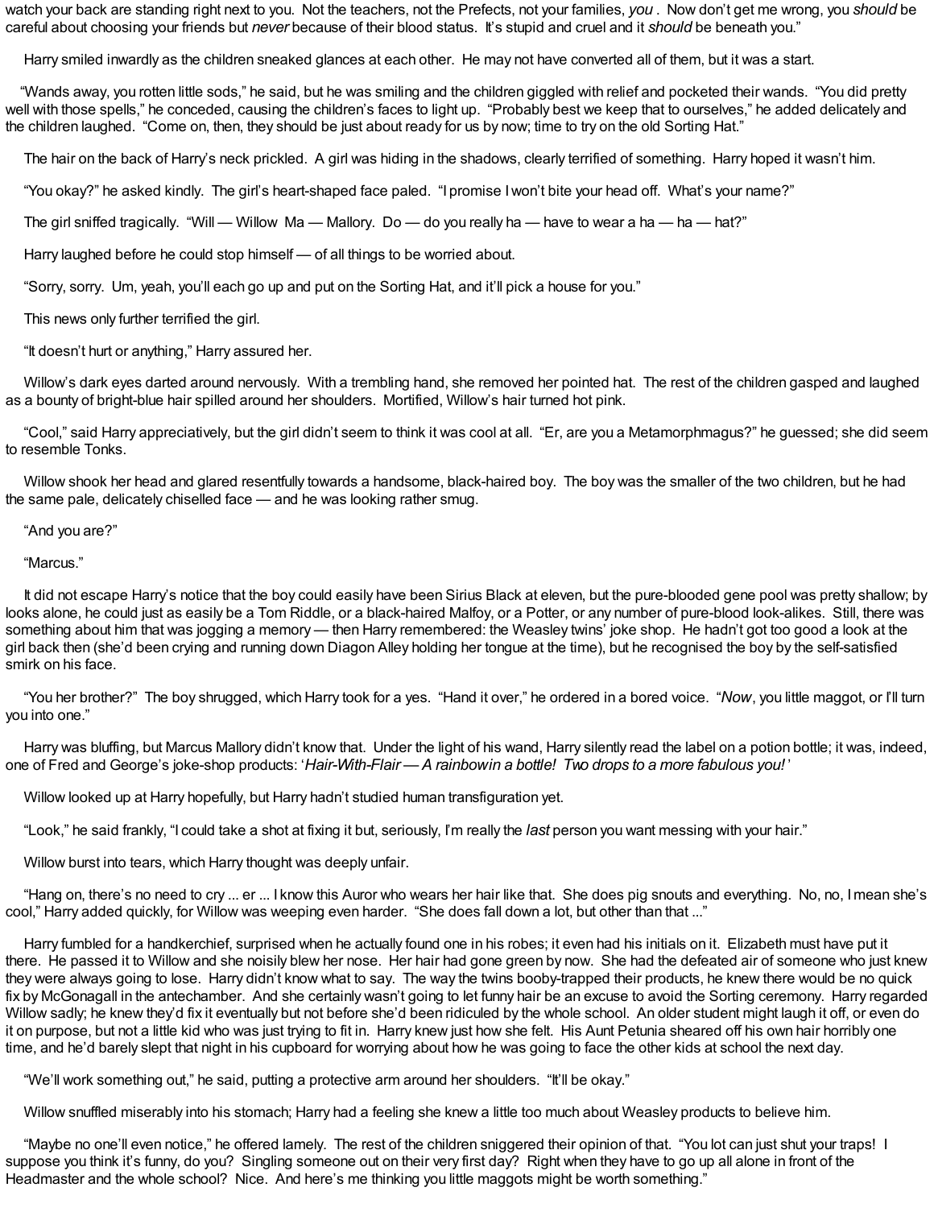watch your back are standing right next to you. Not the teachers, not the Prefects, not your families, *you* . Now don't get me wrong, you *should* be careful about choosing your friends but *never* because of their blood status. It's stupid and cruel and it *should* be beneath you."

Harry smiled inwardly as the children sneaked glances at each other. He may not have converted all of them, but it was a start.

"Wands away, you rotten little sods," he said, but he was smiling and the children giggled with relief and pocketed their wands. "You did pretty well with those spells," he conceded, causing the children's faces to light up. "Probably best we keep that to ourselves," he added delicately and the children laughed. "Come on, then, they should be just about ready for us by now; time to try on the old Sorting Hat."

The hair on the back of Harry's neck prickled. A girl was hiding in the shadows, clearly terrified of something. Harry hoped it wasn't him.

"You okay?" he asked kindly. The girl's heart-shaped face paled. "I promise I won't bite your head off. What's your name?"

The girl sniffed tragically. "Will — Willow Ma — Mallory. Do — do you really ha — have to wear a ha — ha — hat?"

Harry laughed before he could stop himself — of all things to be worried about.

"Sorry, sorry. Um, yeah, you'll each go up and put on the Sorting Hat, and it'll pick a house for you."

This news only further terrified the girl.

"It doesn't hurt or anything," Harry assured her.

Willow's dark eyes darted around nervously. With a trembling hand, she removed her pointed hat. The rest of the children gasped and laughed as a bounty of bright-blue hair spilled around her shoulders. Mortified, Willow's hair turned hot pink.

"Cool," said Harry appreciatively, but the girl didn't seem to think it was cool at all. "Er, are you a Metamorphmagus?" he guessed; she did seem to resemble Tonks.

Willow shook her head and glared resentfully towards a handsome, black-haired boy. The boy was the smaller of the two children, but he had the same pale, delicately chiselled face — and he was looking rather smug.

"And you are?"

"Marcus."

It did not escape Harry's notice that the boy could easily have been Sirius Black at eleven, but the pure-blooded gene pool was pretty shallow; by looks alone, he could just as easily be a Tom Riddle, or a black-haired Malfoy, or a Potter, or any number of pure-blood look-alikes. Still, there was something about him that was jogging a memory — then Harry remembered: the Weasley twins' joke shop. He hadn't got too good a look at the girl back then (she'd been crying and running down Diagon Alley holding her tongue at the time), but he recognised the boy by the self-satisfied smirk on his face.

"You her brother?" The boy shrugged, which Harry took for a yes. "Hand it over," he ordered in a bored voice. "*Now*, you little maggot, or I'll turn you into one."

Harry was bluffing, but Marcus Mallory didn't know that. Under the light of his wand, Harry silently read the label on a potion bottle; it was, indeed, one of Fred and George's joke-shop products: '*Hair-With-Flair — A rainbow in a bottle! Two drops to a more fabulous you!*'

Willow looked up at Harry hopefully, but Harry hadn't studied human transfiguration yet.

"Look," he said frankly, "I could take a shot at fixing it but, seriously, I'm really the *last* person you want messing with your hair."

Willow burst into tears, which Harry thought was deeply unfair.

"Hang on, there's no need to cry ... er ... I know this Auror who wears her hair like that. She does pig snouts and everything. No, no, I mean she's cool," Harry added quickly, for Willow was weeping even harder. "She does fall down a lot, but other than that ..."

Harry fumbled for a handkerchief, surprised when he actually found one in his robes; it even had his initials on it. Elizabeth must have put it there. He passed it to Willow and she noisily blew her nose. Her hair had gone green by now. She had the defeated air of someone who just knew they were always going to lose. Harry didn't know what to say. The way the twins booby-trapped their products, he knew there would be no quick fix by McGonagall in the antechamber. And she certainly wasn't going to let funny hair be an excuse to avoid the Sorting ceremony. Harry regarded Willow sadly; he knew they'd fix it eventually but not before she'd been ridiculed by the whole school. An older student might laugh it off, or even do it on purpose, but not a little kid who was just trying to fit in. Harry knew just how she felt. His Aunt Petunia sheared off his own hair horribly one time, and he'd barely slept that night in his cupboard for worrying about how he was going to face the other kids at school the next day.

"We'll work something out," he said, putting a protective arm around her shoulders. "It'll be okay."

Willow snuffled miserably into his stomach; Harry had a feeling she knew a little too much about Weasley products to believe him.

"Maybe no one'll even notice," he offered lamely. The rest of the children sniggered their opinion of that. "You lot can just shut your traps! I suppose you think it's funny, do you? Singling someone out on their very first day? Right when they have to go up all alone in front of the Headmaster and the whole school? Nice. And here's me thinking you little maggots might be worth something."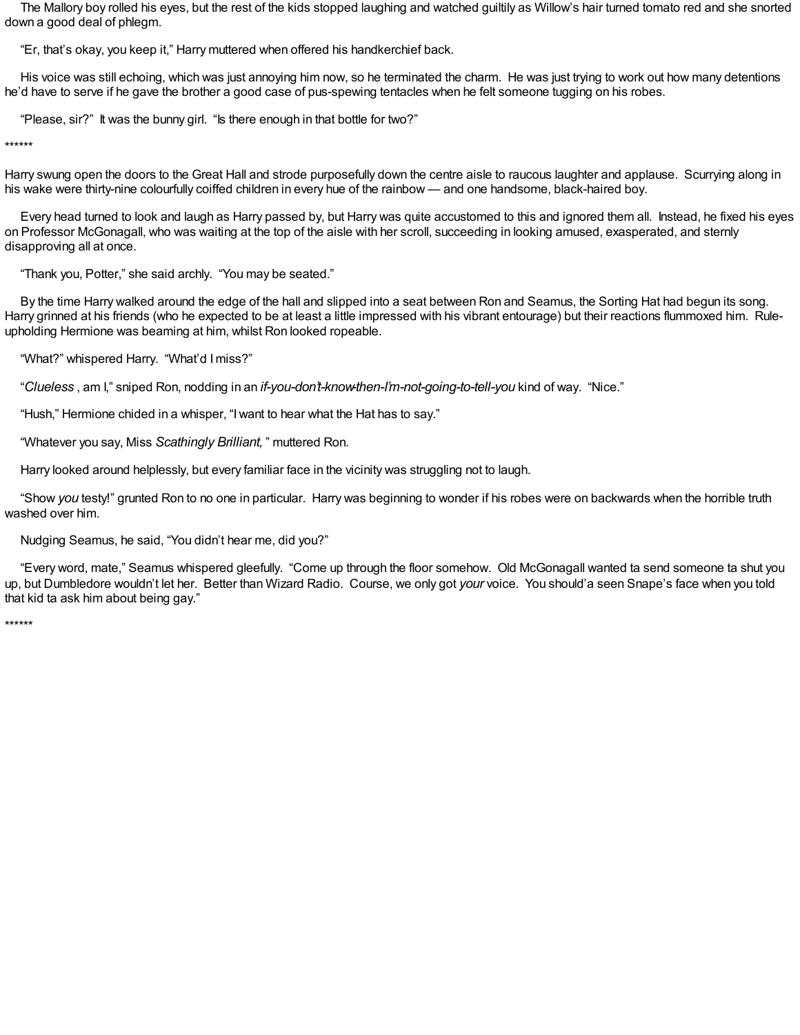The Mallory boy rolled his eyes, but the rest of the kids stopped laughing and watched guiltily as Willow's hair turned tomato red and she snorted down a good deal of phlegm.

"Er, that's okay, you keep it," Harry muttered when offered his handkerchief back.

His voice was still echoing, which was just annoying him now, so he terminated the charm. He was just trying to work out how many detentions he'd have to serve if he gave the brother a good case of pus-spewing tentacles when he felt someone tugging on his robes.

"Please, sir?" It was the bunny girl. "Is there enough in that bottle for two?"

******

Harry swung open the doors to the Great Hall and strode purposefully down the centre aisle to raucous laughter and applause. Scurrying along in his wake were thirty-nine colourfully coiffed children in every hue of the rainbow — and one handsome, black-haired boy.

Every head turned to look and laugh as Harry passed by, but Harry was quite accustomed to this and ignored them all. Instead, he fixed his eyes on Professor McGonagall, who was waiting at the top of the aisle with her scroll, succeeding in looking amused, exasperated, and sternly disapproving all at once.

"Thank you, Potter," she said archly. "You may be seated."

By the time Harry walked around the edge of the hall and slipped into a seat between Ron and Seamus, the Sorting Hat had begun its song. Harry grinned at his friends (who he expected to be at least a little impressed with his vibrant entourage) but their reactions flummoxed him. Rule-upholding Hermione was beaming at him, whilst Ron looked ropeable.

"What?" whispered Harry. "What'd I miss?"

"*Clueless* , am I," sniped Ron, nodding in an *if-you-don't-know-then-I'm-not-going-to-tell-you* kind of way. "Nice."

"Hush," Hermione chided in a whisper, "I want to hear what the Hat has to say."

"Whatever you say, Miss *Scathingly Brilliant,* " muttered Ron.

Harry looked around helplessly, but every familiar face in the vicinity was struggling not to laugh.

"Show *you* testy!" grunted Ron to no one in particular. Harry was beginning to wonder if his robes were on backwards when the horrible truth washed over him.

Nudging Seamus, he said, "You didn't hear me, did you?"

"Every word, mate," Seamus whispered gleefully. "Come up through the floor somehow. Old McGonagall wanted ta send someone ta shut you up, but Dumbledore wouldn't let her. Better than Wizard Radio. Course, we only got *your* voice. You should'a seen Snape's face when you told that kid ta ask him about being gay."

******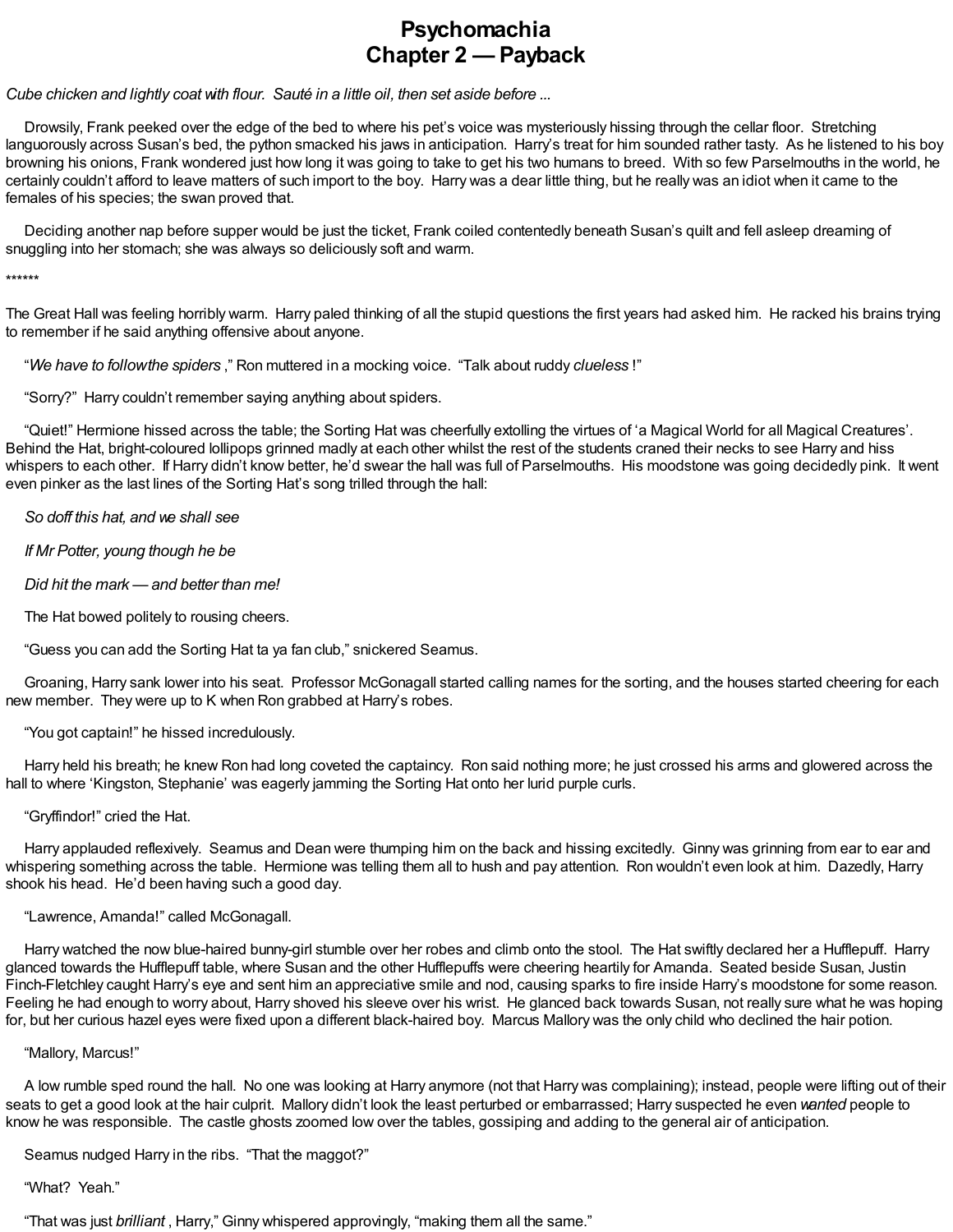# Psychomachia
## Chapter 2 — Payback

*Cube chicken and lightly coat with flour. Sauté in a little oil, then set aside before ...*

Drowsily, Frank peeked over the edge of the bed to where his pet's voice was mysteriously hissing through the cellar floor. Stretching languorously across Susan's bed, the python smacked his jaws in anticipation. Harry's treat for him sounded rather tasty. As he listened to his boy browning his onions, Frank wondered just how long it was going to take to get his two humans to breed. With so few Parselmouths in the world, he certainly couldn't afford to leave matters of such import to the boy. Harry was a dear little thing, but he really was an idiot when it came to the females of his species; the swan proved that.

Deciding another nap before supper would be just the ticket, Frank coiled contentedly beneath Susan's quilt and fell asleep dreaming of snuggling into her stomach; she was always so deliciously soft and warm.

******

The Great Hall was feeling horribly warm. Harry paled thinking of all the stupid questions the first years had asked him. He racked his brains trying to remember if he said anything offensive about anyone.

"*We have to follow the spiders*," Ron muttered in a mocking voice. "Talk about ruddy *clueless*!"

"Sorry?" Harry couldn't remember saying anything about spiders.

"Quiet!" Hermione hissed across the table; the Sorting Hat was cheerfully extolling the virtues of 'a Magical World for all Magical Creatures'. Behind the Hat, bright-coloured lollipops grinned madly at each other whilst the rest of the students craned their necks to see Harry and hiss whispers to each other. If Harry didn't know better, he'd swear the hall was full of Parselmouths. His moodstone was going decidedly pink. It went even pinker as the last lines of the Sorting Hat's song trilled through the hall:

*So doff this hat, and we shall see*

*If Mr Potter, young though he be*

*Did hit the mark — and better than me!*

The Hat bowed politely to rousing cheers.

"Guess you can add the Sorting Hat ta ya fan club," snickered Seamus.

Groaning, Harry sank lower into his seat. Professor McGonagall started calling names for the sorting, and the houses started cheering for each new member. They were up to K when Ron grabbed at Harry's robes.

"You got captain!" he hissed incredulously.

Harry held his breath; he knew Ron had long coveted the captaincy. Ron said nothing more; he just crossed his arms and glowered across the hall to where 'Kingston, Stephanie' was eagerly jamming the Sorting Hat onto her lurid purple curls.

"Gryffindor!" cried the Hat.

Harry applauded reflexively. Seamus and Dean were thumping him on the back and hissing excitedly. Ginny was grinning from ear to ear and whispering something across the table. Hermione was telling them all to hush and pay attention. Ron wouldn't even look at him. Dazedly, Harry shook his head. He'd been having such a good day.

"Lawrence, Amanda!" called McGonagall.

Harry watched the now blue-haired bunny-girl stumble over her robes and climb onto the stool. The Hat swiftly declared her a Hufflepuff. Harry glanced towards the Hufflepuff table, where Susan and the other Hufflepuffs were cheering heartily for Amanda. Seated beside Susan, Justin Finch-Fletchley caught Harry's eye and sent him an appreciative smile and nod, causing sparks to fire inside Harry's moodstone for some reason. Feeling he had enough to worry about, Harry shoved his sleeve over his wrist. He glanced back towards Susan, not really sure what he was hoping for, but her curious hazel eyes were fixed upon a different black-haired boy. Marcus Mallory was the only child who declined the hair potion.

"Mallory, Marcus!"

A low rumble sped round the hall. No one was looking at Harry anymore (not that Harry was complaining); instead, people were lifting out of their seats to get a good look at the hair culprit. Mallory didn't look the least perturbed or embarrassed; Harry suspected he even *wanted* people to know he was responsible. The castle ghosts zoomed low over the tables, gossiping and adding to the general air of anticipation.

Seamus nudged Harry in the ribs. "That the maggot?"

"What? Yeah."

"That was just *brilliant*, Harry," Ginny whispered approvingly, "making them all the same."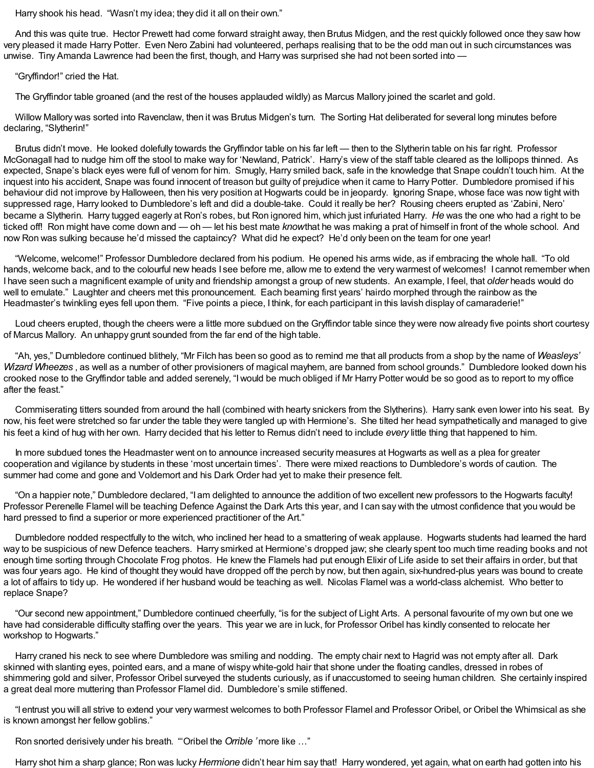Harry shook his head. "Wasn't my idea; they did it all on their own."

And this was quite true. Hector Prewett had come forward straight away, then Brutus Midgen, and the rest quickly followed once they saw how very pleased it made Harry Potter. Even Nero Zabini had volunteered, perhaps realising that to be the odd man out in such circumstances was unwise. Tiny Amanda Lawrence had been the first, though, and Harry was surprised she had not been sorted into —

"Gryffindor!" cried the Hat.

The Gryffindor table groaned (and the rest of the houses applauded wildly) as Marcus Mallory joined the scarlet and gold.

Willow Mallory was sorted into Ravenclaw, then it was Brutus Midgen's turn. The Sorting Hat deliberated for several long minutes before declaring, "Slytherin!"

Brutus didn't move. He looked dolefully towards the Gryffindor table on his far left — then to the Slytherin table on his far right. Professor McGonagall had to nudge him off the stool to make way for 'Newland, Patrick'. Harry's view of the staff table cleared as the lollipops thinned. As expected, Snape's black eyes were full of venom for him. Smugly, Harry smiled back, safe in the knowledge that Snape couldn't touch him. At the inquest into his accident, Snape was found innocent of treason but guilty of prejudice when it came to Harry Potter. Dumbledore promised if his behaviour did not improve by Halloween, then his very position at Hogwarts could be in jeopardy. Ignoring Snape, whose face was now tight with suppressed rage, Harry looked to Dumbledore's left and did a double-take. Could it really be her? Rousing cheers erupted as 'Zabini, Nero' became a Slytherin. Harry tugged eagerly at Ron's robes, but Ron ignored him, which just infuriated Harry. *He* was the one who had a right to be ticked off! Ron might have come down and — oh — let his best mate *know* that he was making a prat of himself in front of the whole school. And now Ron was sulking because he'd missed the captaincy? What did he expect? He'd only been on the team for one year!

"Welcome, welcome!" Professor Dumbledore declared from his podium. He opened his arms wide, as if embracing the whole hall. "To old hands, welcome back, and to the colourful new heads I see before me, allow me to extend the very warmest of welcomes! I cannot remember when I have seen such a magnificent example of unity and friendship amongst a group of new students. An example, I feel, that *older* heads would do well to emulate." Laughter and cheers met this pronouncement. Each beaming first years' hairdo morphed through the rainbow as the Headmaster's twinkling eyes fell upon them. "Five points a piece, I think, for each participant in this lavish display of camaraderie!"

Loud cheers erupted, though the cheers were a little more subdued on the Gryffindor table since they were now already five points short courtesy of Marcus Mallory. An unhappy grunt sounded from the far end of the high table.

"Ah, yes," Dumbledore continued blithely, "Mr Filch has been so good as to remind me that all products from a shop by the name of *Weasleys' Wizard Wheezes*, as well as a number of other provisioners of magical mayhem, are banned from school grounds." Dumbledore looked down his crooked nose to the Gryffindor table and added serenely, "I would be much obliged if Mr Harry Potter would be so good as to report to my office after the feast."

Commiserating titters sounded from around the hall (combined with hearty snickers from the Slytherins). Harry sank even lower into his seat. By now, his feet were stretched so far under the table they were tangled up with Hermione's. She tilted her head sympathetically and managed to give his feet a kind of hug with her own. Harry decided that his letter to Remus didn't need to include *every* little thing that happened to him.

In more subdued tones the Headmaster went on to announce increased security measures at Hogwarts as well as a plea for greater cooperation and vigilance by students in these 'most uncertain times'. There were mixed reactions to Dumbledore's words of caution. The summer had come and gone and Voldemort and his Dark Order had yet to make their presence felt.

"On a happier note," Dumbledore declared, "I am delighted to announce the addition of two excellent new professors to the Hogwarts faculty! Professor Perenelle Flamel will be teaching Defence Against the Dark Arts this year, and I can say with the utmost confidence that you would be hard pressed to find a superior or more experienced practitioner of the Art."

Dumbledore nodded respectfully to the witch, who inclined her head to a smattering of weak applause. Hogwarts students had learned the hard way to be suspicious of new Defence teachers. Harry smirked at Hermione's dropped jaw; she clearly spent too much time reading books and not enough time sorting through Chocolate Frog photos. He knew the Flamels had put enough Elixir of Life aside to set their affairs in order, but that was four years ago. He kind of thought they would have dropped off the perch by now, but then again, six-hundred-plus years was bound to create a lot of affairs to tidy up. He wondered if her husband would be teaching as well. Nicolas Flamel was a world-class alchemist. Who better to replace Snape?

"Our second new appointment," Dumbledore continued cheerfully, "is for the subject of Light Arts. A personal favourite of my own but one we have had considerable difficulty staffing over the years. This year we are in luck, for Professor Oribel has kindly consented to relocate her workshop to Hogwarts."

Harry craned his neck to see where Dumbledore was smiling and nodding. The empty chair next to Hagrid was not empty after all. Dark skinned with slanting eyes, pointed ears, and a mane of wispy white-gold hair that shone under the floating candles, dressed in robes of shimmering gold and silver, Professor Oribel surveyed the students curiously, as if unaccustomed to seeing human children. She certainly inspired a great deal more muttering than Professor Flamel did. Dumbledore's smile stiffened.

"I entrust you will all strive to extend your very warmest welcomes to both Professor Flamel and Professor Oribel, or Oribel the Whimsical as she is known amongst her fellow goblins."

Ron snorted derisively under his breath. "'Oribel the *Orrible*' more like …"

Harry shot him a sharp glance; Ron was lucky *Hermione* didn't hear him say that! Harry wondered, yet again, what on earth had gotten into his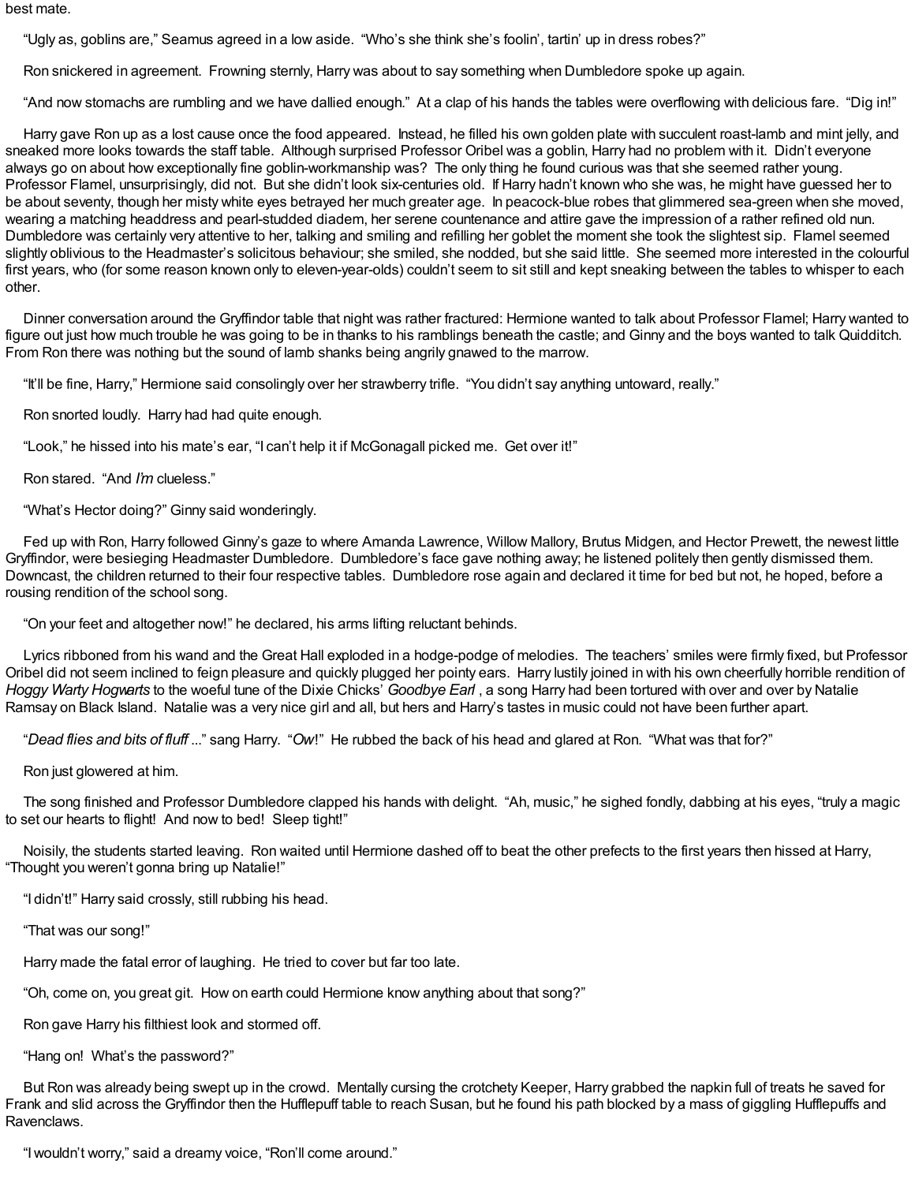best mate.

"Ugly as, goblins are," Seamus agreed in a low aside. "Who's she think she's foolin', tartin' up in dress robes?"

Ron snickered in agreement. Frowning sternly, Harry was about to say something when Dumbledore spoke up again.

"And now stomachs are rumbling and we have dallied enough." At a clap of his hands the tables were overflowing with delicious fare. "Dig in!"

Harry gave Ron up as a lost cause once the food appeared. Instead, he filled his own golden plate with succulent roast-lamb and mint jelly, and sneaked more looks towards the staff table. Although surprised Professor Oribel was a goblin, Harry had no problem with it. Didn't everyone always go on about how exceptionally fine goblin-workmanship was? The only thing he found curious was that she seemed rather young. Professor Flamel, unsurprisingly, did not. But she didn't look six-centuries old. If Harry hadn't known who she was, he might have guessed her to be about seventy, though her misty white eyes betrayed her much greater age. In peacock-blue robes that glimmered sea-green when she moved, wearing a matching headdress and pearl-studded diadem, her serene countenance and attire gave the impression of a rather refined old nun. Dumbledore was certainly very attentive to her, talking and smiling and refilling her goblet the moment she took the slightest sip. Flamel seemed slightly oblivious to the Headmaster's solicitous behaviour; she smiled, she nodded, but she said little. She seemed more interested in the colourful first years, who (for some reason known only to eleven-year-olds) couldn't seem to sit still and kept sneaking between the tables to whisper to each other.

Dinner conversation around the Gryffindor table that night was rather fractured: Hermione wanted to talk about Professor Flamel; Harry wanted to figure out just how much trouble he was going to be in thanks to his ramblings beneath the castle; and Ginny and the boys wanted to talk Quidditch. From Ron there was nothing but the sound of lamb shanks being angrily gnawed to the marrow.

"It'll be fine, Harry," Hermione said consolingly over her strawberry trifle. "You didn't say anything untoward, really."

Ron snorted loudly. Harry had had quite enough.

"Look," he hissed into his mate's ear, "I can't help it if McGonagall picked me. Get over it!"

Ron stared. "And *I'm* clueless."

"What's Hector doing?" Ginny said wonderingly.

Fed up with Ron, Harry followed Ginny's gaze to where Amanda Lawrence, Willow Mallory, Brutus Midgen, and Hector Prewett, the newest little Gryffindor, were besieging Headmaster Dumbledore. Dumbledore's face gave nothing away; he listened politely then gently dismissed them. Downcast, the children returned to their four respective tables. Dumbledore rose again and declared it time for bed but not, he hoped, before a rousing rendition of the school song.

"On your feet and altogether now!" he declared, his arms lifting reluctant behinds.

Lyrics ribboned from his wand and the Great Hall exploded in a hodge-podge of melodies. The teachers' smiles were firmly fixed, but Professor Oribel did not seem inclined to feign pleasure and quickly plugged her pointy ears. Harry lustily joined in with his own cheerfully horrible rendition of *Hoggy Warty Hogwarts* to the woeful tune of the Dixie Chicks' *Goodbye Earl* , a song Harry had been tortured with over and over by Natalie Ramsay on Black Island. Natalie was a very nice girl and all, but hers and Harry's tastes in music could not have been further apart.

"*Dead flies and bits of fluff* ..." sang Harry. "*Ow*!" He rubbed the back of his head and glared at Ron. "What was that for?"

Ron just glowered at him.

The song finished and Professor Dumbledore clapped his hands with delight. "Ah, music," he sighed fondly, dabbing at his eyes, "truly a magic to set our hearts to flight! And now to bed! Sleep tight!"

Noisily, the students started leaving. Ron waited until Hermione dashed off to beat the other prefects to the first years then hissed at Harry, "Thought you weren't gonna bring up Natalie!"

"I didn't!" Harry said crossly, still rubbing his head.

"That was our song!"

Harry made the fatal error of laughing. He tried to cover but far too late.

"Oh, come on, you great git. How on earth could Hermione know anything about that song?"

Ron gave Harry his filthiest look and stormed off.

"Hang on! What's the password?"

But Ron was already being swept up in the crowd. Mentally cursing the crotchety Keeper, Harry grabbed the napkin full of treats he saved for Frank and slid across the Gryffindor then the Hufflepuff table to reach Susan, but he found his path blocked by a mass of giggling Hufflepuffs and Ravenclaws.

"I wouldn't worry," said a dreamy voice, "Ron'll come around."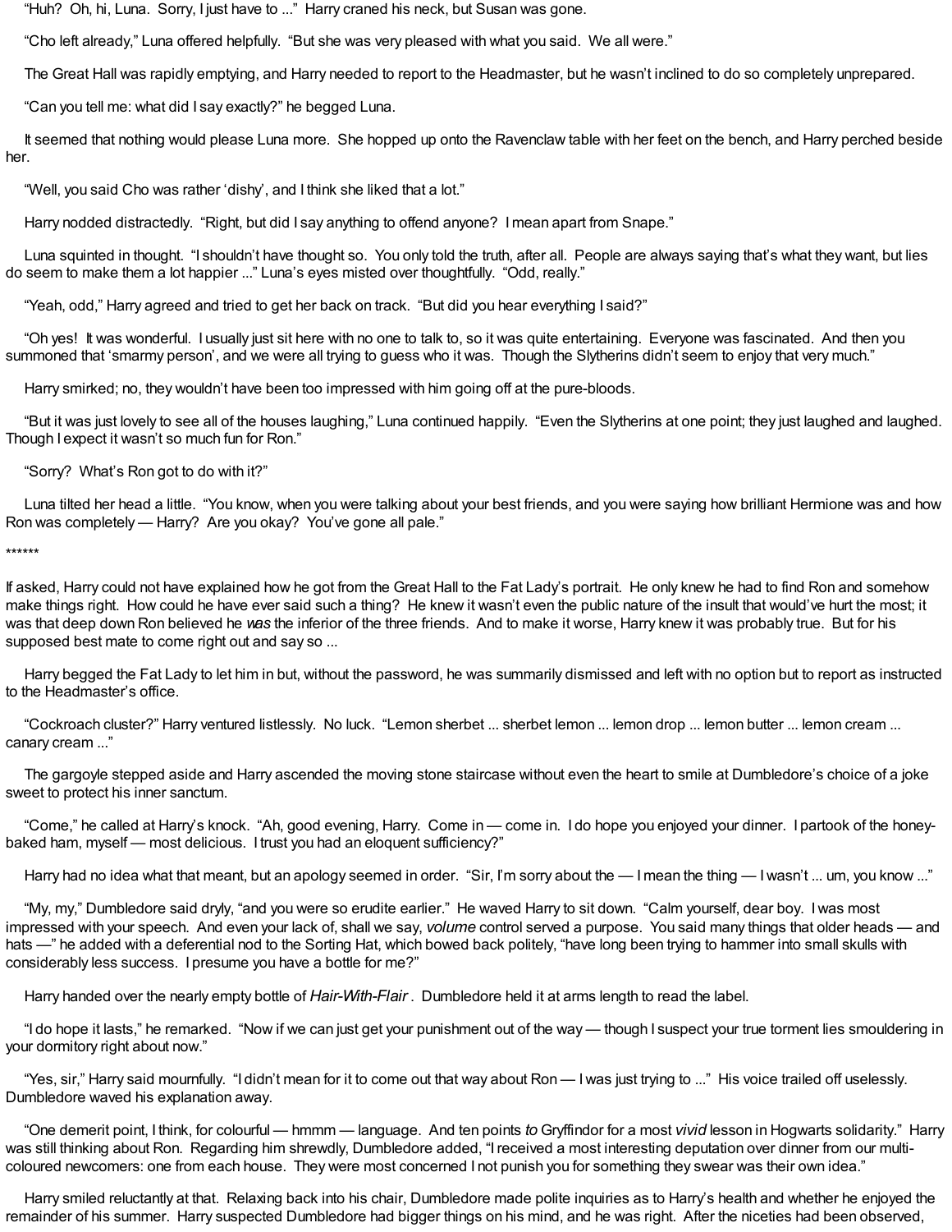"Huh? Oh, hi, Luna. Sorry, I just have to ..." Harry craned his neck, but Susan was gone.

"Cho left already," Luna offered helpfully. "But she was very pleased with what you said. We all were."

The Great Hall was rapidly emptying, and Harry needed to report to the Headmaster, but he wasn't inclined to do so completely unprepared.

"Can you tell me: what did I say exactly?" he begged Luna.

It seemed that nothing would please Luna more. She hopped up onto the Ravenclaw table with her feet on the bench, and Harry perched beside her.

"Well, you said Cho was rather 'dishy', and I think she liked that a lot."

Harry nodded distractedly. "Right, but did I say anything to offend anyone? I mean apart from Snape."

Luna squinted in thought. "I shouldn't have thought so. You only told the truth, after all. People are always saying that's what they want, but lies do seem to make them a lot happier ..." Luna's eyes misted over thoughtfully. "Odd, really."

"Yeah, odd," Harry agreed and tried to get her back on track. "But did you hear everything I said?"

"Oh yes! It was wonderful. I usually just sit here with no one to talk to, so it was quite entertaining. Everyone was fascinated. And then you summoned that 'smarmy person', and we were all trying to guess who it was. Though the Slytherins didn't seem to enjoy that very much."

Harry smirked; no, they wouldn't have been too impressed with him going off at the pure-bloods.

"But it was just lovely to see all of the houses laughing," Luna continued happily. "Even the Slytherins at one point; they just laughed and laughed. Though I expect it wasn't so much fun for Ron."

"Sorry? What's Ron got to do with it?"

Luna tilted her head a little. "You know, when you were talking about your best friends, and you were saying how brilliant Hermione was and how Ron was completely — Harry? Are you okay? You've gone all pale."

******

If asked, Harry could not have explained how he got from the Great Hall to the Fat Lady's portrait. He only knew he had to find Ron and somehow make things right. How could he have ever said such a thing? He knew it wasn't even the public nature of the insult that would've hurt the most; it was that deep down Ron believed he *was* the inferior of the three friends. And to make it worse, Harry knew it was probably true. But for his supposed best mate to come right out and say so ...

Harry begged the Fat Lady to let him in but, without the password, he was summarily dismissed and left with no option but to report as instructed to the Headmaster's office.

"Cockroach cluster?" Harry ventured listlessly. No luck. "Lemon sherbet ... sherbet lemon ... lemon drop ... lemon butter ... lemon cream ... canary cream ..."

The gargoyle stepped aside and Harry ascended the moving stone staircase without even the heart to smile at Dumbledore's choice of a joke sweet to protect his inner sanctum.

"Come," he called at Harry's knock. "Ah, good evening, Harry. Come in — come in. I do hope you enjoyed your dinner. I partook of the honey-baked ham, myself — most delicious. I trust you had an eloquent sufficiency?"

Harry had no idea what that meant, but an apology seemed in order. "Sir, I'm sorry about the — I mean the thing — I wasn't ... um, you know ..."

"My, my," Dumbledore said dryly, "and you were so erudite earlier." He waved Harry to sit down. "Calm yourself, dear boy. I was most impressed with your speech. And even your lack of, shall we say, *volume* control served a purpose. You said many things that older heads — and hats —" he added with a deferential nod to the Sorting Hat, which bowed back politely, "have long been trying to hammer into small skulls with considerably less success. I presume you have a bottle for me?"

Harry handed over the nearly empty bottle of *Hair-With-Flair*. Dumbledore held it at arms length to read the label.

"I do hope it lasts," he remarked. "Now if we can just get your punishment out of the way — though I suspect your true torment lies smouldering in your dormitory right about now."

"Yes, sir," Harry said mournfully. "I didn't mean for it to come out that way about Ron — I was just trying to ..." His voice trailed off uselessly. Dumbledore waved his explanation away.

"One demerit point, I think, for colourful — hmmm — language. And ten points *to* Gryffindor for a most *vivid* lesson in Hogwarts solidarity." Harry was still thinking about Ron. Regarding him shrewdly, Dumbledore added, "I received a most interesting deputation over dinner from our multi-coloured newcomers: one from each house. They were most concerned I not punish you for something they swear was their own idea."

Harry smiled reluctantly at that. Relaxing back into his chair, Dumbledore made polite inquiries as to Harry's health and whether he enjoyed the remainder of his summer. Harry suspected Dumbledore had bigger things on his mind, and he was right. After the niceties had been observed,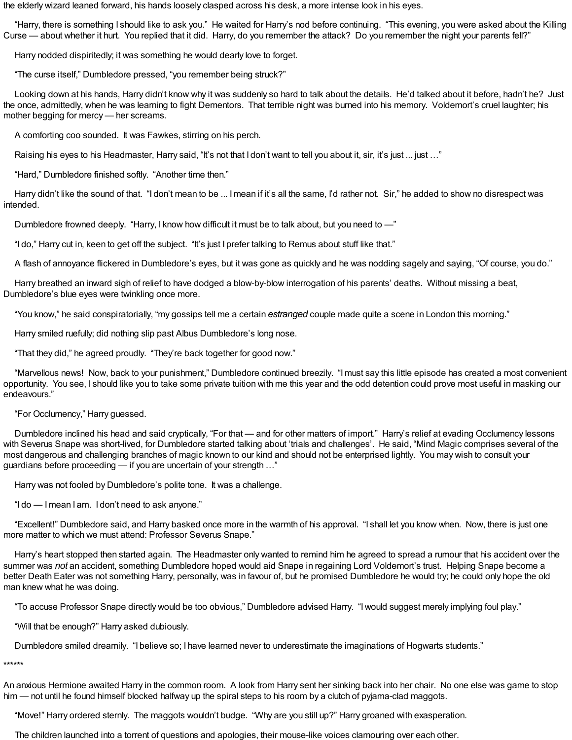the elderly wizard leaned forward, his hands loosely clasped across his desk, a more intense look in his eyes.

"Harry, there is something I should like to ask you." He waited for Harry's nod before continuing. "This evening, you were asked about the Killing Curse — about whether it hurt. You replied that it did. Harry, do you remember the attack? Do you remember the night your parents fell?"

Harry nodded dispiritedly; it was something he would dearly love to forget.

"The curse itself," Dumbledore pressed, "you remember being struck?"

Looking down at his hands, Harry didn't know why it was suddenly so hard to talk about the details. He'd talked about it before, hadn't he? Just the once, admittedly, when he was learning to fight Dementors. That terrible night was burned into his memory. Voldemort's cruel laughter; his mother begging for mercy — her screams.

A comforting coo sounded. It was Fawkes, stirring on his perch.

Raising his eyes to his Headmaster, Harry said, "It's not that I don't want to tell you about it, sir, it's just ... just …"

"Hard," Dumbledore finished softly. "Another time then."

Harry didn't like the sound of that. "I don't mean to be ... I mean if it's all the same, I'd rather not. Sir," he added to show no disrespect was intended.

Dumbledore frowned deeply. "Harry, I know how difficult it must be to talk about, but you need to —"

"I do," Harry cut in, keen to get off the subject. "It's just I prefer talking to Remus about stuff like that."

A flash of annoyance flickered in Dumbledore's eyes, but it was gone as quickly and he was nodding sagely and saying, "Of course, you do."

Harry breathed an inward sigh of relief to have dodged a blow-by-blow interrogation of his parents' deaths. Without missing a beat, Dumbledore's blue eyes were twinkling once more.

"You know," he said conspiratorially, "my gossips tell me a certain *estranged* couple made quite a scene in London this morning."

Harry smiled ruefully; did nothing slip past Albus Dumbledore's long nose.

"That they did," he agreed proudly. "They're back together for good now."

"Marvellous news! Now, back to your punishment," Dumbledore continued breezily. "I must say this little episode has created a most convenient opportunity. You see, I should like you to take some private tuition with me this year and the odd detention could prove most useful in masking our endeavours."

"For Occlumency," Harry guessed.

Dumbledore inclined his head and said cryptically, "For that — and for other matters of import." Harry's relief at evading Occlumency lessons with Severus Snape was short-lived, for Dumbledore started talking about 'trials and challenges'. He said, "Mind Magic comprises several of the most dangerous and challenging branches of magic known to our kind and should not be enterprised lightly. You may wish to consult your guardians before proceeding — if you are uncertain of your strength …"

Harry was not fooled by Dumbledore's polite tone. It was a challenge.

"I do — I mean I am. I don't need to ask anyone."

"Excellent!" Dumbledore said, and Harry basked once more in the warmth of his approval. "I shall let you know when. Now, there is just one more matter to which we must attend: Professor Severus Snape."

Harry's heart stopped then started again. The Headmaster only wanted to remind him he agreed to spread a rumour that his accident over the summer was *not* an accident, something Dumbledore hoped would aid Snape in regaining Lord Voldemort's trust. Helping Snape become a better Death Eater was not something Harry, personally, was in favour of, but he promised Dumbledore he would try; he could only hope the old man knew what he was doing.

"To accuse Professor Snape directly would be too obvious," Dumbledore advised Harry. "I would suggest merely implying foul play."

"Will that be enough?" Harry asked dubiously.

Dumbledore smiled dreamily. "I believe so; I have learned never to underestimate the imaginations of Hogwarts students."

******

An anxious Hermione awaited Harry in the common room. A look from Harry sent her sinking back into her chair. No one else was game to stop him — not until he found himself blocked halfway up the spiral steps to his room by a clutch of pyjama-clad maggots.

"Move!" Harry ordered sternly. The maggots wouldn't budge. "Why are you still up?" Harry groaned with exasperation.

The children launched into a torrent of questions and apologies, their mouse-like voices clamouring over each other.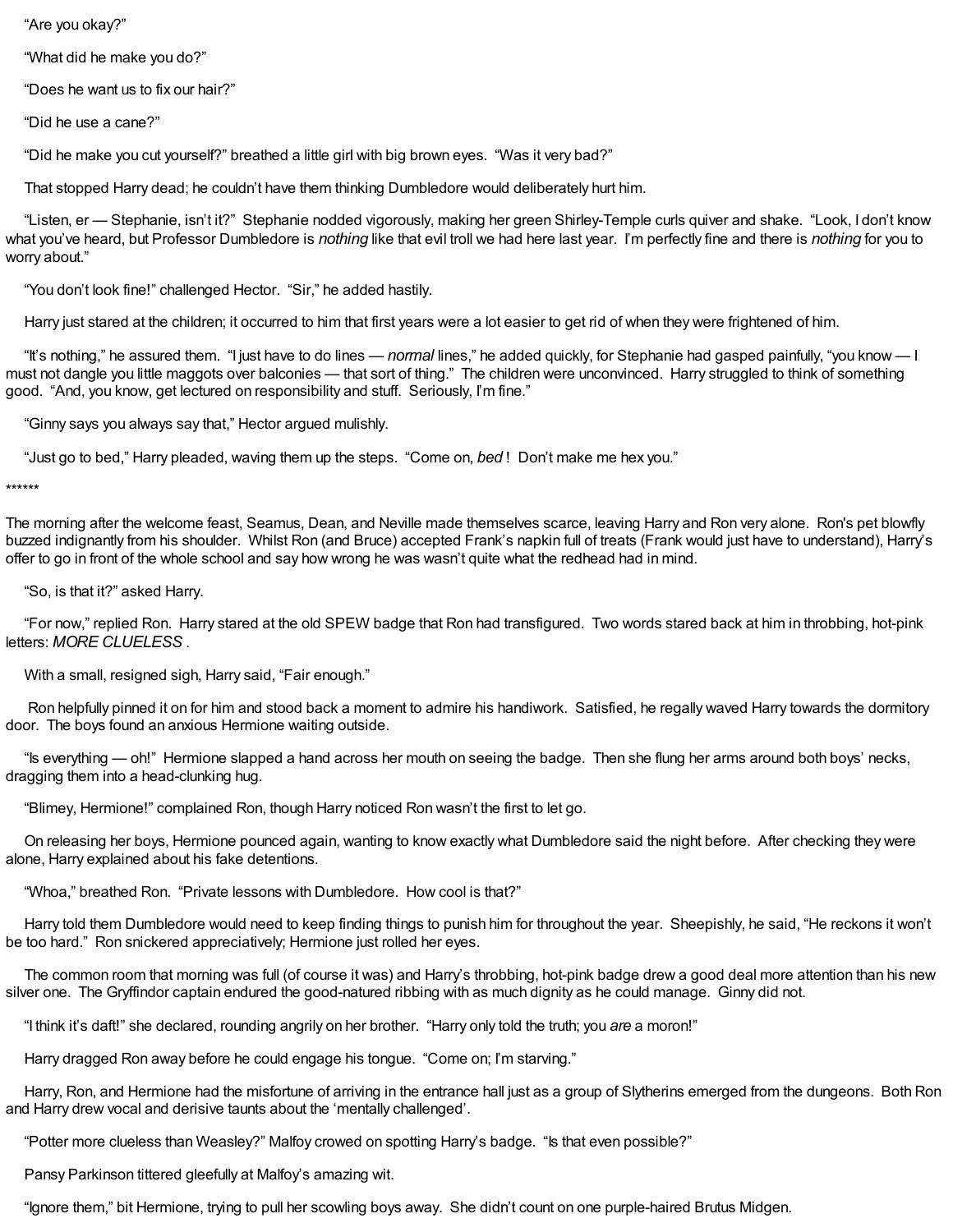"Are you okay?"

"What did he make you do?"

"Does he want us to fix our hair?"

"Did he use a cane?"

"Did he make you cut yourself?" breathed a little girl with big brown eyes. "Was it very bad?"

That stopped Harry dead; he couldn't have them thinking Dumbledore would deliberately hurt him.

"Listen, er — Stephanie, isn't it?" Stephanie nodded vigorously, making her green Shirley-Temple curls quiver and shake. "Look, I don't know what you've heard, but Professor Dumbledore is *nothing* like that evil troll we had here last year. I'm perfectly fine and there is *nothing* for you to worry about."

"You don't look fine!" challenged Hector. "Sir," he added hastily.

Harry just stared at the children; it occurred to him that first years were a lot easier to get rid of when they were frightened of him.

"It's nothing," he assured them. "I just have to do lines — *normal* lines," he added quickly, for Stephanie had gasped painfully, "you know — I must not dangle you little maggots over balconies — that sort of thing." The children were unconvinced. Harry struggled to think of something good. "And, you know, get lectured on responsibility and stuff. Seriously, I'm fine."

"Ginny says you always say that," Hector argued mulishly.

"Just go to bed," Harry pleaded, waving them up the steps. "Come on, *bed* ! Don't make me hex you."

******

The morning after the welcome feast, Seamus, Dean, and Neville made themselves scarce, leaving Harry and Ron very alone. Ron's pet blowfly buzzed indignantly from his shoulder. Whilst Ron (and Bruce) accepted Frank's napkin full of treats (Frank would just have to understand), Harry's offer to go in front of the whole school and say how wrong he was wasn't quite what the redhead had in mind.

"So, is that it?" asked Harry.

"For now," replied Ron. Harry stared at the old SPEW badge that Ron had transfigured. Two words stared back at him in throbbing, hot-pink letters: *MORE CLUELESS* .

With a small, resigned sigh, Harry said, "Fair enough."

Ron helpfully pinned it on for him and stood back a moment to admire his handiwork. Satisfied, he regally waved Harry towards the dormitory door. The boys found an anxious Hermione waiting outside.

"Is everything — oh!" Hermione slapped a hand across her mouth on seeing the badge. Then she flung her arms around both boys' necks, dragging them into a head-clunking hug.

"Blimey, Hermione!" complained Ron, though Harry noticed Ron wasn't the first to let go.

On releasing her boys, Hermione pounced again, wanting to know exactly what Dumbledore said the night before. After checking they were alone, Harry explained about his fake detentions.

"Whoa," breathed Ron. "Private lessons with Dumbledore. How cool is that?"

Harry told them Dumbledore would need to keep finding things to punish him for throughout the year. Sheepishly, he said, "He reckons it won't be too hard." Ron snickered appreciatively; Hermione just rolled her eyes.

The common room that morning was full (of course it was) and Harry's throbbing, hot-pink badge drew a good deal more attention than his new silver one. The Gryffindor captain endured the good-natured ribbing with as much dignity as he could manage. Ginny did not.

"I think it's daft!" she declared, rounding angrily on her brother. "Harry only told the truth; you *are* a moron!"

Harry dragged Ron away before he could engage his tongue. "Come on; I'm starving."

Harry, Ron, and Hermione had the misfortune of arriving in the entrance hall just as a group of Slytherins emerged from the dungeons. Both Ron and Harry drew vocal and derisive taunts about the 'mentally challenged'.

"Potter more clueless than Weasley?" Malfoy crowed on spotting Harry's badge. "Is that even possible?"

Pansy Parkinson tittered gleefully at Malfoy's amazing wit.

"Ignore them," bit Hermione, trying to pull her scowling boys away. She didn't count on one purple-haired Brutus Midgen.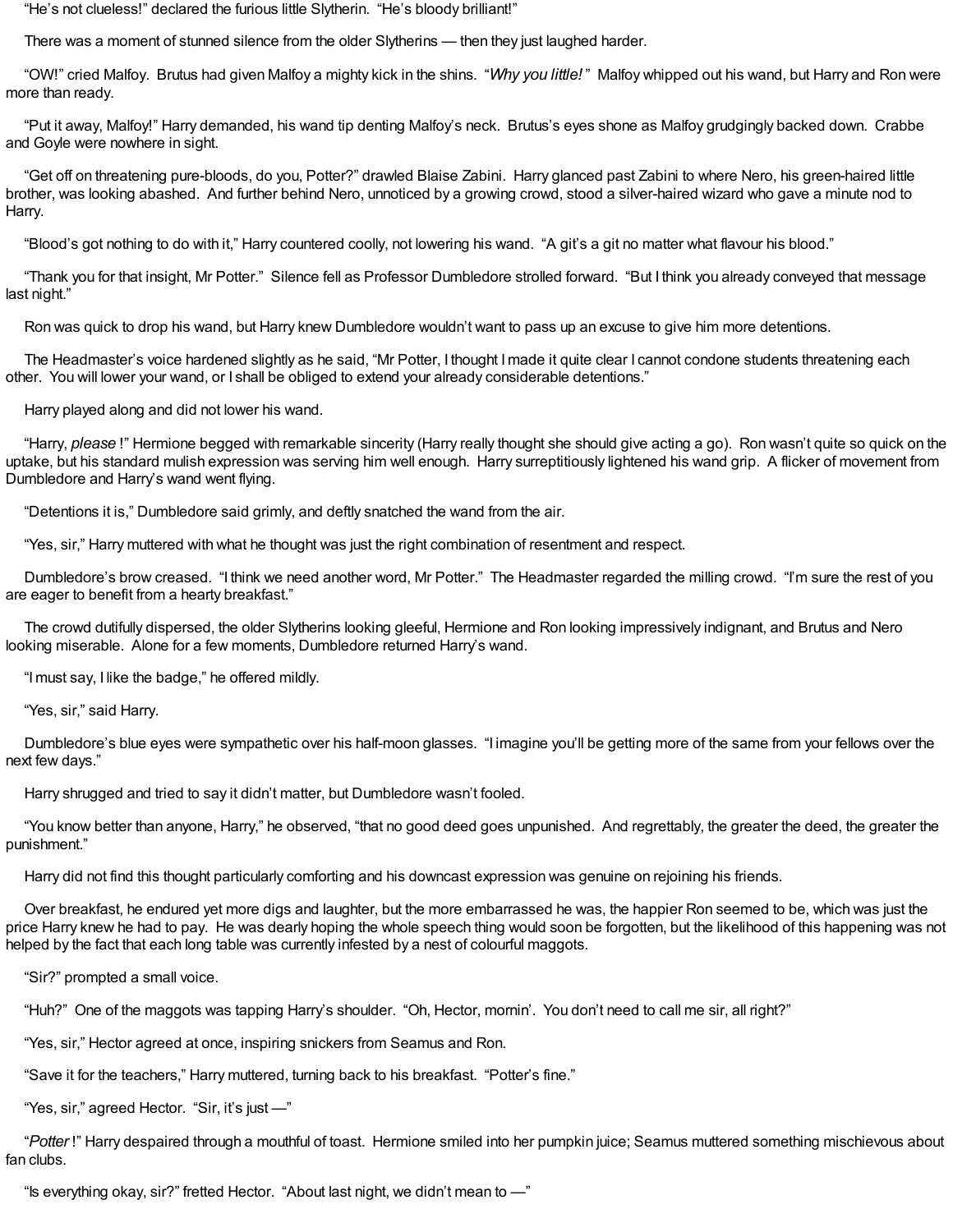"He's not clueless!" declared the furious little Slytherin. "He's bloody brilliant!"

There was a moment of stunned silence from the older Slytherins — then they just laughed harder.

"OW!" cried Malfoy. Brutus had given Malfoy a mighty kick in the shins. "*Why you little!*" Malfoy whipped out his wand, but Harry and Ron were more than ready.

"Put it away, Malfoy!" Harry demanded, his wand tip denting Malfoy's neck. Brutus's eyes shone as Malfoy grudgingly backed down. Crabbe and Goyle were nowhere in sight.

"Get off on threatening pure-bloods, do you, Potter?" drawled Blaise Zabini. Harry glanced past Zabini to where Nero, his green-haired little brother, was looking abashed. And further behind Nero, unnoticed by a growing crowd, stood a silver-haired wizard who gave a minute nod to Harry.

"Blood's got nothing to do with it," Harry countered coolly, not lowering his wand. "A git's a git no matter what flavour his blood."

"Thank you for that insight, Mr Potter." Silence fell as Professor Dumbledore strolled forward. "But I think you already conveyed that message last night."

Ron was quick to drop his wand, but Harry knew Dumbledore wouldn't want to pass up an excuse to give him more detentions.

The Headmaster's voice hardened slightly as he said, "Mr Potter, I thought I made it quite clear I cannot condone students threatening each other. You will lower your wand, or I shall be obliged to extend your already considerable detentions."

Harry played along and did not lower his wand.

"Harry, *please* !" Hermione begged with remarkable sincerity (Harry really thought she should give acting a go). Ron wasn't quite so quick on the uptake, but his standard mulish expression was serving him well enough. Harry surreptitiously lightened his wand grip. A flicker of movement from Dumbledore and Harry's wand went flying.

"Detentions it is," Dumbledore said grimly, and deftly snatched the wand from the air.

"Yes, sir," Harry muttered with what he thought was just the right combination of resentment and respect.

Dumbledore's brow creased. "I think we need another word, Mr Potter." The Headmaster regarded the milling crowd. "I'm sure the rest of you are eager to benefit from a hearty breakfast."

The crowd dutifully dispersed, the older Slytherins looking gleeful, Hermione and Ron looking impressively indignant, and Brutus and Nero looking miserable. Alone for a few moments, Dumbledore returned Harry's wand.

"I must say, I like the badge," he offered mildly.

"Yes, sir," said Harry.

Dumbledore's blue eyes were sympathetic over his half-moon glasses. "I imagine you'll be getting more of the same from your fellows over the next few days."

Harry shrugged and tried to say it didn't matter, but Dumbledore wasn't fooled.

"You know better than anyone, Harry," he observed, "that no good deed goes unpunished. And regrettably, the greater the deed, the greater the punishment."

Harry did not find this thought particularly comforting and his downcast expression was genuine on rejoining his friends.

Over breakfast, he endured yet more digs and laughter, but the more embarrassed he was, the happier Ron seemed to be, which was just the price Harry knew he had to pay. He was dearly hoping the whole speech thing would soon be forgotten, but the likelihood of this happening was not helped by the fact that each long table was currently infested by a nest of colourful maggots.

"Sir?" prompted a small voice.

"Huh?" One of the maggots was tapping Harry's shoulder. "Oh, Hector, mornin'. You don't need to call me sir, all right?"

"Yes, sir," Hector agreed at once, inspiring snickers from Seamus and Ron.

"Save it for the teachers," Harry muttered, turning back to his breakfast. "Potter's fine."

"Yes, sir," agreed Hector. "Sir, it's just —"

"*Potter* !" Harry despaired through a mouthful of toast. Hermione smiled into her pumpkin juice; Seamus muttered something mischievous about fan clubs.

"Is everything okay, sir?" fretted Hector. "About last night, we didn't mean to —"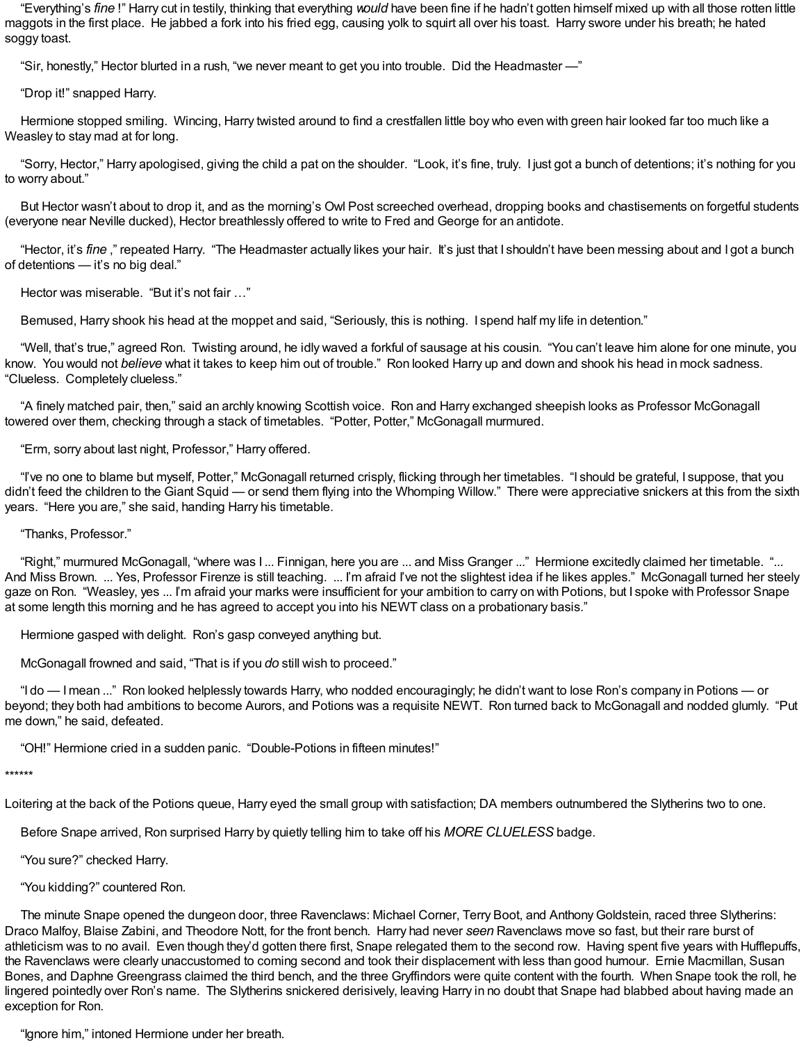"Everything's *fine* !" Harry cut in testily, thinking that everything *would* have been fine if he hadn't gotten himself mixed up with all those rotten little maggots in the first place. He jabbed a fork into his fried egg, causing yolk to squirt all over his toast. Harry swore under his breath; he hated soggy toast.

"Sir, honestly," Hector blurted in a rush, "we never meant to get you into trouble. Did the Headmaster —"

"Drop it!" snapped Harry.

Hermione stopped smiling. Wincing, Harry twisted around to find a crestfallen little boy who even with green hair looked far too much like a Weasley to stay mad at for long.

"Sorry, Hector," Harry apologised, giving the child a pat on the shoulder. "Look, it's fine, truly. I just got a bunch of detentions; it's nothing for you to worry about."

But Hector wasn't about to drop it, and as the morning's Owl Post screeched overhead, dropping books and chastisements on forgetful students (everyone near Neville ducked), Hector breathlessly offered to write to Fred and George for an antidote.

"Hector, it's *fine* ," repeated Harry. "The Headmaster actually likes your hair. It's just that I shouldn't have been messing about and I got a bunch of detentions — it's no big deal."

Hector was miserable. "But it's not fair …"

Bemused, Harry shook his head at the moppet and said, "Seriously, this is nothing. I spend half my life in detention."

"Well, that's true," agreed Ron. Twisting around, he idly waved a forkful of sausage at his cousin. "You can't leave him alone for one minute, you know. You would not *believe* what it takes to keep him out of trouble." Ron looked Harry up and down and shook his head in mock sadness. "Clueless. Completely clueless."

"A finely matched pair, then," said an archly knowing Scottish voice. Ron and Harry exchanged sheepish looks as Professor McGonagall towered over them, checking through a stack of timetables. "Potter, Potter," McGonagall murmured.

"Erm, sorry about last night, Professor," Harry offered.

"I've no one to blame but myself, Potter," McGonagall returned crisply, flicking through her timetables. "I should be grateful, I suppose, that you didn't feed the children to the Giant Squid — or send them flying into the Whomping Willow." There were appreciative snickers at this from the sixth years. "Here you are," she said, handing Harry his timetable.

"Thanks, Professor."

"Right," murmured McGonagall, "where was I ... Finnigan, here you are ... and Miss Granger ..." Hermione excitedly claimed her timetable. "... And Miss Brown. ... Yes, Professor Firenze is still teaching. ... I'm afraid I've not the slightest idea if he likes apples." McGonagall turned her steely gaze on Ron. "Weasley, yes ... I'm afraid your marks were insufficient for your ambition to carry on with Potions, but I spoke with Professor Snape at some length this morning and he has agreed to accept you into his NEWT class on a probationary basis."

Hermione gasped with delight. Ron's gasp conveyed anything but.

McGonagall frowned and said, "That is if you *do* still wish to proceed."

"I do — I mean ..." Ron looked helplessly towards Harry, who nodded encouragingly; he didn't want to lose Ron's company in Potions — or beyond; they both had ambitions to become Aurors, and Potions was a requisite NEWT. Ron turned back to McGonagall and nodded glumly. "Put me down," he said, defeated.

"OH!" Hermione cried in a sudden panic. "Double-Potions in fifteen minutes!"

******

Loitering at the back of the Potions queue, Harry eyed the small group with satisfaction; DA members outnumbered the Slytherins two to one.

Before Snape arrived, Ron surprised Harry by quietly telling him to take off his *MORE CLUELESS* badge.

"You sure?" checked Harry.

"You kidding?" countered Ron.

The minute Snape opened the dungeon door, three Ravenclaws: Michael Corner, Terry Boot, and Anthony Goldstein, raced three Slytherins: Draco Malfoy, Blaise Zabini, and Theodore Nott, for the front bench. Harry had never *seen* Ravenclaws move so fast, but their rare burst of athleticism was to no avail. Even though they'd gotten there first, Snape relegated them to the second row. Having spent five years with Hufflepuffs, the Ravenclaws were clearly unaccustomed to coming second and took their displacement with less than good humour. Ernie Macmillan, Susan Bones, and Daphne Greengrass claimed the third bench, and the three Gryffindors were quite content with the fourth. When Snape took the roll, he lingered pointedly over Ron's name. The Slytherins snickered derisively, leaving Harry in no doubt that Snape had blabbed about having made an exception for Ron.

"Ignore him," intoned Hermione under her breath.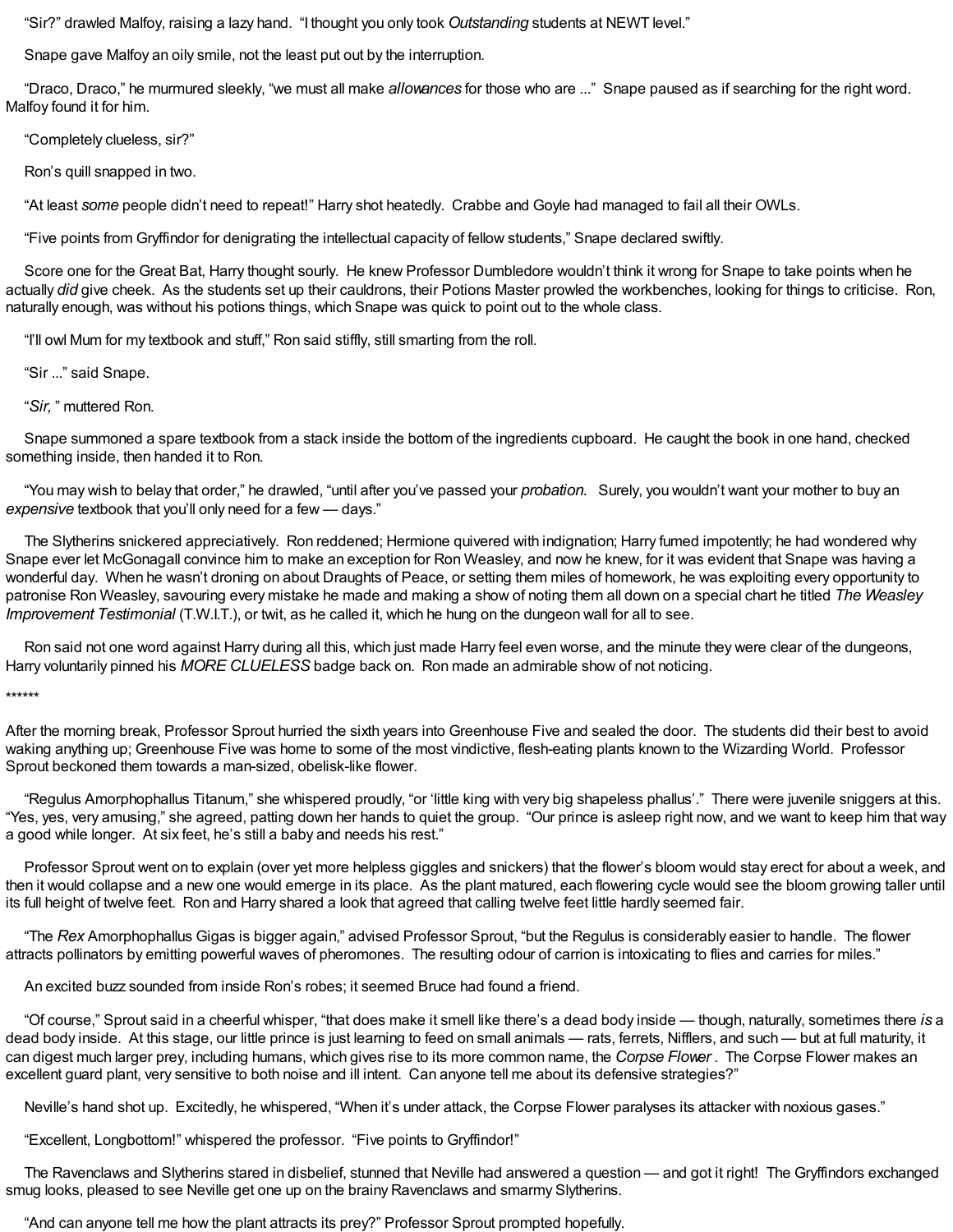"Sir?" drawled Malfoy, raising a lazy hand. "I thought you only took *Outstanding* students at NEWT level."

Snape gave Malfoy an oily smile, not the least put out by the interruption.

"Draco, Draco," he murmured sleekly, "we must all make *allowances* for those who are ..." Snape paused as if searching for the right word. Malfoy found it for him.

"Completely clueless, sir?"

Ron's quill snapped in two.

"At least *some* people didn't need to repeat!" Harry shot heatedly. Crabbe and Goyle had managed to fail all their OWLs.

"Five points from Gryffindor for denigrating the intellectual capacity of fellow students," Snape declared swiftly.

Score one for the Great Bat, Harry thought sourly. He knew Professor Dumbledore wouldn't think it wrong for Snape to take points when he actually *did* give cheek. As the students set up their cauldrons, their Potions Master prowled the workbenches, looking for things to criticise. Ron, naturally enough, was without his potions things, which Snape was quick to point out to the whole class.

"I'll owl Mum for my textbook and stuff," Ron said stiffly, still smarting from the roll.

"Sir ..." said Snape.

"*Sir,*" muttered Ron.

Snape summoned a spare textbook from a stack inside the bottom of the ingredients cupboard. He caught the book in one hand, checked something inside, then handed it to Ron.

"You may wish to belay that order," he drawled, "until after you've passed your *probation.* Surely, you wouldn't want your mother to buy an *expensive* textbook that you'll only need for a few — days."

The Slytherins snickered appreciatively. Ron reddened; Hermione quivered with indignation; Harry fumed impotently; he had wondered why Snape ever let McGonagall convince him to make an exception for Ron Weasley, and now he knew, for it was evident that Snape was having a wonderful day. When he wasn't droning on about Draughts of Peace, or setting them miles of homework, he was exploiting every opportunity to patronise Ron Weasley, savouring every mistake he made and making a show of noting them all down on a special chart he titled *The Weasley Improvement Testimonial* (T.W.I.T.), or twit, as he called it, which he hung on the dungeon wall for all to see.

Ron said not one word against Harry during all this, which just made Harry feel even worse, and the minute they were clear of the dungeons, Harry voluntarily pinned his *MORE CLUELESS* badge back on. Ron made an admirable show of not noticing.

******

After the morning break, Professor Sprout hurried the sixth years into Greenhouse Five and sealed the door. The students did their best to avoid waking anything up; Greenhouse Five was home to some of the most vindictive, flesh-eating plants known to the Wizarding World. Professor Sprout beckoned them towards a man-sized, obelisk-like flower.

"Regulus Amorphophallus Titanum," she whispered proudly, "or 'little king with very big shapeless phallus'." There were juvenile sniggers at this. "Yes, yes, very amusing," she agreed, patting down her hands to quiet the group. "Our prince is asleep right now, and we want to keep him that way a good while longer. At six feet, he's still a baby and needs his rest."

Professor Sprout went on to explain (over yet more helpless giggles and snickers) that the flower's bloom would stay erect for about a week, and then it would collapse and a new one would emerge in its place. As the plant matured, each flowering cycle would see the bloom growing taller until its full height of twelve feet. Ron and Harry shared a look that agreed that calling twelve feet little hardly seemed fair.

"The *Rex* Amorphophallus Gigas is bigger again," advised Professor Sprout, "but the Regulus is considerably easier to handle. The flower attracts pollinators by emitting powerful waves of pheromones. The resulting odour of carrion is intoxicating to flies and carries for miles."

An excited buzz sounded from inside Ron's robes; it seemed Bruce had found a friend.

"Of course," Sprout said in a cheerful whisper, "that does make it smell like there's a dead body inside — though, naturally, sometimes there *is* a dead body inside. At this stage, our little prince is just learning to feed on small animals — rats, ferrets, Nifflers, and such — but at full maturity, it can digest much larger prey, including humans, which gives rise to its more common name, the *Corpse Flower* . The Corpse Flower makes an excellent guard plant, very sensitive to both noise and ill intent. Can anyone tell me about its defensive strategies?"

Neville's hand shot up. Excitedly, he whispered, "When it's under attack, the Corpse Flower paralyses its attacker with noxious gases."

"Excellent, Longbottom!" whispered the professor. "Five points to Gryffindor!"

The Ravenclaws and Slytherins stared in disbelief, stunned that Neville had answered a question — and got it right! The Gryffindors exchanged smug looks, pleased to see Neville get one up on the brainy Ravenclaws and smarmy Slytherins.

"And can anyone tell me how the plant attracts its prey?" Professor Sprout prompted hopefully.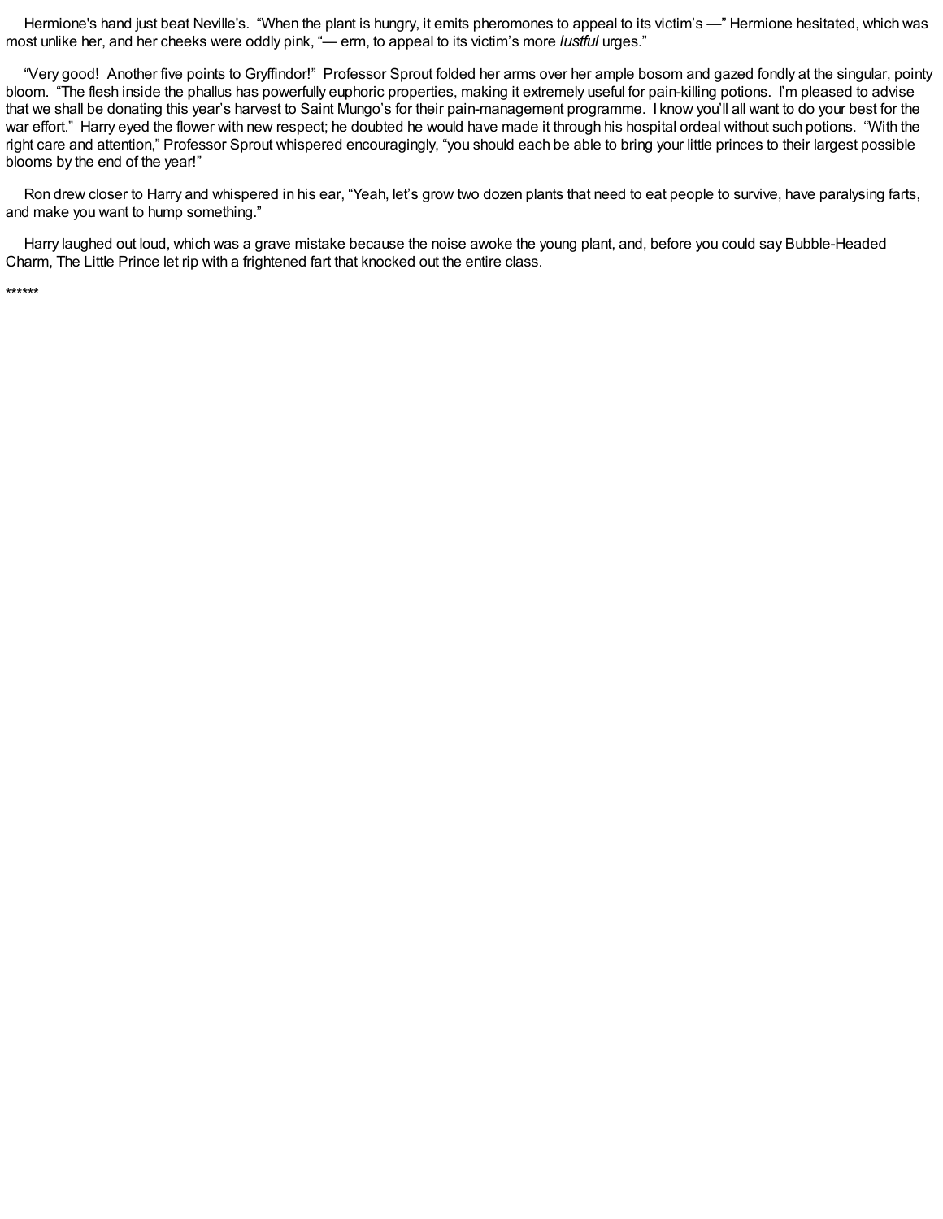Hermione's hand just beat Neville's. “When the plant is hungry, it emits pheromones to appeal to its victim’s —” Hermione hesitated, which was most unlike her, and her cheeks were oddly pink, “— erm, to appeal to its victim’s more *lustful* urges.”

“Very good! Another five points to Gryffindor!” Professor Sprout folded her arms over her ample bosom and gazed fondly at the singular, pointy bloom. “The flesh inside the phallus has powerfully euphoric properties, making it extremely useful for pain-killing potions. I’m pleased to advise that we shall be donating this year’s harvest to Saint Mungo’s for their pain-management programme. I know you’ll all want to do your best for the war effort.” Harry eyed the flower with new respect; he doubted he would have made it through his hospital ordeal without such potions. “With the right care and attention,” Professor Sprout whispered encouragingly, “you should each be able to bring your little princes to their largest possible blooms by the end of the year!”

Ron drew closer to Harry and whispered in his ear, “Yeah, let’s grow two dozen plants that need to eat people to survive, have paralysing farts, and make you want to hump something.”

Harry laughed out loud, which was a grave mistake because the noise awoke the young plant, and, before you could say Bubble-Headed Charm, The Little Prince let rip with a frightened fart that knocked out the entire class.

******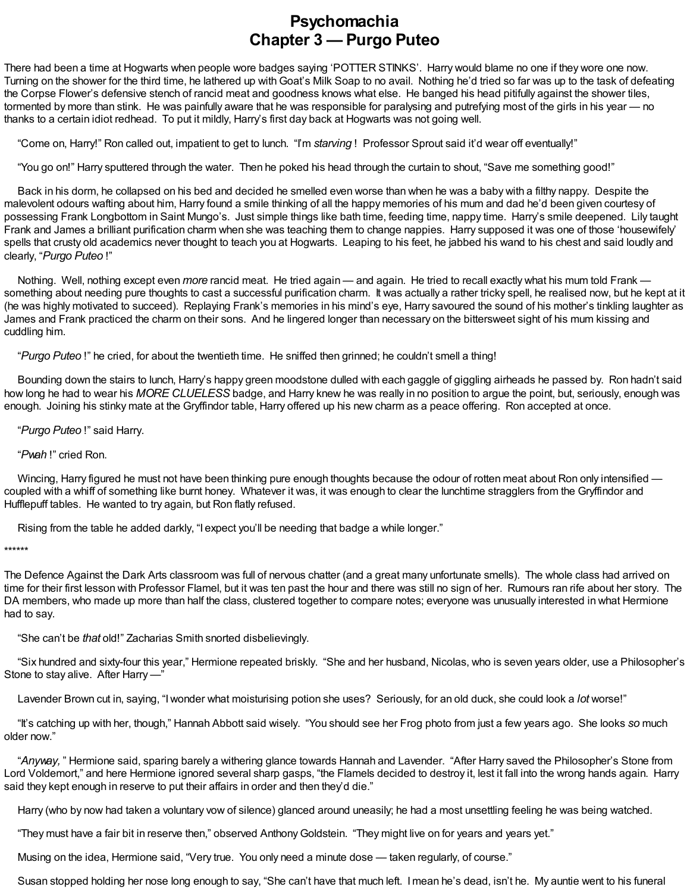# Psychomachia
## Chapter 3 — Purgo Puteo

There had been a time at Hogwarts when people wore badges saying 'POTTER STINKS'. Harry would blame no one if they wore one now. Turning on the shower for the third time, he lathered up with Goat's Milk Soap to no avail. Nothing he'd tried so far was up to the task of defeating the Corpse Flower's defensive stench of rancid meat and goodness knows what else. He banged his head pitifully against the shower tiles, tormented by more than stink. He was painfully aware that he was responsible for paralysing and putrefying most of the girls in his year — no thanks to a certain idiot redhead. To put it mildly, Harry's first day back at Hogwarts was not going well.

"Come on, Harry!" Ron called out, impatient to get to lunch. "I'm *starving* ! Professor Sprout said it'd wear off eventually!"

"You go on!" Harry sputtered through the water. Then he poked his head through the curtain to shout, "Save me something good!"

Back in his dorm, he collapsed on his bed and decided he smelled even worse than when he was a baby with a filthy nappy. Despite the malevolent odours wafting about him, Harry found a smile thinking of all the happy memories of his mum and dad he'd been given courtesy of possessing Frank Longbottom in Saint Mungo's. Just simple things like bath time, feeding time, nappy time. Harry's smile deepened. Lily taught Frank and James a brilliant purification charm when she was teaching them to change nappies. Harry supposed it was one of those 'housewifely' spells that crusty old academics never thought to teach you at Hogwarts. Leaping to his feet, he jabbed his wand to his chest and said loudly and clearly, "*Purgo Puteo* !"

Nothing. Well, nothing except even *more* rancid meat. He tried again — and again. He tried to recall exactly what his mum told Frank — something about needing pure thoughts to cast a successful purification charm. It was actually a rather tricky spell, he realised now, but he kept at it (he was highly motivated to succeed). Replaying Frank's memories in his mind's eye, Harry savoured the sound of his mother's tinkling laughter as James and Frank practiced the charm on their sons. And he lingered longer than necessary on the bittersweet sight of his mum kissing and cuddling him.

"*Purgo Puteo* !" he cried, for about the twentieth time. He sniffed then grinned; he couldn't smell a thing!

Bounding down the stairs to lunch, Harry's happy green moodstone dulled with each gaggle of giggling airheads he passed by. Ron hadn't said how long he had to wear his *MORE CLUELESS* badge, and Harry knew he was really in no position to argue the point, but, seriously, enough was enough. Joining his stinky mate at the Gryffindor table, Harry offered up his new charm as a peace offering. Ron accepted at once.

"*Purgo Puteo* !" said Harry.

"*Pwah* !" cried Ron.

Wincing, Harry figured he must not have been thinking pure enough thoughts because the odour of rotten meat about Ron only intensified — coupled with a whiff of something like burnt honey. Whatever it was, it was enough to clear the lunchtime stragglers from the Gryffindor and Hufflepuff tables. He wanted to try again, but Ron flatly refused.

Rising from the table he added darkly, "I expect you'll be needing that badge a while longer."

******

The Defence Against the Dark Arts classroom was full of nervous chatter (and a great many unfortunate smells). The whole class had arrived on time for their first lesson with Professor Flamel, but it was ten past the hour and there was still no sign of her. Rumours ran rife about her story. The DA members, who made up more than half the class, clustered together to compare notes; everyone was unusually interested in what Hermione had to say.

"She can't be *that* old!" Zacharias Smith snorted disbelievingly.

"Six hundred and sixty-four this year," Hermione repeated briskly. "She and her husband, Nicolas, who is seven years older, use a Philosopher's Stone to stay alive. After Harry —"

Lavender Brown cut in, saying, "I wonder what moisturising potion she uses? Seriously, for an old duck, she could look a *lot* worse!"

"It's catching up with her, though," Hannah Abbott said wisely. "You should see her Frog photo from just a few years ago. She looks *so* much older now."

"*Anyway,* " Hermione said, sparing barely a withering glance towards Hannah and Lavender. "After Harry saved the Philosopher's Stone from Lord Voldemort," and here Hermione ignored several sharp gasps, "the Flamels decided to destroy it, lest it fall into the wrong hands again. Harry said they kept enough in reserve to put their affairs in order and then they'd die."

Harry (who by now had taken a voluntary vow of silence) glanced around uneasily; he had a most unsettling feeling he was being watched.

"They must have a fair bit in reserve then," observed Anthony Goldstein. "They might live on for years and years yet."

Musing on the idea, Hermione said, "Very true. You only need a minute dose — taken regularly, of course."

Susan stopped holding her nose long enough to say, "She can't have that much left. I mean he's dead, isn't he. My auntie went to his funeral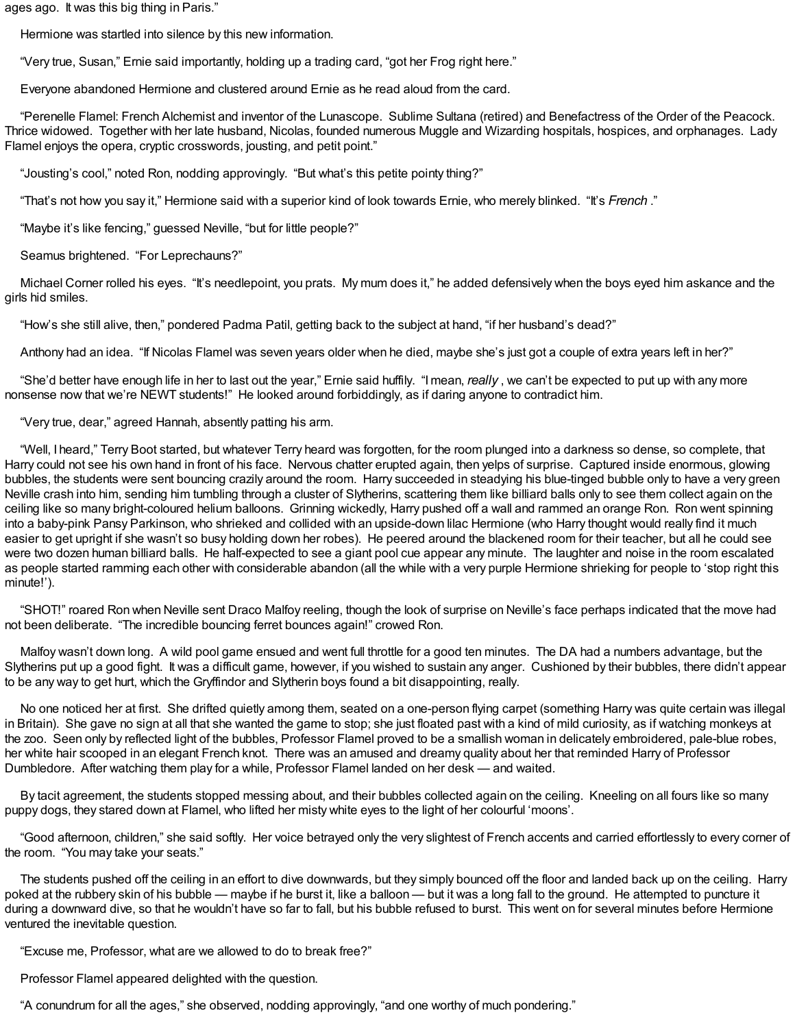ages ago. It was this big thing in Paris."

Hermione was startled into silence by this new information.

"Very true, Susan," Ernie said importantly, holding up a trading card, "got her Frog right here."

Everyone abandoned Hermione and clustered around Ernie as he read aloud from the card.

"Perenelle Flamel: French Alchemist and inventor of the Lunascope. Sublime Sultana (retired) and Benefactress of the Order of the Peacock. Thrice widowed. Together with her late husband, Nicolas, founded numerous Muggle and Wizarding hospitals, hospices, and orphanages. Lady Flamel enjoys the opera, cryptic crosswords, jousting, and petit point."

"Jousting's cool," noted Ron, nodding approvingly. "But what's this petite pointy thing?"

"That's not how you say it," Hermione said with a superior kind of look towards Ernie, who merely blinked. "It's *French* ."

"Maybe it's like fencing," guessed Neville, "but for little people?"

Seamus brightened. "For Leprechauns?"

Michael Corner rolled his eyes. "It's needlepoint, you prats. My mum does it," he added defensively when the boys eyed him askance and the girls hid smiles.

"How's she still alive, then," pondered Padma Patil, getting back to the subject at hand, "if her husband's dead?"

Anthony had an idea. "If Nicolas Flamel was seven years older when he died, maybe she's just got a couple of extra years left in her?"

"She'd better have enough life in her to last out the year," Ernie said huffily. "I mean, *really* , we can't be expected to put up with any more nonsense now that we're NEWT students!" He looked around forbiddingly, as if daring anyone to contradict him.

"Very true, dear," agreed Hannah, absently patting his arm.

"Well, I heard," Terry Boot started, but whatever Terry heard was forgotten, for the room plunged into a darkness so dense, so complete, that Harry could not see his own hand in front of his face. Nervous chatter erupted again, then yelps of surprise. Captured inside enormous, glowing bubbles, the students were sent bouncing crazily around the room. Harry succeeded in steadying his blue-tinged bubble only to have a very green Neville crash into him, sending him tumbling through a cluster of Slytherins, scattering them like billiard balls only to see them collect again on the ceiling like so many bright-coloured helium balloons. Grinning wickedly, Harry pushed off a wall and rammed an orange Ron. Ron went spinning into a baby-pink Pansy Parkinson, who shrieked and collided with an upside-down lilac Hermione (who Harry thought would really find it much easier to get upright if she wasn't so busy holding down her robes). He peered around the blackened room for their teacher, but all he could see were two dozen human billiard balls. He half-expected to see a giant pool cue appear any minute. The laughter and noise in the room escalated as people started ramming each other with considerable abandon (all the while with a very purple Hermione shrieking for people to 'stop right this minute!').

"SHOT!" roared Ron when Neville sent Draco Malfoy reeling, though the look of surprise on Neville's face perhaps indicated that the move had not been deliberate. "The incredible bouncing ferret bounces again!" crowed Ron.

Malfoy wasn't down long. A wild pool game ensued and went full throttle for a good ten minutes. The DA had a numbers advantage, but the Slytherins put up a good fight. It was a difficult game, however, if you wished to sustain any anger. Cushioned by their bubbles, there didn't appear to be any way to get hurt, which the Gryffindor and Slytherin boys found a bit disappointing, really.

No one noticed her at first. She drifted quietly among them, seated on a one-person flying carpet (something Harry was quite certain was illegal in Britain). She gave no sign at all that she wanted the game to stop; she just floated past with a kind of mild curiosity, as if watching monkeys at the zoo. Seen only by reflected light of the bubbles, Professor Flamel proved to be a smallish woman in delicately embroidered, pale-blue robes, her white hair scooped in an elegant French knot. There was an amused and dreamy quality about her that reminded Harry of Professor Dumbledore. After watching them play for a while, Professor Flamel landed on her desk — and waited.

By tacit agreement, the students stopped messing about, and their bubbles collected again on the ceiling. Kneeling on all fours like so many puppy dogs, they stared down at Flamel, who lifted her misty white eyes to the light of her colourful 'moons'.

"Good afternoon, children," she said softly. Her voice betrayed only the very slightest of French accents and carried effortlessly to every corner of the room. "You may take your seats."

The students pushed off the ceiling in an effort to dive downwards, but they simply bounced off the floor and landed back up on the ceiling. Harry poked at the rubbery skin of his bubble — maybe if he burst it, like a balloon — but it was a long fall to the ground. He attempted to puncture it during a downward dive, so that he wouldn't have so far to fall, but his bubble refused to burst. This went on for several minutes before Hermione ventured the inevitable question.

"Excuse me, Professor, what are we allowed to do to break free?"

Professor Flamel appeared delighted with the question.

"A conundrum for all the ages," she observed, nodding approvingly, "and one worthy of much pondering."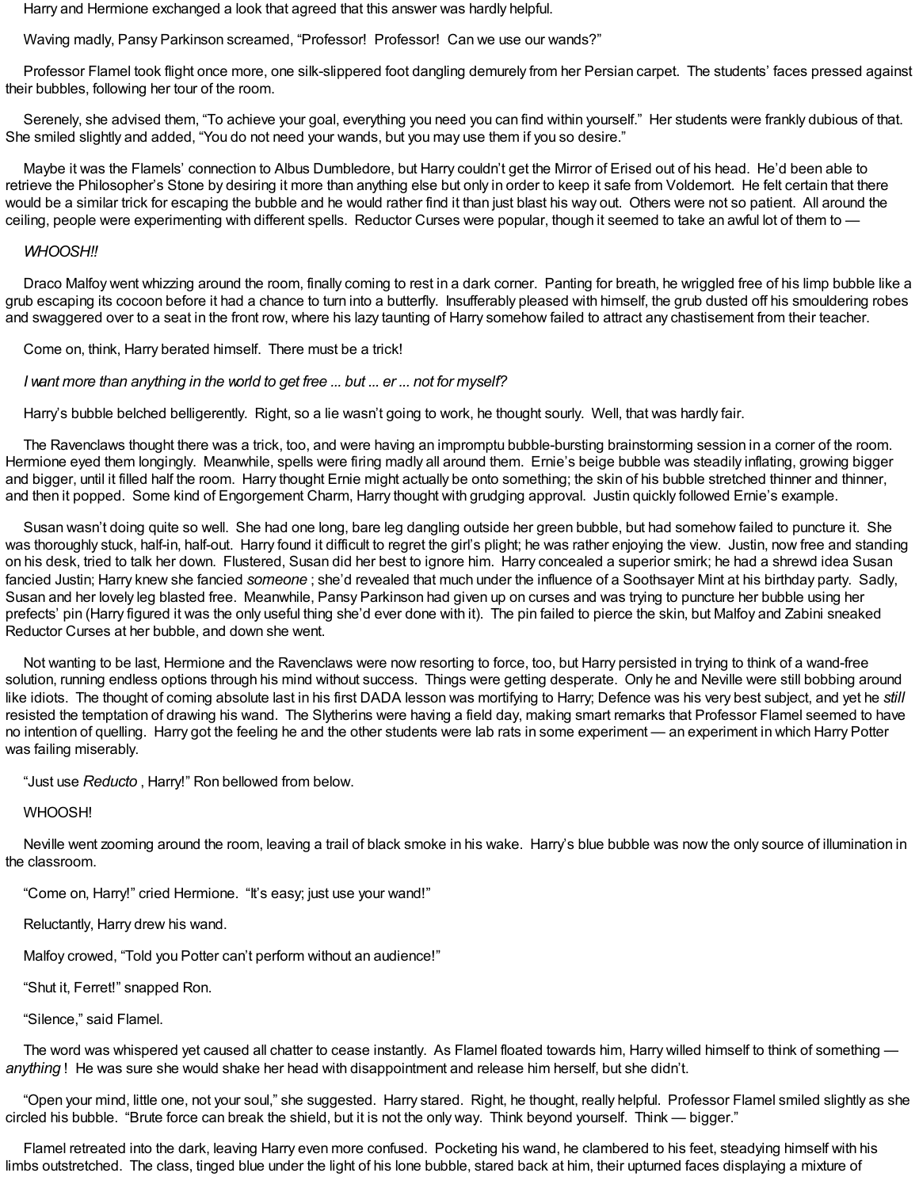Harry and Hermione exchanged a look that agreed that this answer was hardly helpful.

Waving madly, Pansy Parkinson screamed, "Professor! Professor! Can we use our wands?"

Professor Flamel took flight once more, one silk-slippered foot dangling demurely from her Persian carpet. The students' faces pressed against their bubbles, following her tour of the room.

Serenely, she advised them, "To achieve your goal, everything you need you can find within yourself." Her students were frankly dubious of that. She smiled slightly and added, "You do not need your wands, but you may use them if you so desire."

Maybe it was the Flamels' connection to Albus Dumbledore, but Harry couldn't get the Mirror of Erised out of his head. He'd been able to retrieve the Philosopher's Stone by desiring it more than anything else but only in order to keep it safe from Voldemort. He felt certain that there would be a similar trick for escaping the bubble and he would rather find it than just blast his way out. Others were not so patient. All around the ceiling, people were experimenting with different spells. Reductor Curses were popular, though it seemed to take an awful lot of them to —

*WHOOSH!!*

Draco Malfoy went whizzing around the room, finally coming to rest in a dark corner. Panting for breath, he wriggled free of his limp bubble like a grub escaping its cocoon before it had a chance to turn into a butterfly. Insufferably pleased with himself, the grub dusted off his smouldering robes and swaggered over to a seat in the front row, where his lazy taunting of Harry somehow failed to attract any chastisement from their teacher.

Come on, think, Harry berated himself. There must be a trick!

*I want more than anything in the world to get free ... but ... er ... not for myself?*

Harry's bubble belched belligerently. Right, so a lie wasn't going to work, he thought sourly. Well, that was hardly fair.

The Ravenclaws thought there was a trick, too, and were having an impromptu bubble-bursting brainstorming session in a corner of the room. Hermione eyed them longingly. Meanwhile, spells were firing madly all around them. Ernie's beige bubble was steadily inflating, growing bigger and bigger, until it filled half the room. Harry thought Ernie might actually be onto something; the skin of his bubble stretched thinner and thinner, and then it popped. Some kind of Engorgement Charm, Harry thought with grudging approval. Justin quickly followed Ernie's example.

Susan wasn't doing quite so well. She had one long, bare leg dangling outside her green bubble, but had somehow failed to puncture it. She was thoroughly stuck, half-in, half-out. Harry found it difficult to regret the girl's plight; he was rather enjoying the view. Justin, now free and standing on his desk, tried to talk her down. Flustered, Susan did her best to ignore him. Harry concealed a superior smirk; he had a shrewd idea Susan fancied Justin; Harry knew she fancied *someone* ; she'd revealed that much under the influence of a Soothsayer Mint at his birthday party. Sadly, Susan and her lovely leg blasted free. Meanwhile, Pansy Parkinson had given up on curses and was trying to puncture her bubble using her prefects' pin (Harry figured it was the only useful thing she'd ever done with it). The pin failed to pierce the skin, but Malfoy and Zabini sneaked Reductor Curses at her bubble, and down she went.

Not wanting to be last, Hermione and the Ravenclaws were now resorting to force, too, but Harry persisted in trying to think of a wand-free solution, running endless options through his mind without success. Things were getting desperate. Only he and Neville were still bobbing around like idiots. The thought of coming absolute last in his first DADA lesson was mortifying to Harry; Defence was his very best subject, and yet he *still* resisted the temptation of drawing his wand. The Slytherins were having a field day, making smart remarks that Professor Flamel seemed to have no intention of quelling. Harry got the feeling he and the other students were lab rats in some experiment — an experiment in which Harry Potter was failing miserably.

"Just use *Reducto* , Harry!" Ron bellowed from below.

WHOOSH!

Neville went zooming around the room, leaving a trail of black smoke in his wake. Harry's blue bubble was now the only source of illumination in the classroom.

"Come on, Harry!" cried Hermione. "It's easy; just use your wand!"

Reluctantly, Harry drew his wand.

Malfoy crowed, "Told you Potter can't perform without an audience!"

"Shut it, Ferret!" snapped Ron.

"Silence," said Flamel.

The word was whispered yet caused all chatter to cease instantly. As Flamel floated towards him, Harry willed himself to think of something — *anything* ! He was sure she would shake her head with disappointment and release him herself, but she didn't.

"Open your mind, little one, not your soul," she suggested. Harry stared. Right, he thought, really helpful. Professor Flamel smiled slightly as she circled his bubble. "Brute force can break the shield, but it is not the only way. Think beyond yourself. Think — bigger."

Flamel retreated into the dark, leaving Harry even more confused. Pocketing his wand, he clambered to his feet, steadying himself with his limbs outstretched. The class, tinged blue under the light of his lone bubble, stared back at him, their upturned faces displaying a mixture of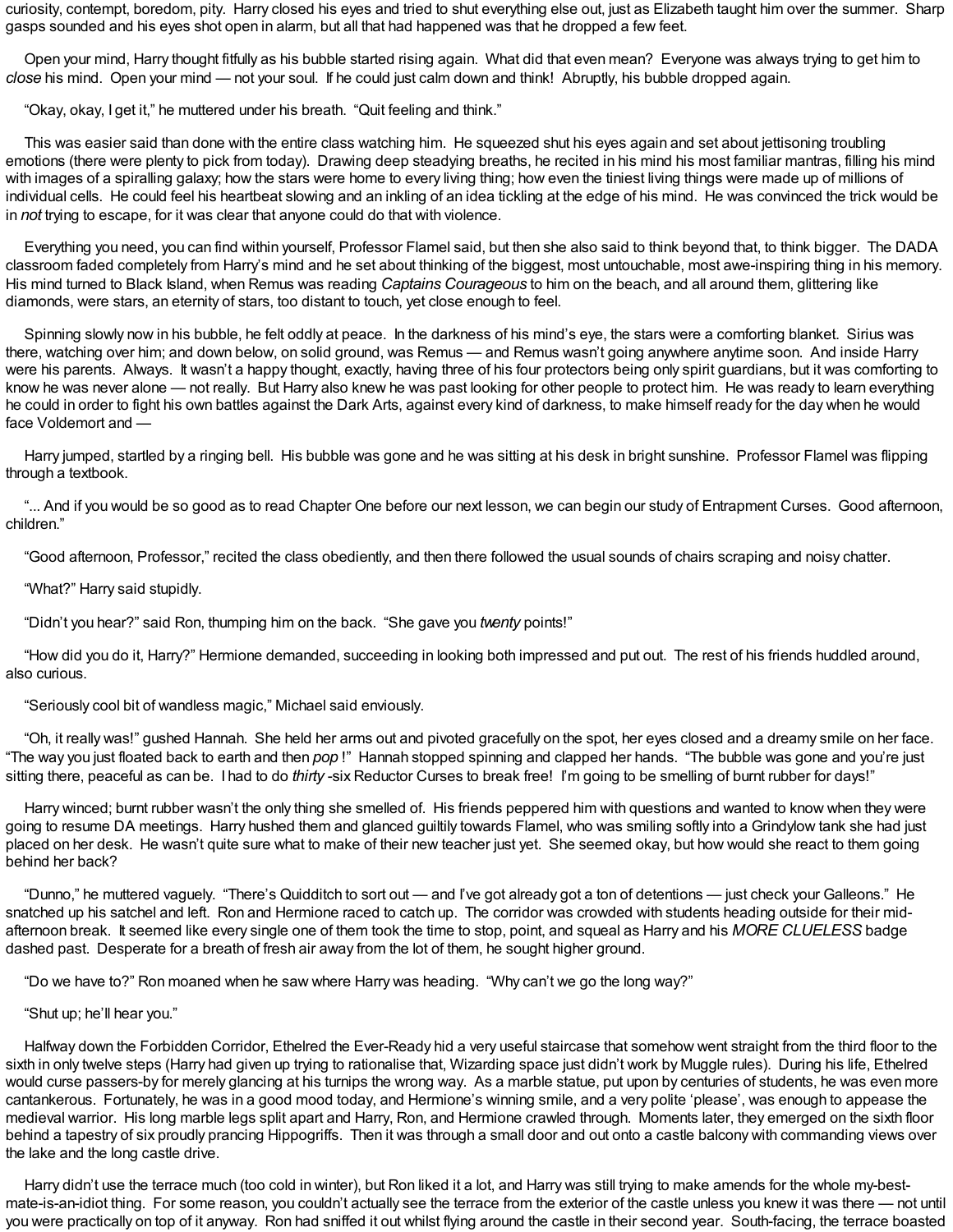curiosity, contempt, boredom, pity. Harry closed his eyes and tried to shut everything else out, just as Elizabeth taught him over the summer. Sharp gasps sounded and his eyes shot open in alarm, but all that had happened was that he dropped a few feet.

Open your mind, Harry thought fitfully as his bubble started rising again. What did that even mean? Everyone was always trying to get him to *close* his mind. Open your mind — not your soul. If he could just calm down and think! Abruptly, his bubble dropped again.

"Okay, okay, I get it," he muttered under his breath. "Quit feeling and think."

This was easier said than done with the entire class watching him. He squeezed shut his eyes again and set about jettisoning troubling emotions (there were plenty to pick from today). Drawing deep steadying breaths, he recited in his mind his most familiar mantras, filling his mind with images of a spiralling galaxy; how the stars were home to every living thing; how even the tiniest living things were made up of millions of individual cells. He could feel his heartbeat slowing and an inkling of an idea tickling at the edge of his mind. He was convinced the trick would be in *not* trying to escape, for it was clear that anyone could do that with violence.

Everything you need, you can find within yourself, Professor Flamel said, but then she also said to think beyond that, to think bigger. The DADA classroom faded completely from Harry's mind and he set about thinking of the biggest, most untouchable, most awe-inspiring thing in his memory. His mind turned to Black Island, when Remus was reading *Captains Courageous* to him on the beach, and all around them, glittering like diamonds, were stars, an eternity of stars, too distant to touch, yet close enough to feel.

Spinning slowly now in his bubble, he felt oddly at peace. In the darkness of his mind's eye, the stars were a comforting blanket. Sirius was there, watching over him; and down below, on solid ground, was Remus — and Remus wasn't going anywhere anytime soon. And inside Harry were his parents. Always. It wasn't a happy thought, exactly, having three of his four protectors being only spirit guardians, but it was comforting to know he was never alone — not really. But Harry also knew he was past looking for other people to protect him. He was ready to learn everything he could in order to fight his own battles against the Dark Arts, against every kind of darkness, to make himself ready for the day when he would face Voldemort and —

Harry jumped, startled by a ringing bell. His bubble was gone and he was sitting at his desk in bright sunshine. Professor Flamel was flipping through a textbook.

"... And if you would be so good as to read Chapter One before our next lesson, we can begin our study of Entrapment Curses. Good afternoon, children."

"Good afternoon, Professor," recited the class obediently, and then there followed the usual sounds of chairs scraping and noisy chatter.

"What?" Harry said stupidly.

"Didn't you hear?" said Ron, thumping him on the back. "She gave you *twenty* points!"

"How did you do it, Harry?" Hermione demanded, succeeding in looking both impressed and put out. The rest of his friends huddled around, also curious.

"Seriously cool bit of wandless magic," Michael said enviously.

"Oh, it really was!" gushed Hannah. She held her arms out and pivoted gracefully on the spot, her eyes closed and a dreamy smile on her face. "The way you just floated back to earth and then *pop* !" Hannah stopped spinning and clapped her hands. "The bubble was gone and you're just sitting there, peaceful as can be. I had to do *thirty* -six Reductor Curses to break free! I'm going to be smelling of burnt rubber for days!"

Harry winced; burnt rubber wasn't the only thing she smelled of. His friends peppered him with questions and wanted to know when they were going to resume DA meetings. Harry hushed them and glanced guiltily towards Flamel, who was smiling softly into a Grindylow tank she had just placed on her desk. He wasn't quite sure what to make of their new teacher just yet. She seemed okay, but how would she react to them going behind her back?

"Dunno," he muttered vaguely. "There's Quidditch to sort out — and I've got already got a ton of detentions — just check your Galleons." He snatched up his satchel and left. Ron and Hermione raced to catch up. The corridor was crowded with students heading outside for their mid-afternoon break. It seemed like every single one of them took the time to stop, point, and squeal as Harry and his *MORE CLUELESS* badge dashed past. Desperate for a breath of fresh air away from the lot of them, he sought higher ground.

"Do we have to?" Ron moaned when he saw where Harry was heading. "Why can't we go the long way?"

"Shut up; he'll hear you."

Halfway down the Forbidden Corridor, Ethelred the Ever-Ready hid a very useful staircase that somehow went straight from the third floor to the sixth in only twelve steps (Harry had given up trying to rationalise that, Wizarding space just didn't work by Muggle rules). During his life, Ethelred would curse passers-by for merely glancing at his turnips the wrong way. As a marble statue, put upon by centuries of students, he was even more cantankerous. Fortunately, he was in a good mood today, and Hermione's winning smile, and a very polite 'please', was enough to appease the medieval warrior. His long marble legs split apart and Harry, Ron, and Hermione crawled through. Moments later, they emerged on the sixth floor behind a tapestry of six proudly prancing Hippogriffs. Then it was through a small door and out onto a castle balcony with commanding views over the lake and the long castle drive.

Harry didn't use the terrace much (too cold in winter), but Ron liked it a lot, and Harry was still trying to make amends for the whole my-best-mate-is-an-idiot thing. For some reason, you couldn't actually see the terrace from the exterior of the castle unless you knew it was there — not until you were practically on top of it anyway. Ron had sniffed it out whilst flying around the castle in their second year. South-facing, the terrace boasted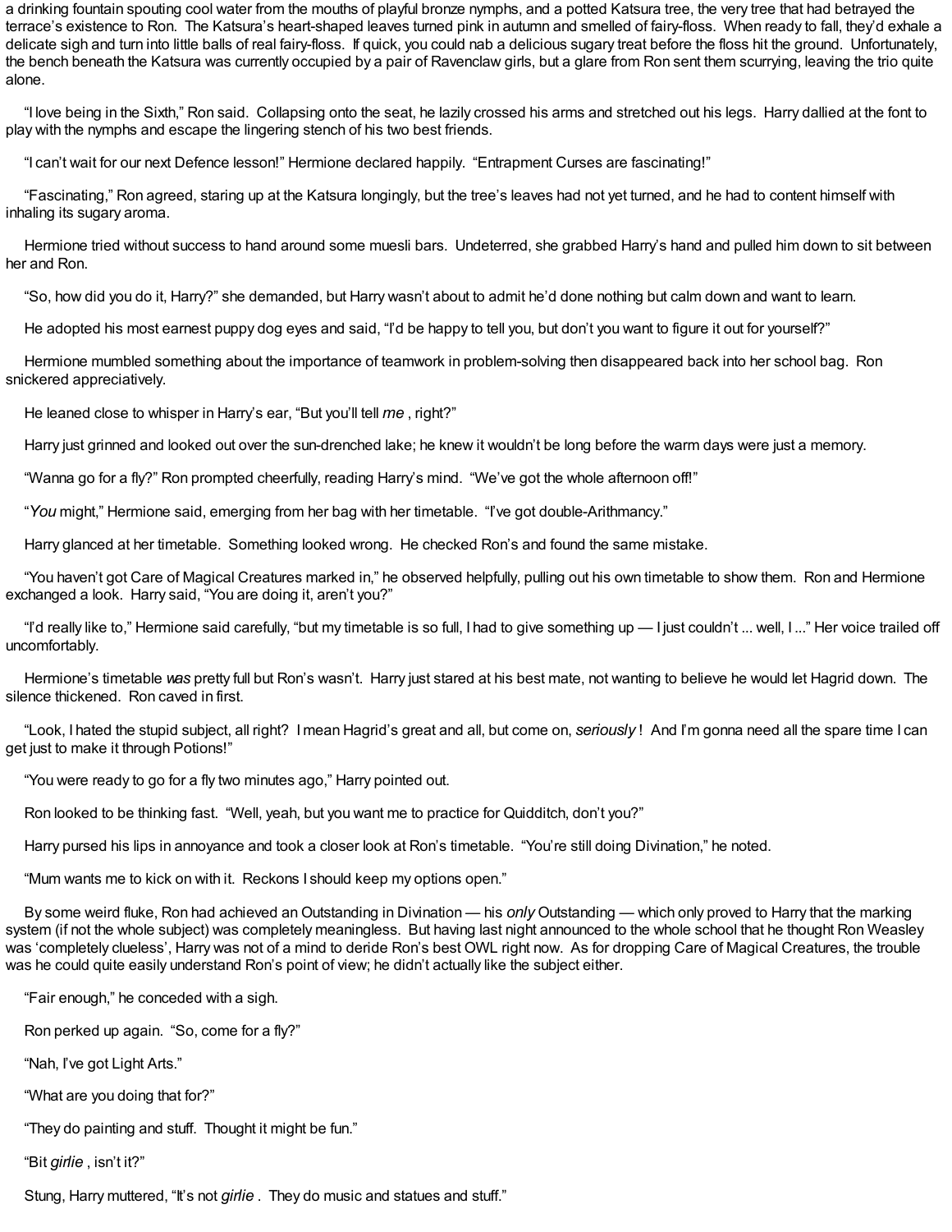a drinking fountain spouting cool water from the mouths of playful bronze nymphs, and a potted Katsura tree, the very tree that had betrayed the terrace's existence to Ron. The Katsura's heart-shaped leaves turned pink in autumn and smelled of fairy-floss. When ready to fall, they'd exhale a delicate sigh and turn into little balls of real fairy-floss. If quick, you could nab a delicious sugary treat before the floss hit the ground. Unfortunately, the bench beneath the Katsura was currently occupied by a pair of Ravenclaw girls, but a glare from Ron sent them scurrying, leaving the trio quite alone.

"I love being in the Sixth," Ron said. Collapsing onto the seat, he lazily crossed his arms and stretched out his legs. Harry dallied at the font to play with the nymphs and escape the lingering stench of his two best friends.

"I can't wait for our next Defence lesson!" Hermione declared happily. "Entrapment Curses are fascinating!"

"Fascinating," Ron agreed, staring up at the Katsura longingly, but the tree's leaves had not yet turned, and he had to content himself with inhaling its sugary aroma.

Hermione tried without success to hand around some muesli bars. Undeterred, she grabbed Harry's hand and pulled him down to sit between her and Ron.

"So, how did you do it, Harry?" she demanded, but Harry wasn't about to admit he'd done nothing but calm down and want to learn.

He adopted his most earnest puppy dog eyes and said, "I'd be happy to tell you, but don't you want to figure it out for yourself?"

Hermione mumbled something about the importance of teamwork in problem-solving then disappeared back into her school bag. Ron snickered appreciatively.

He leaned close to whisper in Harry's ear, "But you'll tell *me* , right?"

Harry just grinned and looked out over the sun-drenched lake; he knew it wouldn't be long before the warm days were just a memory.

"Wanna go for a fly?" Ron prompted cheerfully, reading Harry's mind. "We've got the whole afternoon off!"

"*You* might," Hermione said, emerging from her bag with her timetable. "I've got double-Arithmancy."

Harry glanced at her timetable. Something looked wrong. He checked Ron's and found the same mistake.

"You haven't got Care of Magical Creatures marked in," he observed helpfully, pulling out his own timetable to show them. Ron and Hermione exchanged a look. Harry said, "You are doing it, aren't you?"

"I'd really like to," Hermione said carefully, "but my timetable is so full, I had to give something up — I just couldn't ... well, I ..." Her voice trailed off uncomfortably.

Hermione's timetable *was* pretty full but Ron's wasn't. Harry just stared at his best mate, not wanting to believe he would let Hagrid down. The silence thickened. Ron caved in first.

"Look, I hated the stupid subject, all right? I mean Hagrid's great and all, but come on, *seriously* ! And I'm gonna need all the spare time I can get just to make it through Potions!"

"You were ready to go for a fly two minutes ago," Harry pointed out.

Ron looked to be thinking fast. "Well, yeah, but you want me to practice for Quidditch, don't you?"

Harry pursed his lips in annoyance and took a closer look at Ron's timetable. "You're still doing Divination," he noted.

"Mum wants me to kick on with it. Reckons I should keep my options open."

By some weird fluke, Ron had achieved an Outstanding in Divination — his *only* Outstanding — which only proved to Harry that the marking system (if not the whole subject) was completely meaningless. But having last night announced to the whole school that he thought Ron Weasley was 'completely clueless', Harry was not of a mind to deride Ron's best OWL right now. As for dropping Care of Magical Creatures, the trouble was he could quite easily understand Ron's point of view; he didn't actually like the subject either.

"Fair enough," he conceded with a sigh.

Ron perked up again. "So, come for a fly?"

"Nah, I've got Light Arts."

"What are you doing that for?"

"They do painting and stuff. Thought it might be fun."

"Bit *girlie* , isn't it?"

Stung, Harry muttered, "It's not *girlie* . They do music and statues and stuff."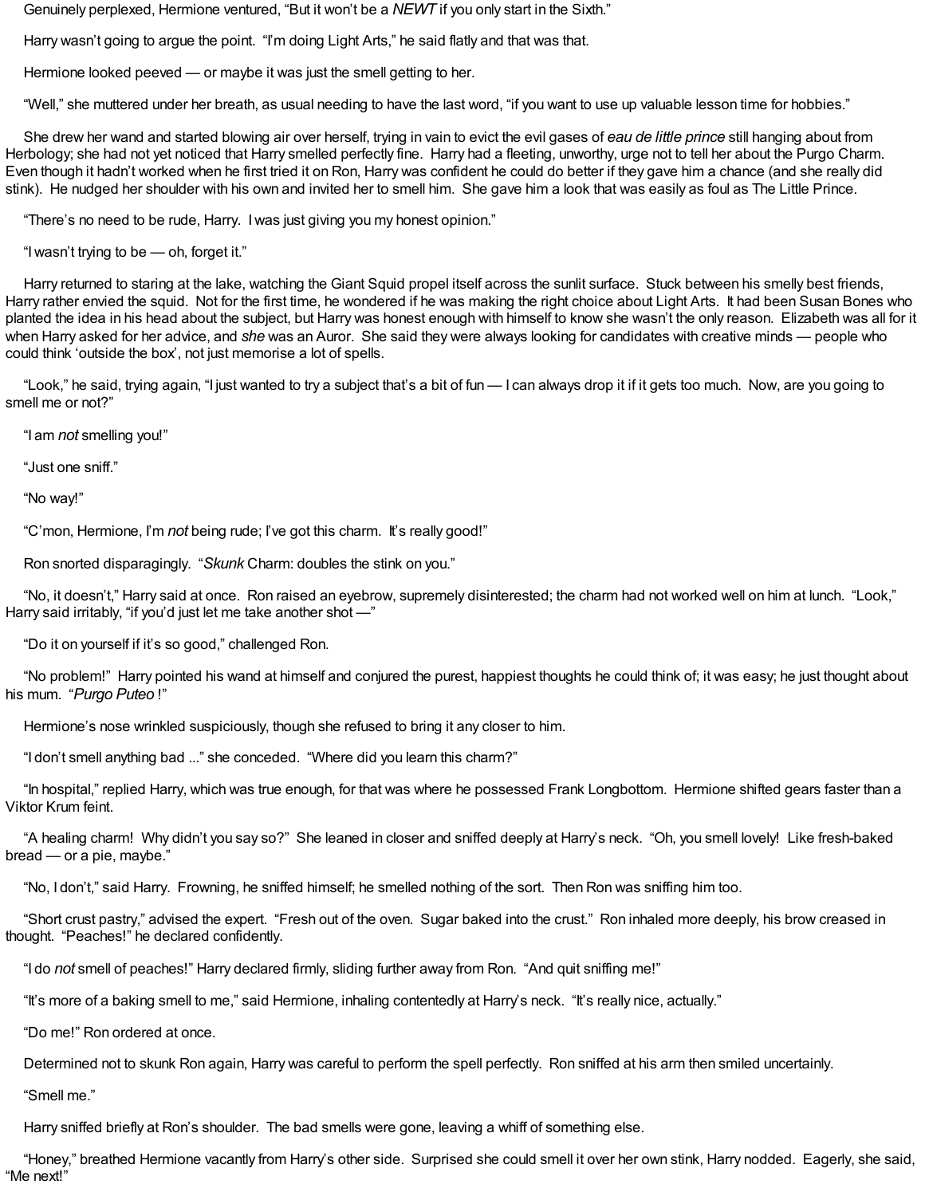Genuinely perplexed, Hermione ventured, "But it won't be a *NEWT* if you only start in the Sixth."

Harry wasn't going to argue the point. "I'm doing Light Arts," he said flatly and that was that.

Hermione looked peeved — or maybe it was just the smell getting to her.

"Well," she muttered under her breath, as usual needing to have the last word, "if you want to use up valuable lesson time for hobbies."

She drew her wand and started blowing air over herself, trying in vain to evict the evil gases of *eau de little prince* still hanging about from Herbology; she had not yet noticed that Harry smelled perfectly fine. Harry had a fleeting, unworthy, urge not to tell her about the Purgo Charm. Even though it hadn't worked when he first tried it on Ron, Harry was confident he could do better if they gave him a chance (and she really did stink). He nudged her shoulder with his own and invited her to smell him. She gave him a look that was easily as foul as The Little Prince.

"There's no need to be rude, Harry. I was just giving you my honest opinion."

"I wasn't trying to be — oh, forget it."

Harry returned to staring at the lake, watching the Giant Squid propel itself across the sunlit surface. Stuck between his smelly best friends, Harry rather envied the squid. Not for the first time, he wondered if he was making the right choice about Light Arts. It had been Susan Bones who planted the idea in his head about the subject, but Harry was honest enough with himself to know she wasn't the only reason. Elizabeth was all for it when Harry asked for her advice, and *she* was an Auror. She said they were always looking for candidates with creative minds — people who could think 'outside the box', not just memorise a lot of spells.

"Look," he said, trying again, "I just wanted to try a subject that's a bit of fun — I can always drop it if it gets too much. Now, are you going to smell me or not?"

"I am *not* smelling you!"

"Just one sniff."

"No way!"

"C'mon, Hermione, I'm *not* being rude; I've got this charm. It's really good!"

Ron snorted disparagingly. "*Skunk* Charm: doubles the stink on you."

"No, it doesn't," Harry said at once. Ron raised an eyebrow, supremely disinterested; the charm had not worked well on him at lunch. "Look," Harry said irritably, "if you'd just let me take another shot —"

"Do it on yourself if it's so good," challenged Ron.

"No problem!" Harry pointed his wand at himself and conjured the purest, happiest thoughts he could think of; it was easy; he just thought about his mum. "*Purgo Puteo* !"

Hermione's nose wrinkled suspiciously, though she refused to bring it any closer to him.

"I don't smell anything bad ..." she conceded. "Where did you learn this charm?"

"In hospital," replied Harry, which was true enough, for that was where he possessed Frank Longbottom. Hermione shifted gears faster than a Viktor Krum feint.

"A healing charm! Why didn't you say so?" She leaned in closer and sniffed deeply at Harry's neck. "Oh, you smell lovely! Like fresh-baked bread — or a pie, maybe."

"No, I don't," said Harry. Frowning, he sniffed himself; he smelled nothing of the sort. Then Ron was sniffing him too.

"Short crust pastry," advised the expert. "Fresh out of the oven. Sugar baked into the crust." Ron inhaled more deeply, his brow creased in thought. "Peaches!" he declared confidently.

"I do *not* smell of peaches!" Harry declared firmly, sliding further away from Ron. "And quit sniffing me!"

"It's more of a baking smell to me," said Hermione, inhaling contentedly at Harry's neck. "It's really nice, actually."

"Do me!" Ron ordered at once.

Determined not to skunk Ron again, Harry was careful to perform the spell perfectly. Ron sniffed at his arm then smiled uncertainly.

"Smell me."

Harry sniffed briefly at Ron's shoulder. The bad smells were gone, leaving a whiff of something else.

"Honey," breathed Hermione vacantly from Harry's other side. Surprised she could smell it over her own stink, Harry nodded. Eagerly, she said, "Me next!"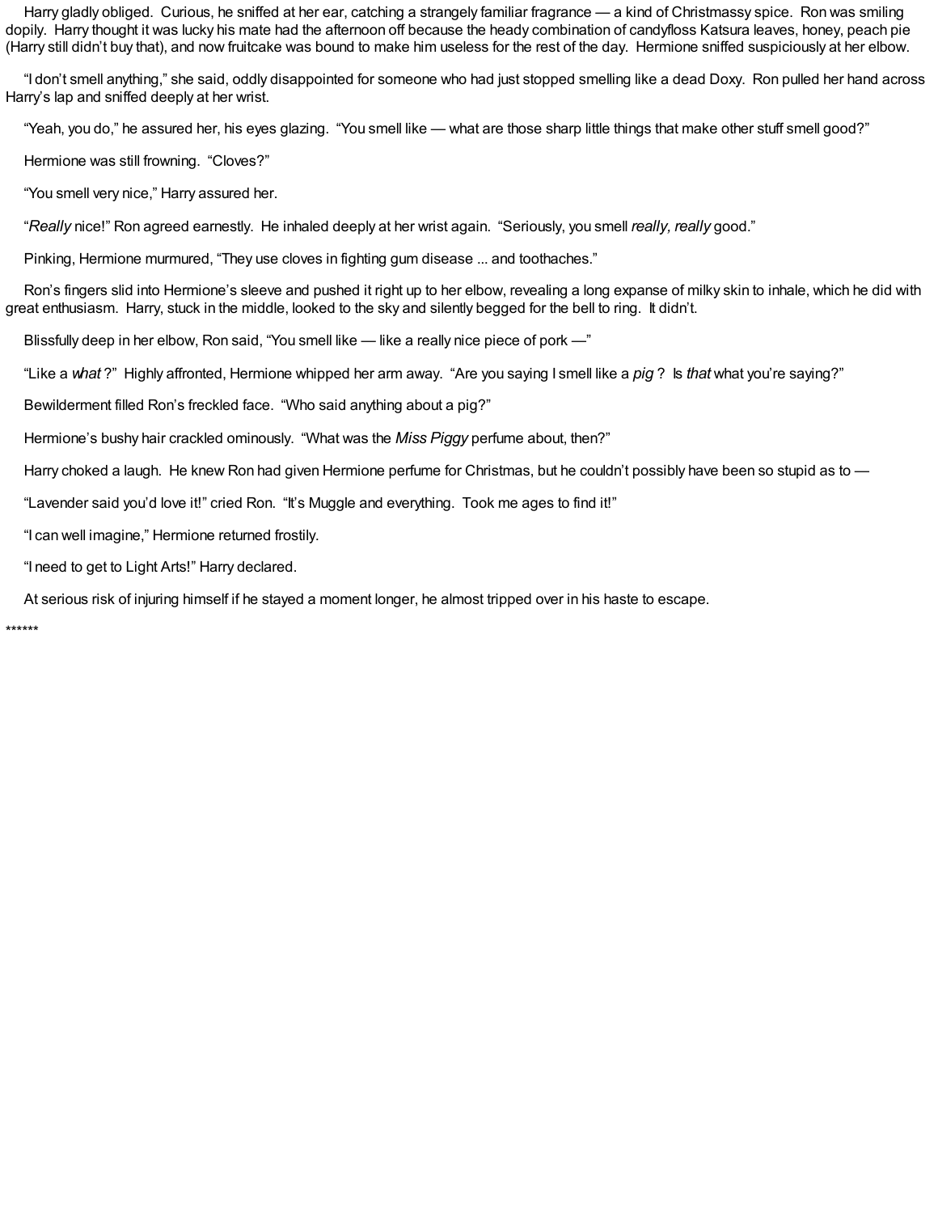Harry gladly obliged. Curious, he sniffed at her ear, catching a strangely familiar fragrance — a kind of Christmassy spice. Ron was smiling dopily. Harry thought it was lucky his mate had the afternoon off because the heady combination of candyfloss Katsura leaves, honey, peach pie (Harry still didn't buy that), and now fruitcake was bound to make him useless for the rest of the day. Hermione sniffed suspiciously at her elbow.

"I don't smell anything," she said, oddly disappointed for someone who had just stopped smelling like a dead Doxy. Ron pulled her hand across Harry's lap and sniffed deeply at her wrist.

"Yeah, you do," he assured her, his eyes glazing. "You smell like — what are those sharp little things that make other stuff smell good?"

Hermione was still frowning. "Cloves?"

"You smell very nice," Harry assured her.

"*Really* nice!" Ron agreed earnestly. He inhaled deeply at her wrist again. "Seriously, you smell *really, really* good."

Pinking, Hermione murmured, "They use cloves in fighting gum disease ... and toothaches."

Ron's fingers slid into Hermione's sleeve and pushed it right up to her elbow, revealing a long expanse of milky skin to inhale, which he did with great enthusiasm. Harry, stuck in the middle, looked to the sky and silently begged for the bell to ring. It didn't.

Blissfully deep in her elbow, Ron said, "You smell like — like a really nice piece of pork —"

"Like a *what* ?" Highly affronted, Hermione whipped her arm away. "Are you saying I smell like a *pig* ? Is *that* what you're saying?"

Bewilderment filled Ron's freckled face. "Who said anything about a pig?"

Hermione's bushy hair crackled ominously. "What was the *Miss Piggy* perfume about, then?"

Harry choked a laugh. He knew Ron had given Hermione perfume for Christmas, but he couldn't possibly have been so stupid as to —

"Lavender said you'd love it!" cried Ron. "It's Muggle and everything. Took me ages to find it!"

"I can well imagine," Hermione returned frostily.

"I need to get to Light Arts!" Harry declared.

At serious risk of injuring himself if he stayed a moment longer, he almost tripped over in his haste to escape.

******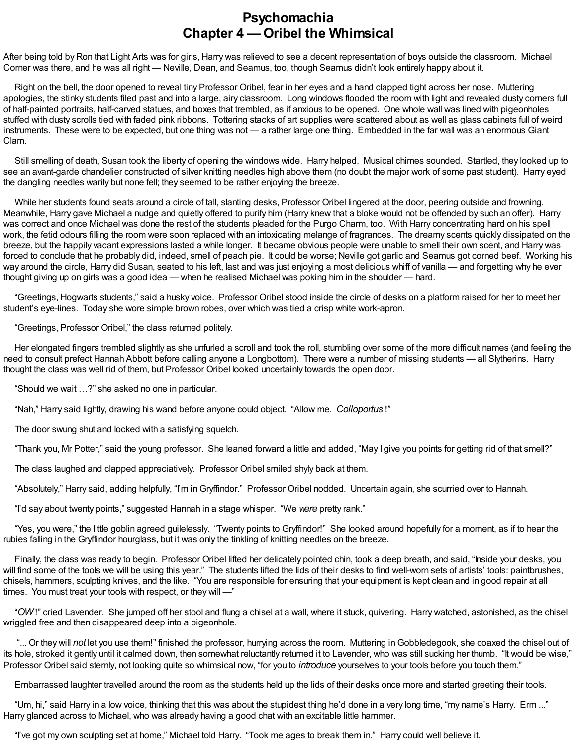# Psychomachia
## Chapter 4 — Oribel the Whimsical

After being told by Ron that Light Arts was for girls, Harry was relieved to see a decent representation of boys outside the classroom. Michael Corner was there, and he was all right — Neville, Dean, and Seamus, too, though Seamus didn't look entirely happy about it.

Right on the bell, the door opened to reveal tiny Professor Oribel, fear in her eyes and a hand clapped tight across her nose. Muttering apologies, the stinky students filed past and into a large, airy classroom. Long windows flooded the room with light and revealed dusty corners full of half-painted portraits, half-carved statues, and boxes that trembled, as if anxious to be opened. One whole wall was lined with pigeonholes stuffed with dusty scrolls tied with faded pink ribbons. Tottering stacks of art supplies were scattered about as well as glass cabinets full of weird instruments. These were to be expected, but one thing was not — a rather large one thing. Embedded in the far wall was an enormous Giant Clam.

Still smelling of death, Susan took the liberty of opening the windows wide. Harry helped. Musical chimes sounded. Startled, they looked up to see an avant-garde chandelier constructed of silver knitting needles high above them (no doubt the major work of some past student). Harry eyed the dangling needles warily but none fell; they seemed to be rather enjoying the breeze.

While her students found seats around a circle of tall, slanting desks, Professor Oribel lingered at the door, peering outside and frowning. Meanwhile, Harry gave Michael a nudge and quietly offered to purify him (Harry knew that a bloke would not be offended by such an offer). Harry was correct and once Michael was done the rest of the students pleaded for the Purgo Charm, too. With Harry concentrating hard on his spell work, the fetid odours filling the room were soon replaced with an intoxicating melange of fragrances. The dreamy scents quickly dissipated on the breeze, but the happily vacant expressions lasted a while longer. It became obvious people were unable to smell their own scent, and Harry was forced to conclude that he probably did, indeed, smell of peach pie. It could be worse; Neville got garlic and Seamus got corned beef. Working his way around the circle, Harry did Susan, seated to his left, last and was just enjoying a most delicious whiff of vanilla — and forgetting why he ever thought giving up on girls was a good idea — when he realised Michael was poking him in the shoulder — hard.

"Greetings, Hogwarts students," said a husky voice. Professor Oribel stood inside the circle of desks on a platform raised for her to meet her student's eye-lines. Today she wore simple brown robes, over which was tied a crisp white work-apron.

"Greetings, Professor Oribel," the class returned politely.

Her elongated fingers trembled slightly as she unfurled a scroll and took the roll, stumbling over some of the more difficult names (and feeling the need to consult prefect Hannah Abbott before calling anyone a Longbottom). There were a number of missing students — all Slytherins. Harry thought the class was well rid of them, but Professor Oribel looked uncertainly towards the open door.

"Should we wait …?" she asked no one in particular.

"Nah," Harry said lightly, drawing his wand before anyone could object. "Allow me. *Colloportus*!"

The door swung shut and locked with a satisfying squelch.

"Thank you, Mr Potter," said the young professor. She leaned forward a little and added, "May I give you points for getting rid of that smell?"

The class laughed and clapped appreciatively. Professor Oribel smiled shyly back at them.

"Absolutely," Harry said, adding helpfully, "I'm in Gryffindor." Professor Oribel nodded. Uncertain again, she scurried over to Hannah.

"I'd say about twenty points," suggested Hannah in a stage whisper. "We *were* pretty rank."

"Yes, you were," the little goblin agreed guilelessly. "Twenty points to Gryffindor!" She looked around hopefully for a moment, as if to hear the rubies falling in the Gryffindor hourglass, but it was only the tinkling of knitting needles on the breeze.

Finally, the class was ready to begin. Professor Oribel lifted her delicately pointed chin, took a deep breath, and said, "Inside your desks, you will find some of the tools we will be using this year." The students lifted the lids of their desks to find well-worn sets of artists' tools: paintbrushes, chisels, hammers, sculpting knives, and the like. "You are responsible for ensuring that your equipment is kept clean and in good repair at all times. You must treat your tools with respect, or they will —"

"*OW*!" cried Lavender. She jumped off her stool and flung a chisel at a wall, where it stuck, quivering. Harry watched, astonished, as the chisel wriggled free and then disappeared deep into a pigeonhole.

"... Or they will *not* let you use them!" finished the professor, hurrying across the room. Muttering in Gobbledegook, she coaxed the chisel out of its hole, stroked it gently until it calmed down, then somewhat reluctantly returned it to Lavender, who was still sucking her thumb. "It would be wise," Professor Oribel said sternly, not looking quite so whimsical now, "for you to *introduce* yourselves to your tools before you touch them."

Embarrassed laughter travelled around the room as the students held up the lids of their desks once more and started greeting their tools.

"Um, hi," said Harry in a low voice, thinking that this was about the stupidest thing he'd done in a very long time, "my name's Harry. Erm ..." Harry glanced across to Michael, who was already having a good chat with an excitable little hammer.

"I've got my own sculpting set at home," Michael told Harry. "Took me ages to break them in." Harry could well believe it.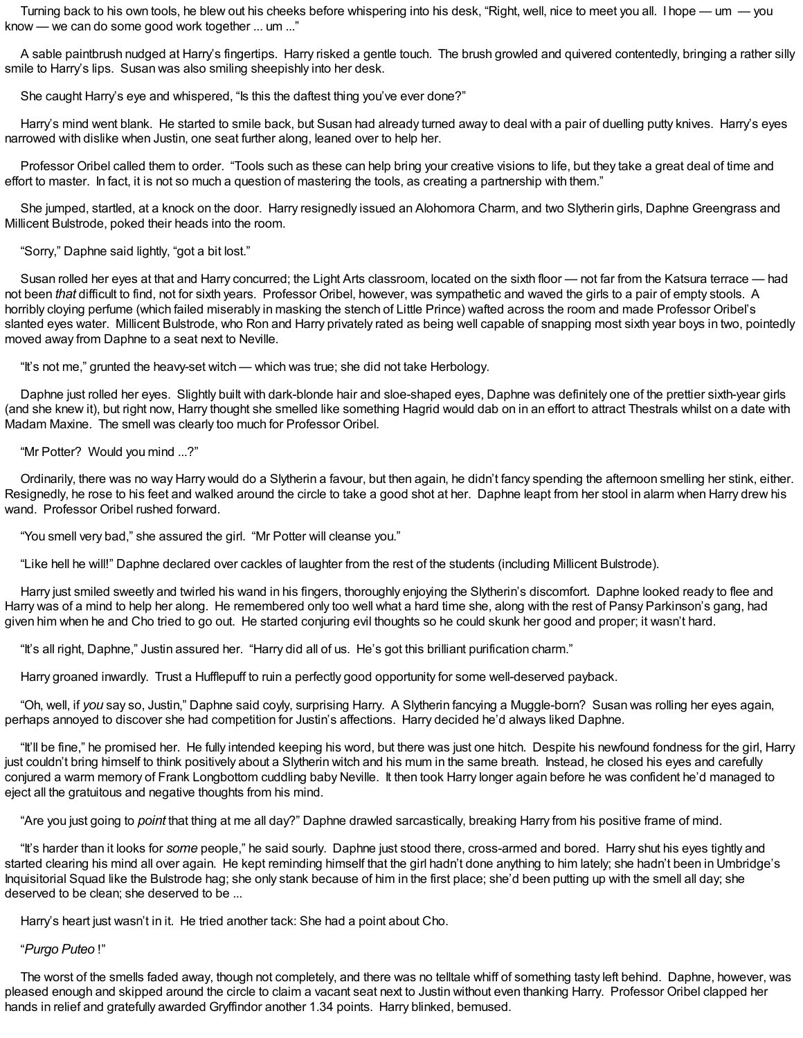Turning back to his own tools, he blew out his cheeks before whispering into his desk, "Right, well, nice to meet you all. I hope — um — you know — we can do some good work together ... um ..."

A sable paintbrush nudged at Harry's fingertips. Harry risked a gentle touch. The brush growled and quivered contentedly, bringing a rather silly smile to Harry's lips. Susan was also smiling sheepishly into her desk.

She caught Harry's eye and whispered, "Is this the daftest thing you've ever done?"

Harry's mind went blank. He started to smile back, but Susan had already turned away to deal with a pair of duelling putty knives. Harry's eyes narrowed with dislike when Justin, one seat further along, leaned over to help her.

Professor Oribel called them to order. "Tools such as these can help bring your creative visions to life, but they take a great deal of time and effort to master. In fact, it is not so much a question of mastering the tools, as creating a partnership with them."

She jumped, startled, at a knock on the door. Harry resignedly issued an Alohomora Charm, and two Slytherin girls, Daphne Greengrass and Millicent Bulstrode, poked their heads into the room.

"Sorry," Daphne said lightly, "got a bit lost."

Susan rolled her eyes at that and Harry concurred; the Light Arts classroom, located on the sixth floor — not far from the Katsura terrace — had not been *that* difficult to find, not for sixth years. Professor Oribel, however, was sympathetic and waved the girls to a pair of empty stools. A horribly cloying perfume (which failed miserably in masking the stench of Little Prince) wafted across the room and made Professor Oribel's slanted eyes water. Millicent Bulstrode, who Ron and Harry privately rated as being well capable of snapping most sixth year boys in two, pointedly moved away from Daphne to a seat next to Neville.

"It's not me," grunted the heavy-set witch — which was true; she did not take Herbology.

Daphne just rolled her eyes. Slightly built with dark-blonde hair and sloe-shaped eyes, Daphne was definitely one of the prettier sixth-year girls (and she knew it), but right now, Harry thought she smelled like something Hagrid would dab on in an effort to attract Thestrals whilst on a date with Madam Maxine. The smell was clearly too much for Professor Oribel.

"Mr Potter? Would you mind ...?"

Ordinarily, there was no way Harry would do a Slytherin a favour, but then again, he didn't fancy spending the afternoon smelling her stink, either. Resignedly, he rose to his feet and walked around the circle to take a good shot at her. Daphne leapt from her stool in alarm when Harry drew his wand. Professor Oribel rushed forward.

"You smell very bad," she assured the girl. "Mr Potter will cleanse you."

"Like hell he will!" Daphne declared over cackles of laughter from the rest of the students (including Millicent Bulstrode).

Harry just smiled sweetly and twirled his wand in his fingers, thoroughly enjoying the Slytherin's discomfort. Daphne looked ready to flee and Harry was of a mind to help her along. He remembered only too well what a hard time she, along with the rest of Pansy Parkinson's gang, had given him when he and Cho tried to go out. He started conjuring evil thoughts so he could skunk her good and proper; it wasn't hard.

"It's all right, Daphne," Justin assured her. "Harry did all of us. He's got this brilliant purification charm."

Harry groaned inwardly. Trust a Hufflepuff to ruin a perfectly good opportunity for some well-deserved payback.

"Oh, well, if *you* say so, Justin," Daphne said coyly, surprising Harry. A Slytherin fancying a Muggle-born? Susan was rolling her eyes again, perhaps annoyed to discover she had competition for Justin's affections. Harry decided he'd always liked Daphne.

"It'll be fine," he promised her. He fully intended keeping his word, but there was just one hitch. Despite his newfound fondness for the girl, Harry just couldn't bring himself to think positively about a Slytherin witch and his mum in the same breath. Instead, he closed his eyes and carefully conjured a warm memory of Frank Longbottom cuddling baby Neville. It then took Harry longer again before he was confident he'd managed to eject all the gratuitous and negative thoughts from his mind.

"Are you just going to *point* that thing at me all day?" Daphne drawled sarcastically, breaking Harry from his positive frame of mind.

"It's harder than it looks for *some* people," he said sourly. Daphne just stood there, cross-armed and bored. Harry shut his eyes tightly and started clearing his mind all over again. He kept reminding himself that the girl hadn't done anything to him lately; she hadn't been in Umbridge's Inquisitorial Squad like the Bulstrode hag; she only stank because of him in the first place; she'd been putting up with the smell all day; she deserved to be clean; she deserved to be ...

Harry's heart just wasn't in it. He tried another tack: She had a point about Cho.

"*Purgo Puteo*!"

The worst of the smells faded away, though not completely, and there was no telltale whiff of something tasty left behind. Daphne, however, was pleased enough and skipped around the circle to claim a vacant seat next to Justin without even thanking Harry. Professor Oribel clapped her hands in relief and gratefully awarded Gryffindor another 1.34 points. Harry blinked, bemused.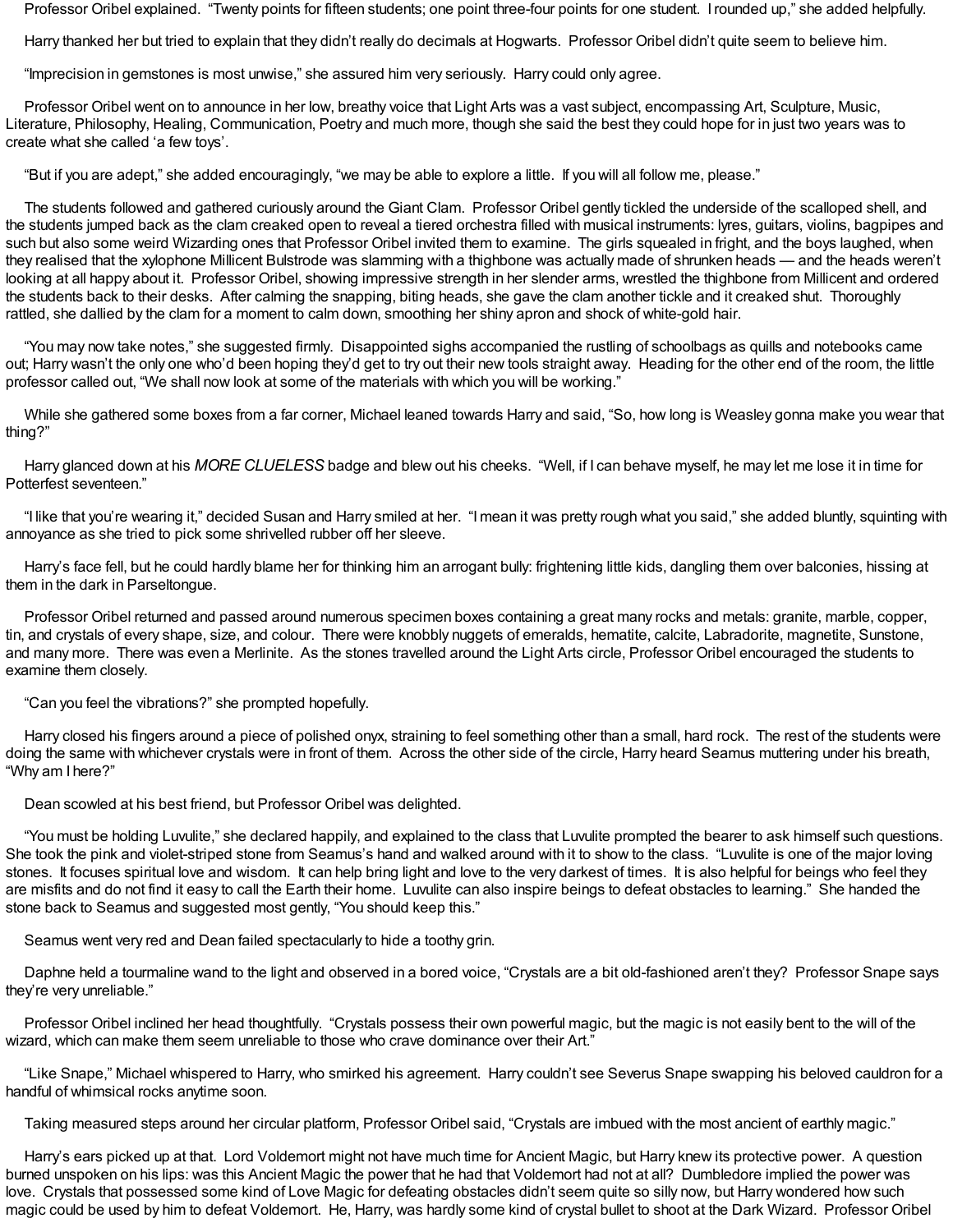Professor Oribel explained. "Twenty points for fifteen students; one point three-four points for one student. I rounded up," she added helpfully.

Harry thanked her but tried to explain that they didn't really do decimals at Hogwarts. Professor Oribel didn't quite seem to believe him.

"Imprecision in gemstones is most unwise," she assured him very seriously. Harry could only agree.

Professor Oribel went on to announce in her low, breathy voice that Light Arts was a vast subject, encompassing Art, Sculpture, Music, Literature, Philosophy, Healing, Communication, Poetry and much more, though she said the best they could hope for in just two years was to create what she called 'a few toys'.

"But if you are adept," she added encouragingly, "we may be able to explore a little. If you will all follow me, please."

The students followed and gathered curiously around the Giant Clam. Professor Oribel gently tickled the underside of the scalloped shell, and the students jumped back as the clam creaked open to reveal a tiered orchestra filled with musical instruments: lyres, guitars, violins, bagpipes and such but also some weird Wizarding ones that Professor Oribel invited them to examine. The girls squealed in fright, and the boys laughed, when they realised that the xylophone Millicent Bulstrode was slamming with a thighbone was actually made of shrunken heads — and the heads weren't looking at all happy about it. Professor Oribel, showing impressive strength in her slender arms, wrestled the thighbone from Millicent and ordered the students back to their desks. After calming the snapping, biting heads, she gave the clam another tickle and it creaked shut. Thoroughly rattled, she dallied by the clam for a moment to calm down, smoothing her shiny apron and shock of white-gold hair.

"You may now take notes," she suggested firmly. Disappointed sighs accompanied the rustling of schoolbags as quills and notebooks came out; Harry wasn't the only one who'd been hoping they'd get to try out their new tools straight away. Heading for the other end of the room, the little professor called out, "We shall now look at some of the materials with which you will be working."

While she gathered some boxes from a far corner, Michael leaned towards Harry and said, "So, how long is Weasley gonna make you wear that thing?"

Harry glanced down at his *MORE CLUELESS* badge and blew out his cheeks. "Well, if I can behave myself, he may let me lose it in time for Potterfest seventeen."

"I like that you're wearing it," decided Susan and Harry smiled at her. "I mean it was pretty rough what you said," she added bluntly, squinting with annoyance as she tried to pick some shrivelled rubber off her sleeve.

Harry's face fell, but he could hardly blame her for thinking him an arrogant bully: frightening little kids, dangling them over balconies, hissing at them in the dark in Parseltongue.

Professor Oribel returned and passed around numerous specimen boxes containing a great many rocks and metals: granite, marble, copper, tin, and crystals of every shape, size, and colour. There were knobbly nuggets of emeralds, hematite, calcite, Labradorite, magnetite, Sunstone, and many more. There was even a Merlinite. As the stones travelled around the Light Arts circle, Professor Oribel encouraged the students to examine them closely.

"Can you feel the vibrations?" she prompted hopefully.

Harry closed his fingers around a piece of polished onyx, straining to feel something other than a small, hard rock. The rest of the students were doing the same with whichever crystals were in front of them. Across the other side of the circle, Harry heard Seamus muttering under his breath, "Why am I here?"

Dean scowled at his best friend, but Professor Oribel was delighted.

"You must be holding Luvulite," she declared happily, and explained to the class that Luvulite prompted the bearer to ask himself such questions. She took the pink and violet-striped stone from Seamus's hand and walked around with it to show to the class. "Luvulite is one of the major loving stones. It focuses spiritual love and wisdom. It can help bring light and love to the very darkest of times. It is also helpful for beings who feel they are misfits and do not find it easy to call the Earth their home. Luvulite can also inspire beings to defeat obstacles to learning." She handed the stone back to Seamus and suggested most gently, "You should keep this."

Seamus went very red and Dean failed spectacularly to hide a toothy grin.

Daphne held a tourmaline wand to the light and observed in a bored voice, "Crystals are a bit old-fashioned aren't they? Professor Snape says they're very unreliable."

Professor Oribel inclined her head thoughtfully. "Crystals possess their own powerful magic, but the magic is not easily bent to the will of the wizard, which can make them seem unreliable to those who crave dominance over their Art."

"Like Snape," Michael whispered to Harry, who smirked his agreement. Harry couldn't see Severus Snape swapping his beloved cauldron for a handful of whimsical rocks anytime soon.

Taking measured steps around her circular platform, Professor Oribel said, "Crystals are imbued with the most ancient of earthly magic."

Harry's ears picked up at that. Lord Voldemort might not have much time for Ancient Magic, but Harry knew its protective power. A question burned unspoken on his lips: was this Ancient Magic the power that he had that Voldemort had not at all? Dumbledore implied the power was love. Crystals that possessed some kind of Love Magic for defeating obstacles didn't seem quite so silly now, but Harry wondered how such magic could be used by him to defeat Voldemort. He, Harry, was hardly some kind of crystal bullet to shoot at the Dark Wizard. Professor Oribel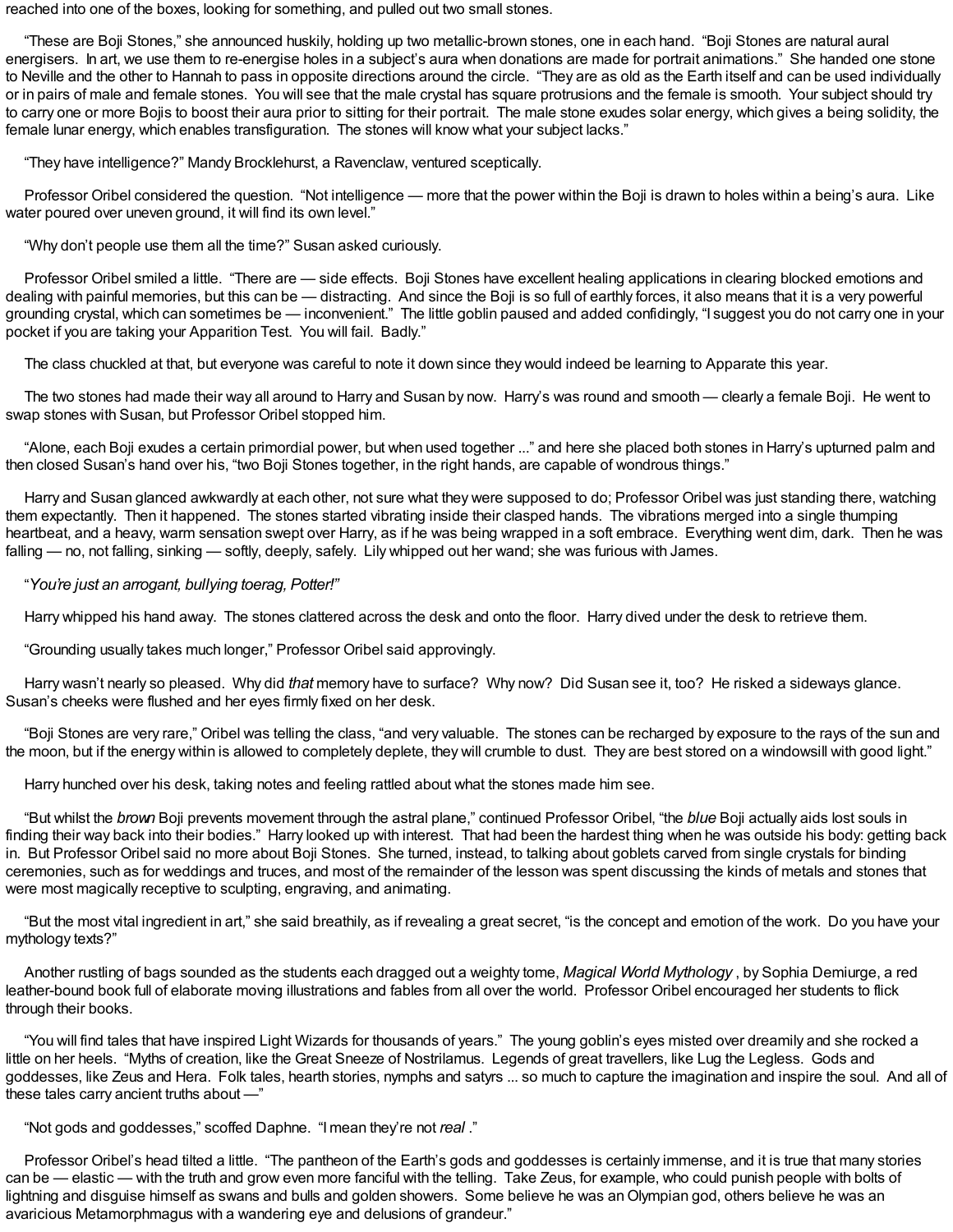reached into one of the boxes, looking for something, and pulled out two small stones.

"These are Boji Stones," she announced huskily, holding up two metallic-brown stones, one in each hand. "Boji Stones are natural aural energisers. In art, we use them to re-energise holes in a subject's aura when donations are made for portrait animations." She handed one stone to Neville and the other to Hannah to pass in opposite directions around the circle. "They are as old as the Earth itself and can be used individually or in pairs of male and female stones. You will see that the male crystal has square protrusions and the female is smooth. Your subject should try to carry one or more Bojis to boost their aura prior to sitting for their portrait. The male stone exudes solar energy, which gives a being solidity, the female lunar energy, which enables transfiguration. The stones will know what your subject lacks."

"They have intelligence?" Mandy Brocklehurst, a Ravenclaw, ventured sceptically.

Professor Oribel considered the question. "Not intelligence — more that the power within the Boji is drawn to holes within a being's aura. Like water poured over uneven ground, it will find its own level."

"Why don't people use them all the time?" Susan asked curiously.

Professor Oribel smiled a little. "There are — side effects. Boji Stones have excellent healing applications in clearing blocked emotions and dealing with painful memories, but this can be — distracting. And since the Boji is so full of earthly forces, it also means that it is a very powerful grounding crystal, which can sometimes be — inconvenient." The little goblin paused and added confidingly, "I suggest you do not carry one in your pocket if you are taking your Apparition Test. You will fail. Badly."

The class chuckled at that, but everyone was careful to note it down since they would indeed be learning to Apparate this year.

The two stones had made their way all around to Harry and Susan by now. Harry's was round and smooth — clearly a female Boji. He went to swap stones with Susan, but Professor Oribel stopped him.

"Alone, each Boji exudes a certain primordial power, but when used together ..." and here she placed both stones in Harry's upturned palm and then closed Susan's hand over his, "two Boji Stones together, in the right hands, are capable of wondrous things."

Harry and Susan glanced awkwardly at each other, not sure what they were supposed to do; Professor Oribel was just standing there, watching them expectantly. Then it happened. The stones started vibrating inside their clasped hands. The vibrations merged into a single thumping heartbeat, and a heavy, warm sensation swept over Harry, as if he was being wrapped in a soft embrace. Everything went dim, dark. Then he was falling — no, not falling, sinking — softly, deeply, safely. Lily whipped out her wand; she was furious with James.

"*You're just an arrogant, bullying toerag, Potter!*"

Harry whipped his hand away. The stones clattered across the desk and onto the floor. Harry dived under the desk to retrieve them.

"Grounding usually takes much longer," Professor Oribel said approvingly.

Harry wasn't nearly so pleased. Why did *that* memory have to surface? Why now? Did Susan see it, too? He risked a sideways glance. Susan's cheeks were flushed and her eyes firmly fixed on her desk.

"Boji Stones are very rare," Oribel was telling the class, "and very valuable. The stones can be recharged by exposure to the rays of the sun and the moon, but if the energy within is allowed to completely deplete, they will crumble to dust. They are best stored on a windowsill with good light."

Harry hunched over his desk, taking notes and feeling rattled about what the stones made him see.

"But whilst the *brown* Boji prevents movement through the astral plane," continued Professor Oribel, "the *blue* Boji actually aids lost souls in finding their way back into their bodies." Harry looked up with interest. That had been the hardest thing when he was outside his body: getting back in. But Professor Oribel said no more about Boji Stones. She turned, instead, to talking about goblets carved from single crystals for binding ceremonies, such as for weddings and truces, and most of the remainder of the lesson was spent discussing the kinds of metals and stones that were most magically receptive to sculpting, engraving, and animating.

"But the most vital ingredient in art," she said breathily, as if revealing a great secret, "is the concept and emotion of the work. Do you have your mythology texts?"

Another rustling of bags sounded as the students each dragged out a weighty tome, *Magical World Mythology* , by Sophia Demiurge, a red leather-bound book full of elaborate moving illustrations and fables from all over the world. Professor Oribel encouraged her students to flick through their books.

"You will find tales that have inspired Light Wizards for thousands of years." The young goblin's eyes misted over dreamily and she rocked a little on her heels. "Myths of creation, like the Great Sneeze of Nostrilamus. Legends of great travellers, like Lug the Legless. Gods and goddesses, like Zeus and Hera. Folk tales, hearth stories, nymphs and satyrs ... so much to capture the imagination and inspire the soul. And all of these tales carry ancient truths about —"

"Not gods and goddesses," scoffed Daphne. "I mean they're not *real* ."

Professor Oribel's head tilted a little. "The pantheon of the Earth's gods and goddesses is certainly immense, and it is true that many stories can be — elastic — with the truth and grow even more fanciful with the telling. Take Zeus, for example, who could punish people with bolts of lightning and disguise himself as swans and bulls and golden showers. Some believe he was an Olympian god, others believe he was an avaricious Metamorphmagus with a wandering eye and delusions of grandeur."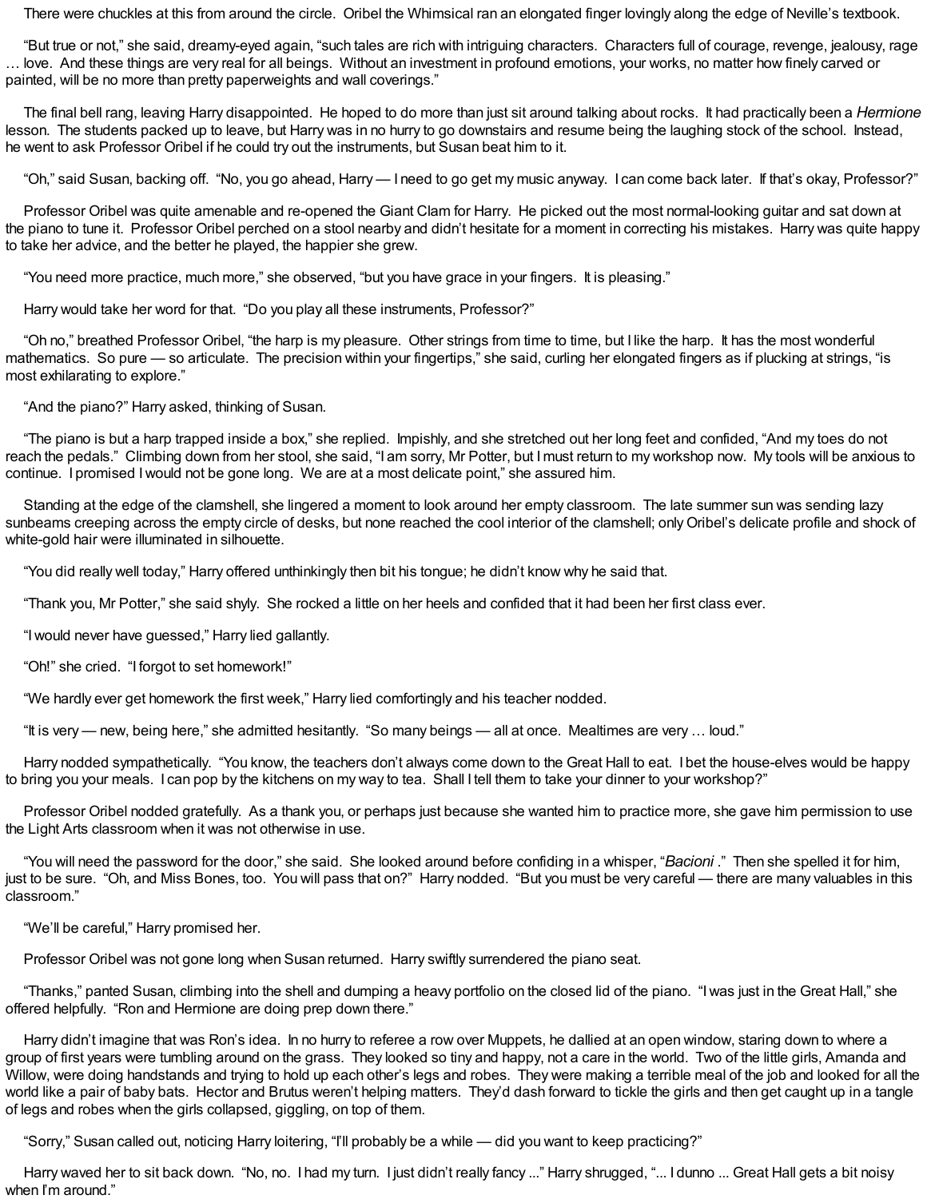There were chuckles at this from around the circle. Oribel the Whimsical ran an elongated finger lovingly along the edge of Neville's textbook.

"But true or not," she said, dreamy-eyed again, "such tales are rich with intriguing characters. Characters full of courage, revenge, jealousy, rage … love. And these things are very real for all beings. Without an investment in profound emotions, your works, no matter how finely carved or painted, will be no more than pretty paperweights and wall coverings."

The final bell rang, leaving Harry disappointed. He hoped to do more than just sit around talking about rocks. It had practically been a *Hermione* lesson. The students packed up to leave, but Harry was in no hurry to go downstairs and resume being the laughing stock of the school. Instead, he went to ask Professor Oribel if he could try out the instruments, but Susan beat him to it.

"Oh," said Susan, backing off. "No, you go ahead, Harry — I need to go get my music anyway. I can come back later. If that's okay, Professor?"

Professor Oribel was quite amenable and re-opened the Giant Clam for Harry. He picked out the most normal-looking guitar and sat down at the piano to tune it. Professor Oribel perched on a stool nearby and didn't hesitate for a moment in correcting his mistakes. Harry was quite happy to take her advice, and the better he played, the happier she grew.

"You need more practice, much more," she observed, "but you have grace in your fingers. It is pleasing."

Harry would take her word for that. "Do you play all these instruments, Professor?"

"Oh no," breathed Professor Oribel, "the harp is my pleasure. Other strings from time to time, but I like the harp. It has the most wonderful mathematics. So pure — so articulate. The precision within your fingertips," she said, curling her elongated fingers as if plucking at strings, "is most exhilarating to explore."

"And the piano?" Harry asked, thinking of Susan.

"The piano is but a harp trapped inside a box," she replied. Impishly, and she stretched out her long feet and confided, "And my toes do not reach the pedals." Climbing down from her stool, she said, "I am sorry, Mr Potter, but I must return to my workshop now. My tools will be anxious to continue. I promised I would not be gone long. We are at a most delicate point," she assured him.

Standing at the edge of the clamshell, she lingered a moment to look around her empty classroom. The late summer sun was sending lazy sunbeams creeping across the empty circle of desks, but none reached the cool interior of the clamshell; only Oribel's delicate profile and shock of white-gold hair were illuminated in silhouette.

"You did really well today," Harry offered unthinkingly then bit his tongue; he didn't know why he said that.

"Thank you, Mr Potter," she said shyly. She rocked a little on her heels and confided that it had been her first class ever.

"I would never have guessed," Harry lied gallantly.

"Oh!" she cried. "I forgot to set homework!"

"We hardly ever get homework the first week," Harry lied comfortingly and his teacher nodded.

"It is very — new, being here," she admitted hesitantly. "So many beings — all at once. Mealtimes are very … loud."

Harry nodded sympathetically. "You know, the teachers don't always come down to the Great Hall to eat. I bet the house-elves would be happy to bring you your meals. I can pop by the kitchens on my way to tea. Shall I tell them to take your dinner to your workshop?"

Professor Oribel nodded gratefully. As a thank you, or perhaps just because she wanted him to practice more, she gave him permission to use the Light Arts classroom when it was not otherwise in use.

"You will need the password for the door," she said. She looked around before confiding in a whisper, "*Bacioni* ." Then she spelled it for him, just to be sure. "Oh, and Miss Bones, too. You will pass that on?" Harry nodded. "But you must be very careful — there are many valuables in this classroom."

"We'll be careful," Harry promised her.

Professor Oribel was not gone long when Susan returned. Harry swiftly surrendered the piano seat.

"Thanks," panted Susan, climbing into the shell and dumping a heavy portfolio on the closed lid of the piano. "I was just in the Great Hall," she offered helpfully. "Ron and Hermione are doing prep down there."

Harry didn't imagine that was Ron's idea. In no hurry to referee a row over Muppets, he dallied at an open window, staring down to where a group of first years were tumbling around on the grass. They looked so tiny and happy, not a care in the world. Two of the little girls, Amanda and Willow, were doing handstands and trying to hold up each other's legs and robes. They were making a terrible meal of the job and looked for all the world like a pair of baby bats. Hector and Brutus weren't helping matters. They'd dash forward to tickle the girls and then get caught up in a tangle of legs and robes when the girls collapsed, giggling, on top of them.

"Sorry," Susan called out, noticing Harry loitering, "I'll probably be a while — did you want to keep practicing?"

Harry waved her to sit back down. "No, no. I had my turn. I just didn't really fancy ..." Harry shrugged, "... I dunno ... Great Hall gets a bit noisy when I'm around."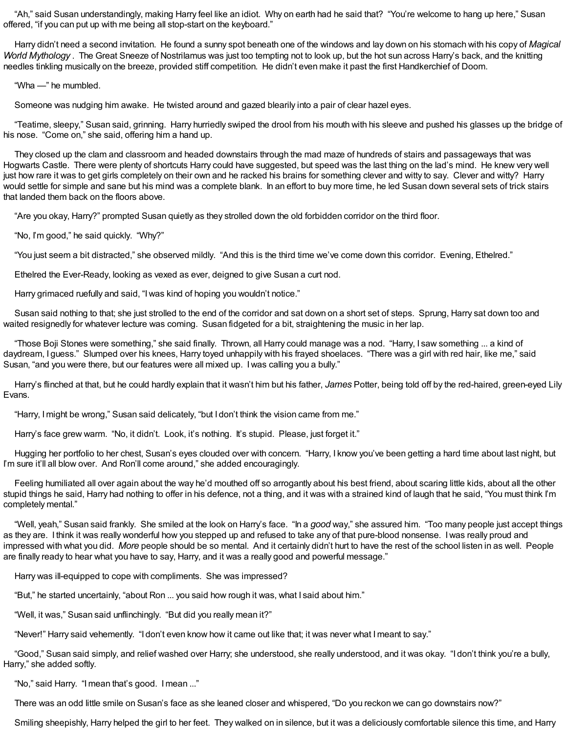"Ah," said Susan understandingly, making Harry feel like an idiot. Why on earth had he said that? "You're welcome to hang up here," Susan offered, "if you can put up with me being all stop-start on the keyboard."

Harry didn't need a second invitation. He found a sunny spot beneath one of the windows and lay down on his stomach with his copy of *Magical World Mythology* . The Great Sneeze of Nostrilamus was just too tempting not to look up, but the hot sun across Harry's back, and the knitting needles tinkling musically on the breeze, provided stiff competition. He didn't even make it past the first Handkerchief of Doom.

"Wha —" he mumbled.

Someone was nudging him awake. He twisted around and gazed blearily into a pair of clear hazel eyes.

"Teatime, sleepy," Susan said, grinning. Harry hurriedly swiped the drool from his mouth with his sleeve and pushed his glasses up the bridge of his nose. "Come on," she said, offering him a hand up.

They closed up the clam and classroom and headed downstairs through the mad maze of hundreds of stairs and passageways that was Hogwarts Castle. There were plenty of shortcuts Harry could have suggested, but speed was the last thing on the lad's mind. He knew very well just how rare it was to get girls completely on their own and he racked his brains for something clever and witty to say. Clever and witty? Harry would settle for simple and sane but his mind was a complete blank. In an effort to buy more time, he led Susan down several sets of trick stairs that landed them back on the floors above.

"Are you okay, Harry?" prompted Susan quietly as they strolled down the old forbidden corridor on the third floor.

"No, I'm good," he said quickly. "Why?"

"You just seem a bit distracted," she observed mildly. "And this is the third time we've come down this corridor. Evening, Ethelred."

Ethelred the Ever-Ready, looking as vexed as ever, deigned to give Susan a curt nod.

Harry grimaced ruefully and said, "I was kind of hoping you wouldn't notice."

Susan said nothing to that; she just strolled to the end of the corridor and sat down on a short set of steps. Sprung, Harry sat down too and waited resignedly for whatever lecture was coming. Susan fidgeted for a bit, straightening the music in her lap.

"Those Boji Stones were something," she said finally. Thrown, all Harry could manage was a nod. "Harry, I saw something ... a kind of daydream, I guess." Slumped over his knees, Harry toyed unhappily with his frayed shoelaces. "There was a girl with red hair, like me," said Susan, "and you were there, but our features were all mixed up. I was calling you a bully."

Harry's flinched at that, but he could hardly explain that it wasn't him but his father, *James* Potter, being told off by the red-haired, green-eyed Lily Evans.

"Harry, I might be wrong," Susan said delicately, "but I don't think the vision came from me."

Harry's face grew warm. "No, it didn't. Look, it's nothing. It's stupid. Please, just forget it."

Hugging her portfolio to her chest, Susan's eyes clouded over with concern. "Harry, I know you've been getting a hard time about last night, but I'm sure it'll all blow over. And Ron'll come around," she added encouragingly.

Feeling humiliated all over again about the way he'd mouthed off so arrogantly about his best friend, about scaring little kids, about all the other stupid things he said, Harry had nothing to offer in his defence, not a thing, and it was with a strained kind of laugh that he said, "You must think I'm completely mental."

"Well, yeah," Susan said frankly. She smiled at the look on Harry's face. "In a *good* way," she assured him. "Too many people just accept things as they are. I think it was really wonderful how you stepped up and refused to take any of that pure-blood nonsense. I was really proud and impressed with what you did. *More* people should be so mental. And it certainly didn't hurt to have the rest of the school listen in as well. People are finally ready to hear what you have to say, Harry, and it was a really good and powerful message."

Harry was ill-equipped to cope with compliments. She was impressed?

"But," he started uncertainly, "about Ron ... you said how rough it was, what I said about him."

"Well, it was," Susan said unflinchingly. "But did you really mean it?"

"Never!" Harry said vehemently. "I don't even know how it came out like that; it was never what I meant to say."

"Good," Susan said simply, and relief washed over Harry; she understood, she really understood, and it was okay. "I don't think you're a bully, Harry," she added softly.

"No," said Harry. "I mean that's good. I mean ..."

There was an odd little smile on Susan's face as she leaned closer and whispered, "Do you reckon we can go downstairs now?"

Smiling sheepishly, Harry helped the girl to her feet. They walked on in silence, but it was a deliciously comfortable silence this time, and Harry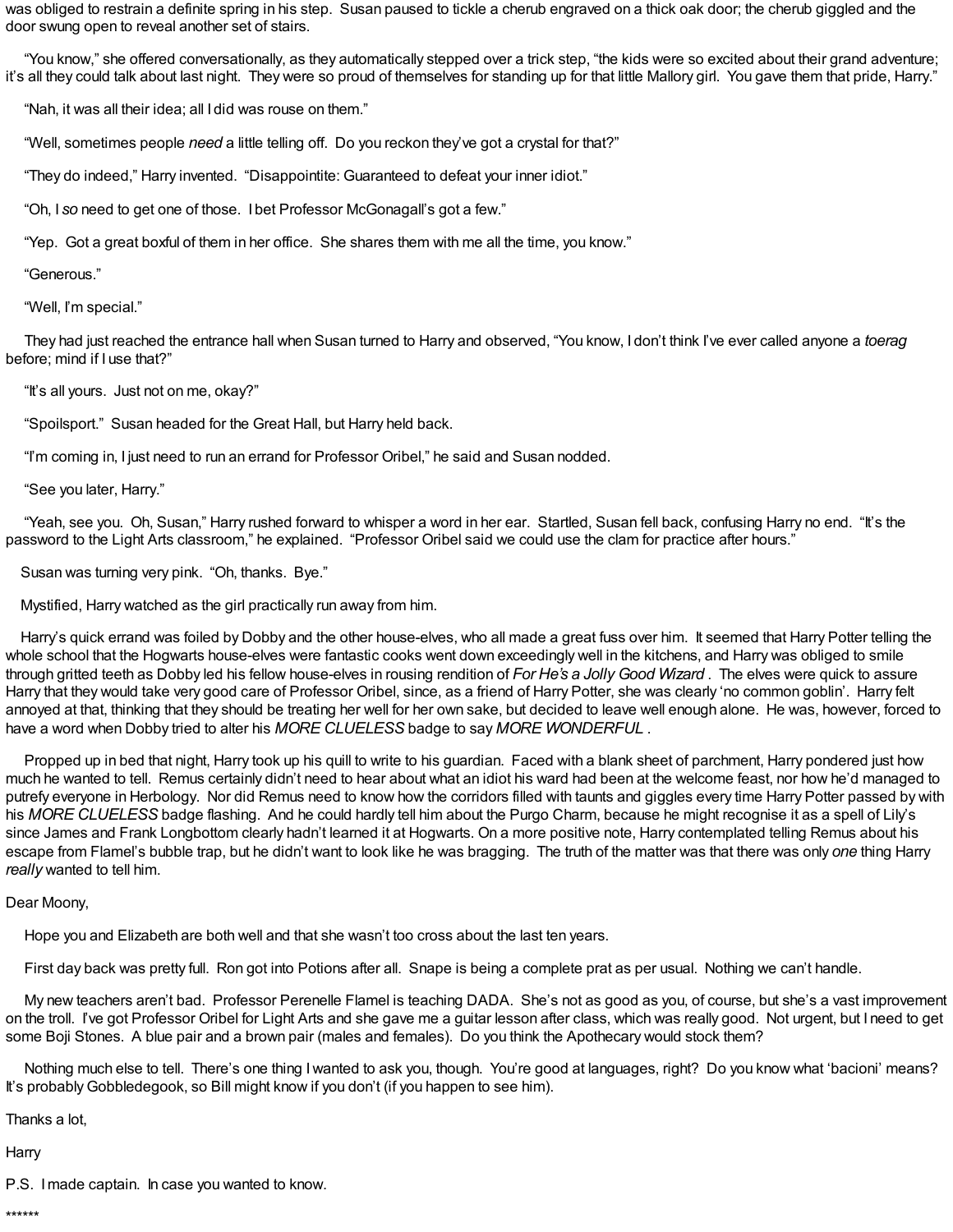was obliged to restrain a definite spring in his step. Susan paused to tickle a cherub engraved on a thick oak door; the cherub giggled and the door swung open to reveal another set of stairs.

"You know," she offered conversationally, as they automatically stepped over a trick step, "the kids were so excited about their grand adventure; it's all they could talk about last night. They were so proud of themselves for standing up for that little Mallory girl. You gave them that pride, Harry."

"Nah, it was all their idea; all I did was rouse on them."

"Well, sometimes people *need* a little telling off. Do you reckon they've got a crystal for that?"

"They do indeed," Harry invented. "Disappointite: Guaranteed to defeat your inner idiot."

"Oh, I *so* need to get one of those. I bet Professor McGonagall's got a few."

"Yep. Got a great boxful of them in her office. She shares them with me all the time, you know."

"Generous."

"Well, I'm special."

They had just reached the entrance hall when Susan turned to Harry and observed, "You know, I don't think I've ever called anyone a *toerag* before; mind if I use that?"

"It's all yours. Just not on me, okay?"

"Spoilsport." Susan headed for the Great Hall, but Harry held back.

"I'm coming in, I just need to run an errand for Professor Oribel," he said and Susan nodded.

"See you later, Harry."

"Yeah, see you. Oh, Susan," Harry rushed forward to whisper a word in her ear. Startled, Susan fell back, confusing Harry no end. "It's the password to the Light Arts classroom," he explained. "Professor Oribel said we could use the clam for practice after hours."

Susan was turning very pink. "Oh, thanks. Bye."

Mystified, Harry watched as the girl practically run away from him.

Harry's quick errand was foiled by Dobby and the other house-elves, who all made a great fuss over him. It seemed that Harry Potter telling the whole school that the Hogwarts house-elves were fantastic cooks went down exceedingly well in the kitchens, and Harry was obliged to smile through gritted teeth as Dobby led his fellow house-elves in rousing rendition of *For He's a Jolly Good Wizard* . The elves were quick to assure Harry that they would take very good care of Professor Oribel, since, as a friend of Harry Potter, she was clearly 'no common goblin'. Harry felt annoyed at that, thinking that they should be treating her well for her own sake, but decided to leave well enough alone. He was, however, forced to have a word when Dobby tried to alter his *MORE CLUELESS* badge to say *MORE WONDERFUL* .

Propped up in bed that night, Harry took up his quill to write to his guardian. Faced with a blank sheet of parchment, Harry pondered just how much he wanted to tell. Remus certainly didn't need to hear about what an idiot his ward had been at the welcome feast, nor how he'd managed to putrefy everyone in Herbology. Nor did Remus need to know how the corridors filled with taunts and giggles every time Harry Potter passed by with his *MORE CLUELESS* badge flashing. And he could hardly tell him about the Purgo Charm, because he might recognise it as a spell of Lily's since James and Frank Longbottom clearly hadn't learned it at Hogwarts. On a more positive note, Harry contemplated telling Remus about his escape from Flamel's bubble trap, but he didn't want to look like he was bragging. The truth of the matter was that there was only *one* thing Harry *really* wanted to tell him.

Dear Moony,

Hope you and Elizabeth are both well and that she wasn't too cross about the last ten years.

First day back was pretty full. Ron got into Potions after all. Snape is being a complete prat as per usual. Nothing we can't handle.

My new teachers aren't bad. Professor Perenelle Flamel is teaching DADA. She's not as good as you, of course, but she's a vast improvement on the troll. I've got Professor Oribel for Light Arts and she gave me a guitar lesson after class, which was really good. Not urgent, but I need to get some Boji Stones. A blue pair and a brown pair (males and females). Do you think the Apothecary would stock them?

Nothing much else to tell. There's one thing I wanted to ask you, though. You're good at languages, right? Do you know what 'bacioni' means? It's probably Gobbledegook, so Bill might know if you don't (if you happen to see him).

Thanks a lot,

Harry

P.S. I made captain. In case you wanted to know.

******